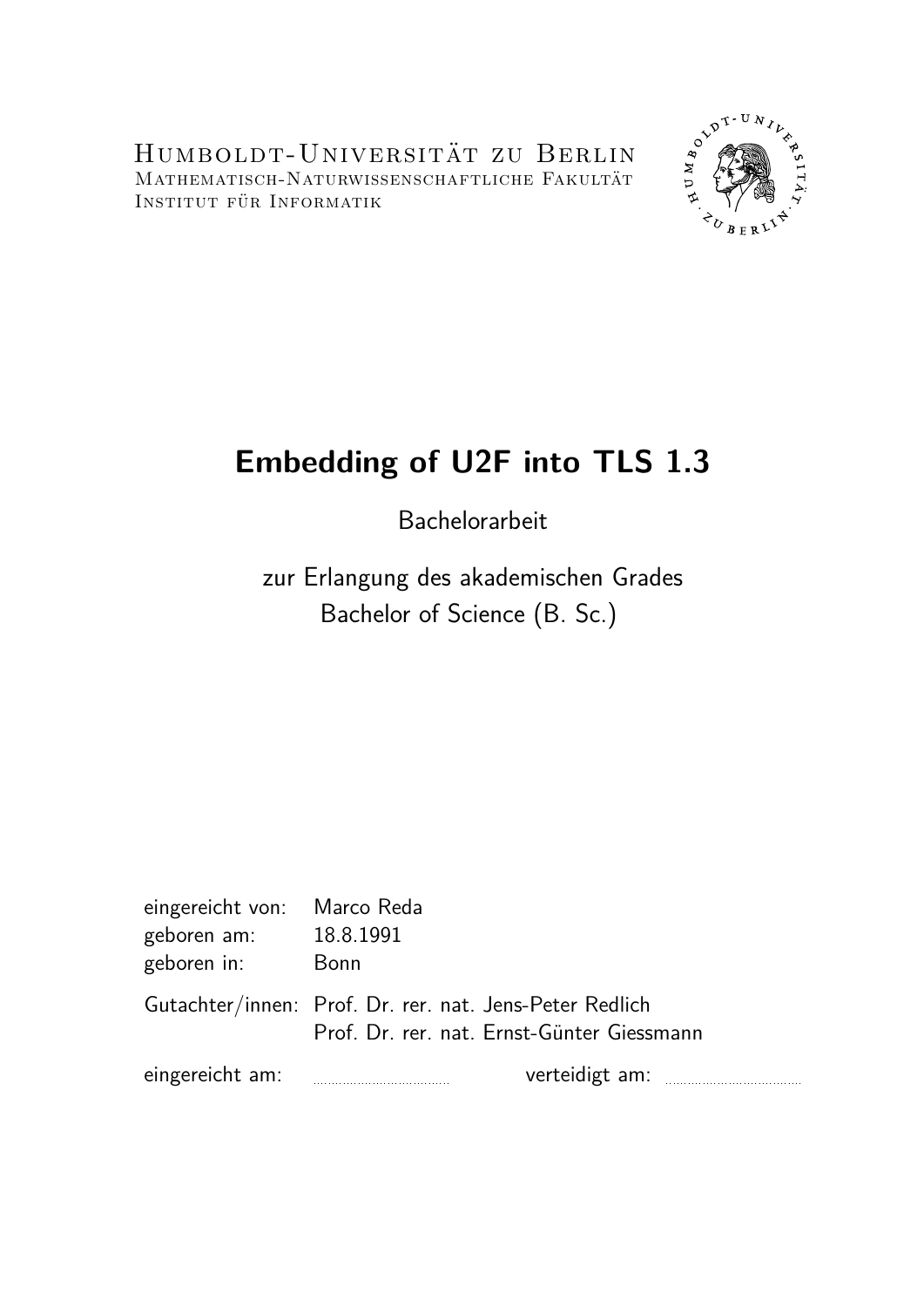Humboldt-Universität zu Berlin
Mathematisch-Naturwissenschaftliche Fakultät
Institut für Informatik

# Embedding of U2F into TLS 1.3

Bachelorarbeit

zur Erlangung des akademischen Grades
Bachelor of Science (B. Sc.)

| | |
|---|---|
| eingereicht von: | Marco Reda |
| geboren am: | 18.8.1991 |
| geboren in: | Bonn |
| Gutachter/innen: | Prof. Dr. rer. nat. Jens-Peter Redlich |
| | Prof. Dr. rer. nat. Ernst-Günter Giessmann |

eingereicht am: ..................... verteidigt am: .....................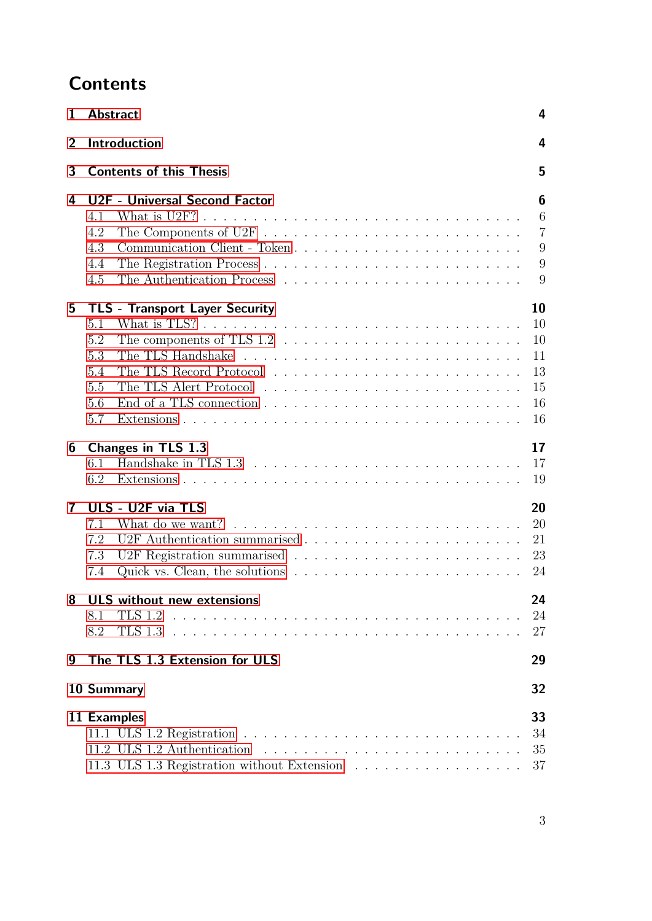# Contents

**1 Abstract** 4

**2 Introduction** 4

**3 Contents of this Thesis** 5

**4 U2F - Universal Second Factor** 6

- 4.1 What is U2F? 6
- 4.2 The Components of U2F 7
- 4.3 Communication Client - Token 9
- 4.4 The Registration Process 9
- 4.5 The Authentication Process 9

**5 TLS - Transport Layer Security** 10

- 5.1 What is TLS? 10
- 5.2 The components of TLS 1.2 10
- 5.3 The TLS Handshake 11
- 5.4 The TLS Record Protocol 13
- 5.5 The TLS Alert Protocol 15
- 5.6 End of a TLS connection 16
- 5.7 Extensions 16

**6 Changes in TLS 1.3** 17

- 6.1 Handshake in TLS 1.3 17
- 6.2 Extensions 19

**7 ULS - U2F via TLS** 20

- 7.1 What do we want? 20
- 7.2 U2F Authentication summarised 21
- 7.3 U2F Registration summarised 23
- 7.4 Quick vs. Clean, the solutions 24

**8 ULS without new extensions** 24

- 8.1 TLS 1.2 24
- 8.2 TLS 1.3 27

**9 The TLS 1.3 Extension for ULS** 29

**10 Summary** 32

**11 Examples** 33

- 11.1 ULS 1.2 Registration 34
- 11.2 ULS 1.2 Authentication 35
- 11.3 ULS 1.3 Registration without Extension 37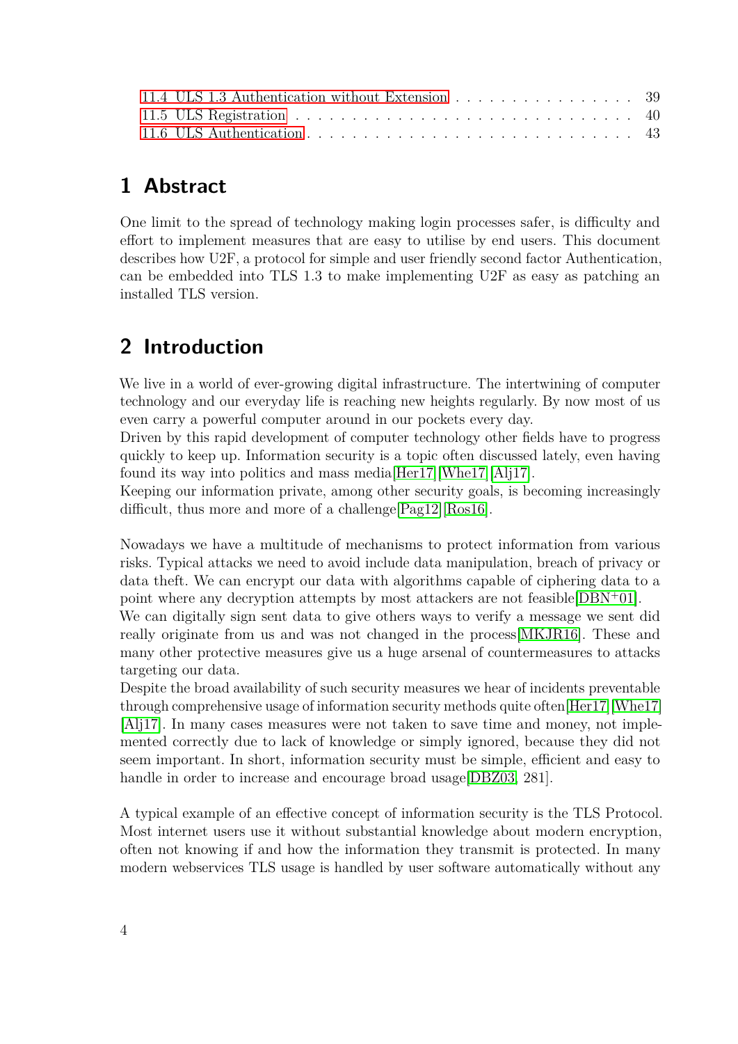11.4 ULS 1.3 Authentication without Extension . . . . . . . . . . . . . . . . . 39
11.5 ULS Registration . . . . . . . . . . . . . . . . . . . . . . . . . . . . . . 40
11.6 ULS Authentication . . . . . . . . . . . . . . . . . . . . . . . . . . . . . 43

# 1 Abstract

One limit to the spread of technology making login processes safer, is difficulty and effort to implement measures that are easy to utilise by end users. This document describes how U2F, a protocol for simple and user friendly second factor Authentication, can be embedded into TLS 1.3 to make implementing U2F as easy as patching an installed TLS version.

# 2 Introduction

We live in a world of ever-growing digital infrastructure. The intertwining of computer technology and our everyday life is reaching new heights regularly. By now most of us even carry a powerful computer around in our pockets every day.
Driven by this rapid development of computer technology other fields have to progress quickly to keep up. Information security is a topic often discussed lately, even having found its way into politics and mass media[Her17][Whe17][Alj17].
Keeping our information private, among other security goals, is becoming increasingly difficult, thus more and more of a challenge[Pag12][Ros16].

Nowadays we have a multitude of mechanisms to protect information from various risks. Typical attacks we need to avoid include data manipulation, breach of privacy or data theft. We can encrypt our data with algorithms capable of ciphering data to a point where any decryption attempts by most attackers are not feasible[DBN+01].
We can digitally sign sent data to give others ways to verify a message we sent did really originate from us and was not changed in the process[MKJR16]. These and many other protective measures give us a huge arsenal of countermeasures to attacks targeting our data.
Despite the broad availability of such security measures we hear of incidents preventable through comprehensive usage of information security methods quite often[Her17][Whe17][Alj17]. In many cases measures were not taken to save time and money, not implemented correctly due to lack of knowledge or simply ignored, because they did not seem important. In short, information security must be simple, efficient and easy to handle in order to increase and encourage broad usage[DBZ03, 281].

A typical example of an effective concept of information security is the TLS Protocol. Most internet users use it without substantial knowledge about modern encryption, often not knowing if and how the information they transmit is protected. In many modern webservices TLS usage is handled by user software automatically without any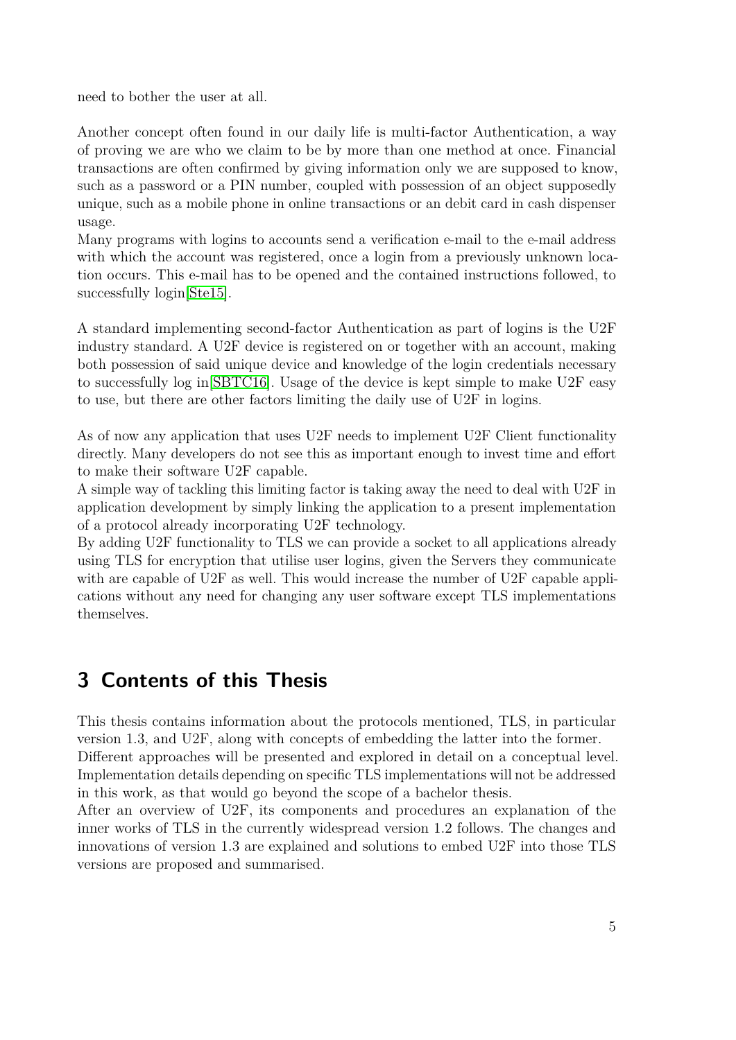need to bother the user at all.

Another concept often found in our daily life is multi-factor Authentication, a way of proving we are who we claim to be by more than one method at once. Financial transactions are often confirmed by giving information only we are supposed to know, such as a password or a PIN number, coupled with possession of an object supposedly unique, such as a mobile phone in online transactions or an debit card in cash dispenser usage.
Many programs with logins to accounts send a verification e-mail to the e-mail address with which the account was registered, once a login from a previously unknown location occurs. This e-mail has to be opened and the contained instructions followed, to successfully login[Ste15].

A standard implementing second-factor Authentication as part of logins is the U2F industry standard. A U2F device is registered on or together with an account, making both possession of said unique device and knowledge of the login credentials necessary to successfully log in[SBTC16]. Usage of the device is kept simple to make U2F easy to use, but there are other factors limiting the daily use of U2F in logins.

As of now any application that uses U2F needs to implement U2F Client functionality directly. Many developers do not see this as important enough to invest time and effort to make their software U2F capable.
A simple way of tackling this limiting factor is taking away the need to deal with U2F in application development by simply linking the application to a present implementation of a protocol already incorporating U2F technology.
By adding U2F functionality to TLS we can provide a socket to all applications already using TLS for encryption that utilise user logins, given the Servers they communicate with are capable of U2F as well. This would increase the number of U2F capable applications without any need for changing any user software except TLS implementations themselves.

# 3 Contents of this Thesis

This thesis contains information about the protocols mentioned, TLS, in particular version 1.3, and U2F, along with concepts of embedding the latter into the former.
Different approaches will be presented and explored in detail on a conceptual level. Implementation details depending on specific TLS implementations will not be addressed in this work, as that would go beyond the scope of a bachelor thesis.
After an overview of U2F, its components and procedures an explanation of the inner works of TLS in the currently widespread version 1.2 follows. The changes and innovations of version 1.3 are explained and solutions to embed U2F into those TLS versions are proposed and summarised.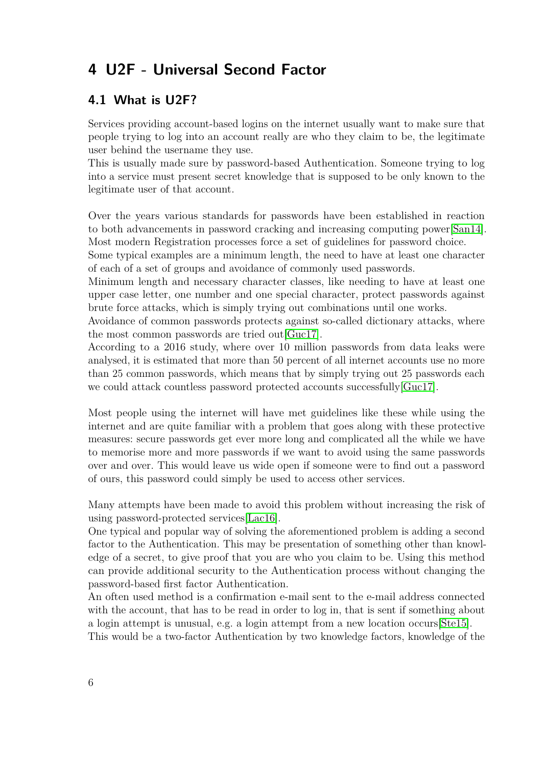# 4 U2F - Universal Second Factor

## 4.1 What is U2F?

Services providing account-based logins on the internet usually want to make sure that people trying to log into an account really are who they claim to be, the legitimate user behind the username they use.
This is usually made sure by password-based Authentication. Someone trying to log into a service must present secret knowledge that is supposed to be only known to the legitimate user of that account.

Over the years various standards for passwords have been established in reaction to both advancements in password cracking and increasing computing power[San14]. Most modern Registration processes force a set of guidelines for password choice.
Some typical examples are a minimum length, the need to have at least one character of each of a set of groups and avoidance of commonly used passwords.
Minimum length and necessary character classes, like needing to have at least one upper case letter, one number and one special character, protect passwords against brute force attacks, which is simply trying out combinations until one works.
Avoidance of common passwords protects against so-called dictionary attacks, where the most common passwords are tried out[Guc17].
According to a 2016 study, where over 10 million passwords from data leaks were analysed, it is estimated that more than 50 percent of all internet accounts use no more than 25 common passwords, which means that by simply trying out 25 passwords each we could attack countless password protected accounts successfully[Guc17].

Most people using the internet will have met guidelines like these while using the internet and are quite familiar with a problem that goes along with these protective measures: secure passwords get ever more long and complicated all the while we have to memorise more and more passwords if we want to avoid using the same passwords over and over. This would leave us wide open if someone were to find out a password of ours, this password could simply be used to access other services.

Many attempts have been made to avoid this problem without increasing the risk of using password-protected services[Lac16].
One typical and popular way of solving the aforementioned problem is adding a second factor to the Authentication. This may be presentation of something other than knowledge of a secret, to give proof that you are who you claim to be. Using this method can provide additional security to the Authentication process without changing the password-based first factor Authentication.
An often used method is a confirmation e-mail sent to the e-mail address connected with the account, that has to be read in order to log in, that is sent if something about a login attempt is unusual, e.g. a login attempt from a new location occurs[Ste15].
This would be a two-factor Authentication by two knowledge factors, knowledge of the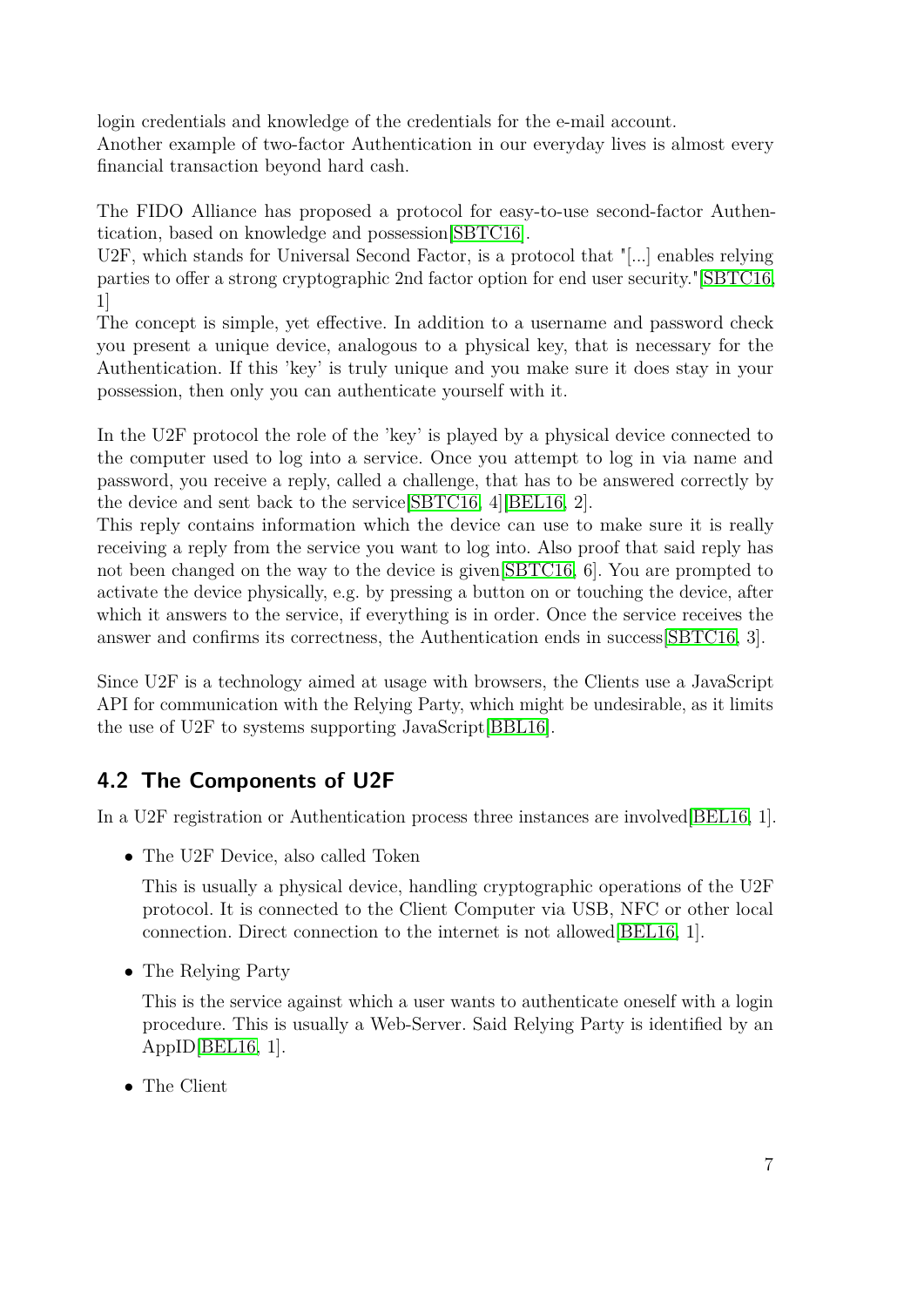login credentials and knowledge of the credentials for the e-mail account.
Another example of two-factor Authentication in our everyday lives is almost every financial transaction beyond hard cash.

The FIDO Alliance has proposed a protocol for easy-to-use second-factor Authentication, based on knowledge and possession[SBTC16].
U2F, which stands for Universal Second Factor, is a protocol that "[...] enables relying parties to offer a strong cryptographic 2nd factor option for end user security."[SBTC16, 1]
The concept is simple, yet effective. In addition to a username and password check you present a unique device, analogous to a physical key, that is necessary for the Authentication. If this 'key' is truly unique and you make sure it does stay in your possession, then only you can authenticate yourself with it.

In the U2F protocol the role of the 'key' is played by a physical device connected to the computer used to log into a service. Once you attempt to log in via name and password, you receive a reply, called a challenge, that has to be answered correctly by the device and sent back to the service[SBTC16, 4][BEL16, 2].
This reply contains information which the device can use to make sure it is really receiving a reply from the service you want to log into. Also proof that said reply has not been changed on the way to the device is given[SBTC16, 6]. You are prompted to activate the device physically, e.g. by pressing a button on or touching the device, after which it answers to the service, if everything is in order. Once the service receives the answer and confirms its correctness, the Authentication ends in success[SBTC16, 3].

Since U2F is a technology aimed at usage with browsers, the Clients use a JavaScript API for communication with the Relying Party, which might be undesirable, as it limits the use of U2F to systems supporting JavaScript[BBL16].

## 4.2 The Components of U2F

In a U2F registration or Authentication process three instances are involved[BEL16, 1].

- The U2F Device, also called Token

  This is usually a physical device, handling cryptographic operations of the U2F protocol. It is connected to the Client Computer via USB, NFC or other local connection. Direct connection to the internet is not allowed[BEL16, 1].

- The Relying Party

  This is the service against which a user wants to authenticate oneself with a login procedure. This is usually a Web-Server. Said Relying Party is identified by an AppID[BEL16, 1].

- The Client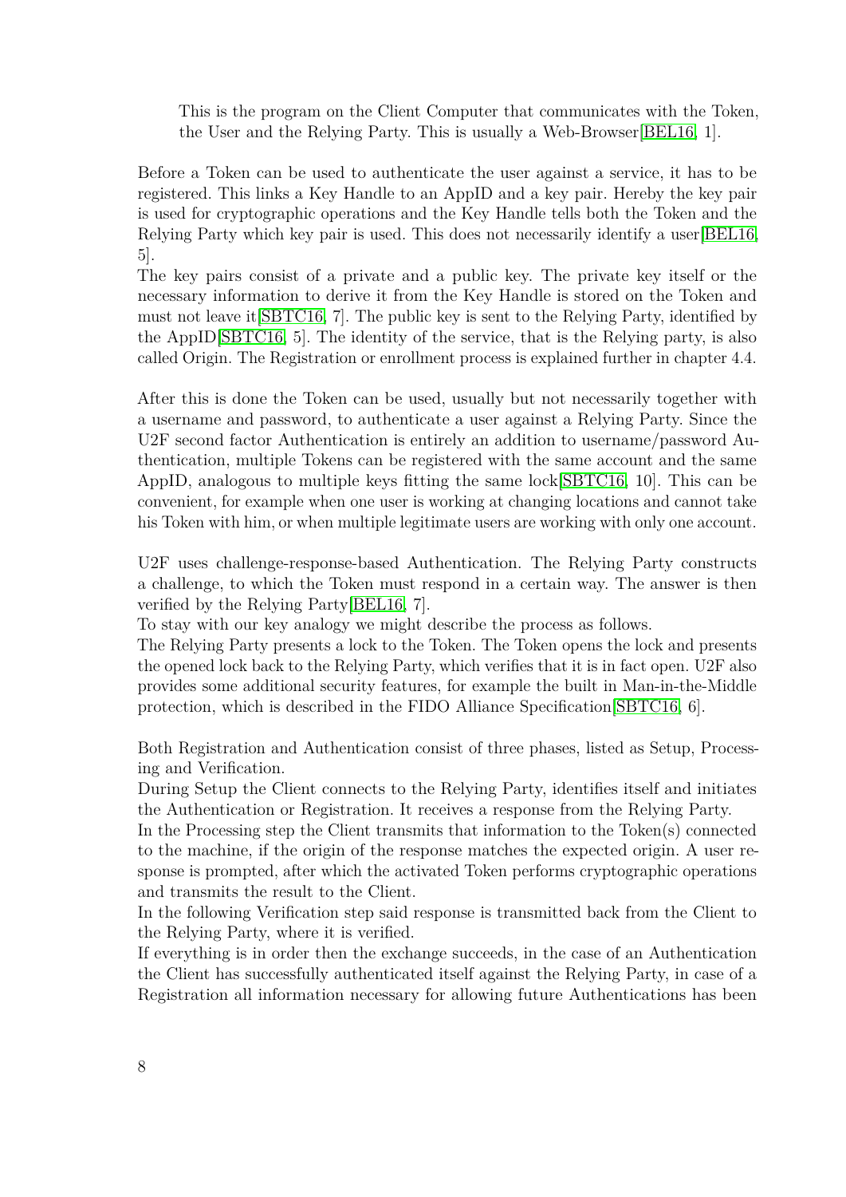This is the program on the Client Computer that communicates with the Token, the User and the Relying Party. This is usually a Web-Browser[BEL16, 1].

Before a Token can be used to authenticate the user against a service, it has to be registered. This links a Key Handle to an AppID and a key pair. Hereby the key pair is used for cryptographic operations and the Key Handle tells both the Token and the Relying Party which key pair is used. This does not necessarily identify a user[BEL16, 5].

The key pairs consist of a private and a public key. The private key itself or the necessary information to derive it from the Key Handle is stored on the Token and must not leave it[SBTC16, 7]. The public key is sent to the Relying Party, identified by the AppID[SBTC16, 5]. The identity of the service, that is the Relying party, is also called Origin. The Registration or enrollment process is explained further in chapter 4.4.

After this is done the Token can be used, usually but not necessarily together with a username and password, to authenticate a user against a Relying Party. Since the U2F second factor Authentication is entirely an addition to username/password Authentication, multiple Tokens can be registered with the same account and the same AppID, analogous to multiple keys fitting the same lock[SBTC16, 10]. This can be convenient, for example when one user is working at changing locations and cannot take his Token with him, or when multiple legitimate users are working with only one account.

U2F uses challenge-response-based Authentication. The Relying Party constructs a challenge, to which the Token must respond in a certain way. The answer is then verified by the Relying Party[BEL16, 7].

To stay with our key analogy we might describe the process as follows.

The Relying Party presents a lock to the Token. The Token opens the lock and presents the opened lock back to the Relying Party, which verifies that it is in fact open. U2F also provides some additional security features, for example the built in Man-in-the-Middle protection, which is described in the FIDO Alliance Specification[SBTC16, 6].

Both Registration and Authentication consist of three phases, listed as Setup, Processing and Verification.

During Setup the Client connects to the Relying Party, identifies itself and initiates the Authentication or Registration. It receives a response from the Relying Party.

In the Processing step the Client transmits that information to the Token(s) connected to the machine, if the origin of the response matches the expected origin. A user response is prompted, after which the activated Token performs cryptographic operations and transmits the result to the Client.

In the following Verification step said response is transmitted back from the Client to the Relying Party, where it is verified.

If everything is in order then the exchange succeeds, in the case of an Authentication the Client has successfully authenticated itself against the Relying Party, in case of a Registration all information necessary for allowing future Authentications has been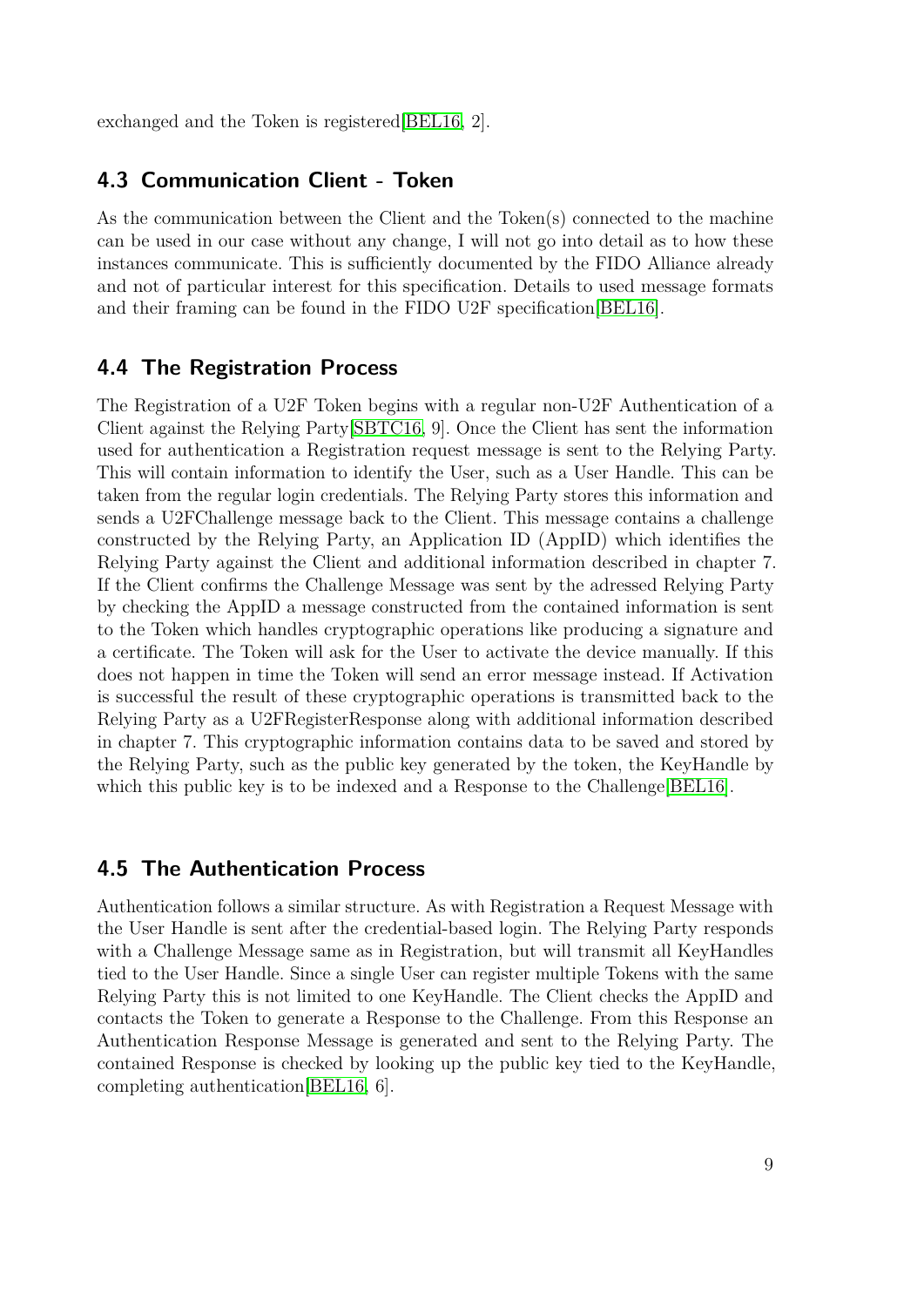exchanged and the Token is registered[BEL16, 2].

## 4.3 Communication Client - Token

As the communication between the Client and the Token(s) connected to the machine can be used in our case without any change, I will not go into detail as to how these instances communicate. This is sufficiently documented by the FIDO Alliance already and not of particular interest for this specification. Details to used message formats and their framing can be found in the FIDO U2F specification[BEL16].

## 4.4 The Registration Process

The Registration of a U2F Token begins with a regular non-U2F Authentication of a Client against the Relying Party[SBTC16, 9]. Once the Client has sent the information used for authentication a Registration request message is sent to the Relying Party. This will contain information to identify the User, such as a User Handle. This can be taken from the regular login credentials. The Relying Party stores this information and sends a U2FChallenge message back to the Client. This message contains a challenge constructed by the Relying Party, an Application ID (AppID) which identifies the Relying Party against the Client and additional information described in chapter 7. If the Client confirms the Challenge Message was sent by the adressed Relying Party by checking the AppID a message constructed from the contained information is sent to the Token which handles cryptographic operations like producing a signature and a certificate. The Token will ask for the User to activate the device manually. If this does not happen in time the Token will send an error message instead. If Activation is successful the result of these cryptographic operations is transmitted back to the Relying Party as a U2FRegisterResponse along with additional information described in chapter 7. This cryptographic information contains data to be saved and stored by the Relying Party, such as the public key generated by the token, the KeyHandle by which this public key is to be indexed and a Response to the Challenge[BEL16].

## 4.5 The Authentication Process

Authentication follows a similar structure. As with Registration a Request Message with the User Handle is sent after the credential-based login. The Relying Party responds with a Challenge Message same as in Registration, but will transmit all KeyHandles tied to the User Handle. Since a single User can register multiple Tokens with the same Relying Party this is not limited to one KeyHandle. The Client checks the AppID and contacts the Token to generate a Response to the Challenge. From this Response an Authentication Response Message is generated and sent to the Relying Party. The contained Response is checked by looking up the public key tied to the KeyHandle, completing authentication[BEL16, 6].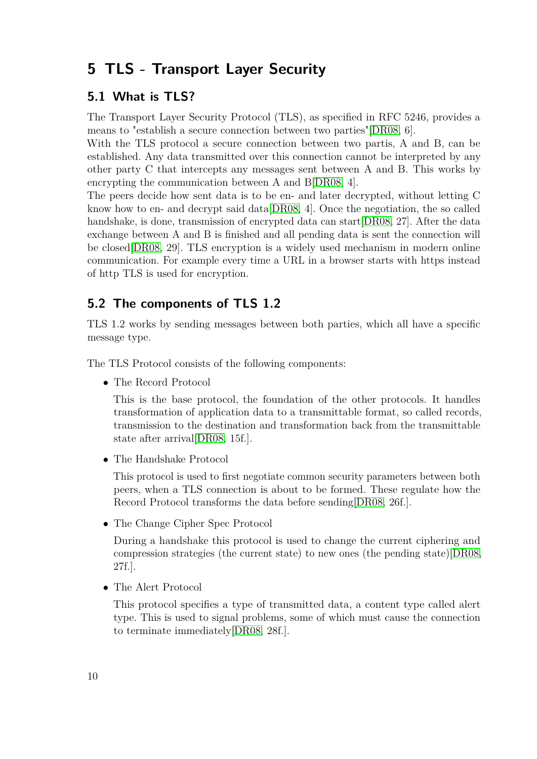# 5 TLS - Transport Layer Security

## 5.1 What is TLS?

The Transport Layer Security Protocol (TLS), as specified in RFC 5246, provides a means to "establish a secure connection between two parties"[DR08, 6].
With the TLS protocol a secure connection between two partis, A and B, can be established. Any data transmitted over this connection cannot be interpreted by any other party C that intercepts any messages sent between A and B. This works by encrypting the communication between A and B[DR08, 4].
The peers decide how sent data is to be en- and later decrypted, without letting C know how to en- and decrypt said data[DR08, 4]. Once the negotiation, the so called handshake, is done, transmission of encrypted data can start[DR08, 27]. After the data exchange between A and B is finished and all pending data is sent the connection will be closed[DR08, 29]. TLS encryption is a widely used mechanism in modern online communication. For example every time a URL in a browser starts with https instead of http TLS is used for encryption.

## 5.2 The components of TLS 1.2

TLS 1.2 works by sending messages between both parties, which all have a specific message type.

The TLS Protocol consists of the following components:

- The Record Protocol

  This is the base protocol, the foundation of the other protocols. It handles transformation of application data to a transmittable format, so called records, transmission to the destination and transformation back from the transmittable state after arrival[DR08, 15f.].

- The Handshake Protocol

  This protocol is used to first negotiate common security parameters between both peers, when a TLS connection is about to be formed. These regulate how the Record Protocol transforms the data before sending[DR08, 26f.].

- The Change Cipher Spec Protocol

  During a handshake this protocol is used to change the current ciphering and compression strategies (the current state) to new ones (the pending state)[DR08, 27f.].

- The Alert Protocol

  This protocol specifies a type of transmitted data, a content type called alert type. This is used to signal problems, some of which must cause the connection to terminate immediately[DR08, 28f.].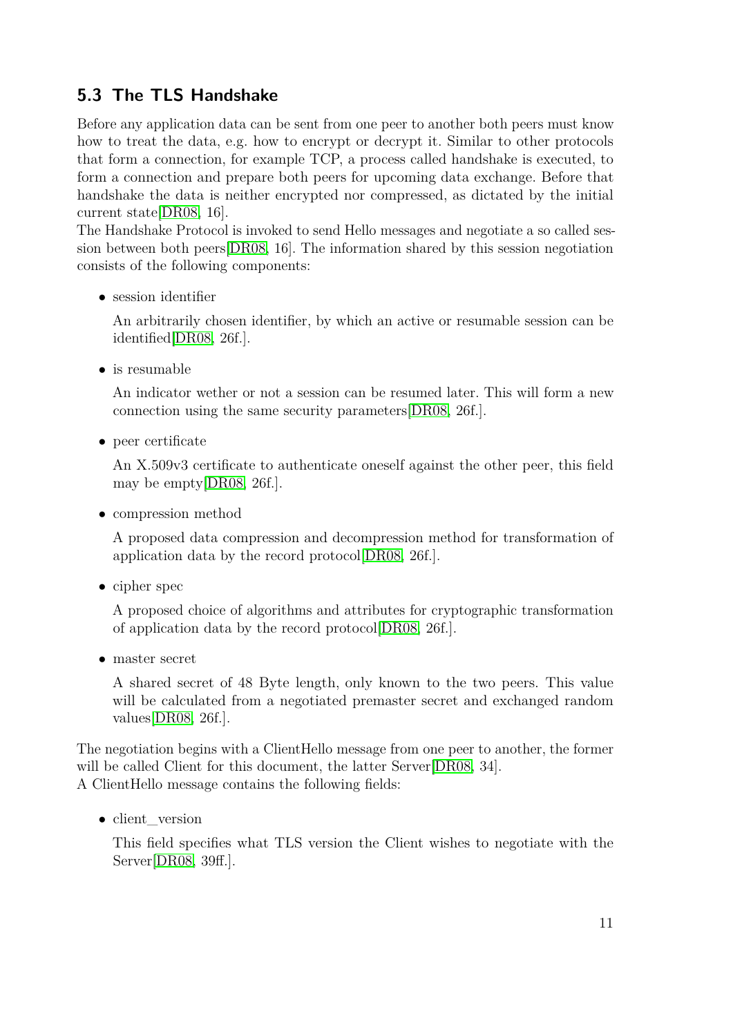## 5.3 The TLS Handshake

Before any application data can be sent from one peer to another both peers must know how to treat the data, e.g. how to encrypt or decrypt it. Similar to other protocols that form a connection, for example TCP, a process called handshake is executed, to form a connection and prepare both peers for upcoming data exchange. Before that handshake the data is neither encrypted nor compressed, as dictated by the initial current state[DR08, 16].
The Handshake Protocol is invoked to send Hello messages and negotiate a so called session between both peers[DR08, 16]. The information shared by this session negotiation consists of the following components:

- session identifier

  An arbitrarily chosen identifier, by which an active or resumable session can be identified[DR08, 26f.].

- is resumable

  An indicator wether or not a session can be resumed later. This will form a new connection using the same security parameters[DR08, 26f.].

- peer certificate

  An X.509v3 certificate to authenticate oneself against the other peer, this field may be empty[DR08, 26f.].

- compression method

  A proposed data compression and decompression method for transformation of application data by the record protocol[DR08, 26f.].

- cipher spec

  A proposed choice of algorithms and attributes for cryptographic transformation of application data by the record protocol[DR08, 26f.].

- master secret

  A shared secret of 48 Byte length, only known to the two peers. This value will be calculated from a negotiated premaster secret and exchanged random values[DR08, 26f.].

The negotiation begins with a ClientHello message from one peer to another, the former will be called Client for this document, the latter Server[DR08, 34].
A ClientHello message contains the following fields:

- client_version

  This field specifies what TLS version the Client wishes to negotiate with the Server[DR08, 39ff.].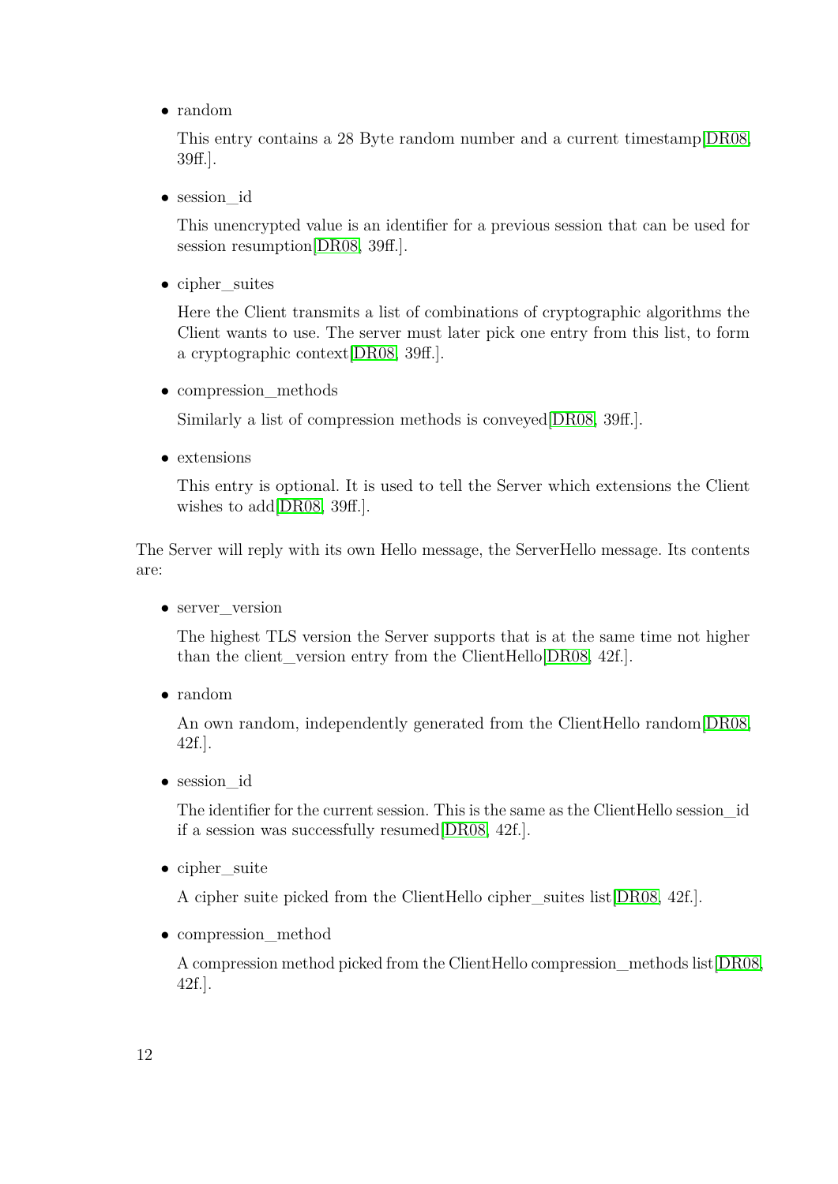- random

  This entry contains a 28 Byte random number and a current timestamp[DR08, 39ff.].

- session_id

  This unencrypted value is an identifier for a previous session that can be used for session resumption[DR08, 39ff.].

- cipher_suites

  Here the Client transmits a list of combinations of cryptographic algorithms the Client wants to use. The server must later pick one entry from this list, to form a cryptographic context[DR08, 39ff.].

- compression_methods

  Similarly a list of compression methods is conveyed[DR08, 39ff.].

- extensions

  This entry is optional. It is used to tell the Server which extensions the Client wishes to add[DR08, 39ff.].

The Server will reply with its own Hello message, the ServerHello message. Its contents are:

- server_version

  The highest TLS version the Server supports that is at the same time not higher than the client_version entry from the ClientHello[DR08, 42f.].

- random

  An own random, independently generated from the ClientHello random[DR08, 42f.].

- session_id

  The identifier for the current session. This is the same as the ClientHello session_id if a session was successfully resumed[DR08, 42f.].

- cipher_suite

  A cipher suite picked from the ClientHello cipher_suites list[DR08, 42f.].

- compression_method

  A compression method picked from the ClientHello compression_methods list[DR08, 42f.].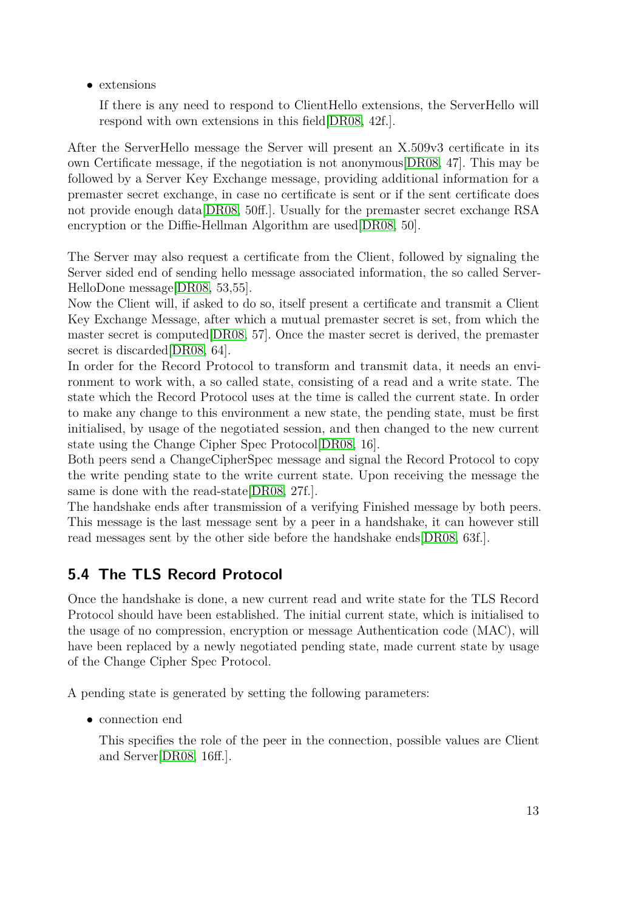- extensions

  If there is any need to respond to ClientHello extensions, the ServerHello will respond with own extensions in this field[DR08, 42f.].

After the ServerHello message the Server will present an X.509v3 certificate in its own Certificate message, if the negotiation is not anonymous[DR08, 47]. This may be followed by a Server Key Exchange message, providing additional information for a premaster secret exchange, in case no certificate is sent or if the sent certificate does not provide enough data[DR08, 50ff.]. Usually for the premaster secret exchange RSA encryption or the Diffie-Hellman Algorithm are used[DR08, 50].

The Server may also request a certificate from the Client, followed by signaling the Server sided end of sending hello message associated information, the so called ServerHelloDone message[DR08, 53,55].
Now the Client will, if asked to do so, itself present a certificate and transmit a Client Key Exchange Message, after which a mutual premaster secret is set, from which the master secret is computed[DR08, 57]. Once the master secret is derived, the premaster secret is discarded[DR08, 64].
In order for the Record Protocol to transform and transmit data, it needs an environment to work with, a so called state, consisting of a read and a write state. The state which the Record Protocol uses at the time is called the current state. In order to make any change to this environment a new state, the pending state, must be first initialised, by usage of the negotiated session, and then changed to the new current state using the Change Cipher Spec Protocol[DR08, 16].
Both peers send a ChangeCipherSpec message and signal the Record Protocol to copy the write pending state to the write current state. Upon receiving the message the same is done with the read-state[DR08, 27f.].
The handshake ends after transmission of a verifying Finished message by both peers. This message is the last message sent by a peer in a handshake, it can however still read messages sent by the other side before the handshake ends[DR08, 63f.].

## 5.4 The TLS Record Protocol

Once the handshake is done, a new current read and write state for the TLS Record Protocol should have been established. The initial current state, which is initialised to the usage of no compression, encryption or message Authentication code (MAC), will have been replaced by a newly negotiated pending state, made current state by usage of the Change Cipher Spec Protocol.

A pending state is generated by setting the following parameters:

- connection end

  This specifies the role of the peer in the connection, possible values are Client and Server[DR08, 16ff.].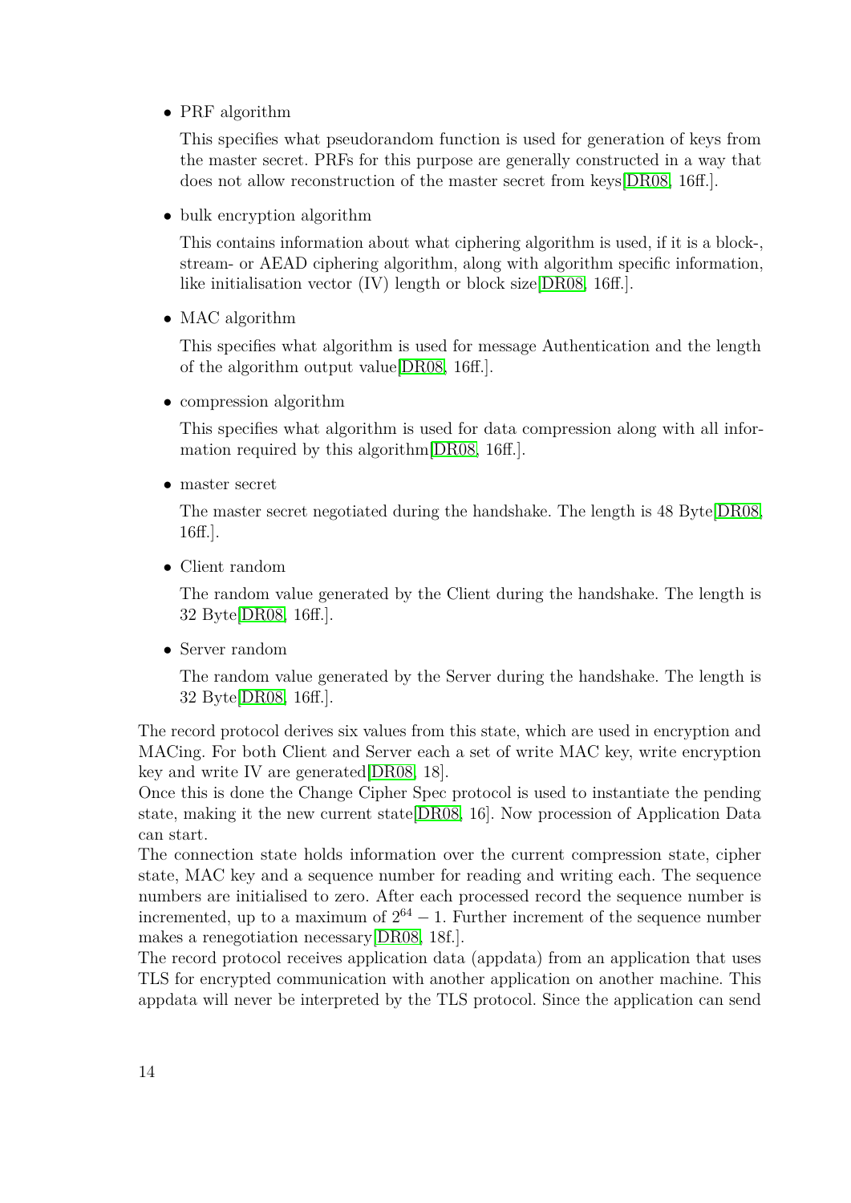- PRF algorithm

  This specifies what pseudorandom function is used for generation of keys from the master secret. PRFs for this purpose are generally constructed in a way that does not allow reconstruction of the master secret from keys[DR08, 16ff.].

- bulk encryption algorithm

  This contains information about what ciphering algorithm is used, if it is a block-, stream- or AEAD ciphering algorithm, along with algorithm specific information, like initialisation vector (IV) length or block size[DR08, 16ff.].

- MAC algorithm

  This specifies what algorithm is used for message Authentication and the length of the algorithm output value[DR08, 16ff.].

- compression algorithm

  This specifies what algorithm is used for data compression along with all information required by this algorithm[DR08, 16ff.].

- master secret

  The master secret negotiated during the handshake. The length is 48 Byte[DR08, 16ff.].

- Client random

  The random value generated by the Client during the handshake. The length is 32 Byte[DR08, 16ff.].

- Server random

  The random value generated by the Server during the handshake. The length is 32 Byte[DR08, 16ff.].

The record protocol derives six values from this state, which are used in encryption and MACing. For both Client and Server each a set of write MAC key, write encryption key and write IV are generated[DR08, 18].
Once this is done the Change Cipher Spec protocol is used to instantiate the pending state, making it the new current state[DR08, 16]. Now procession of Application Data can start.
The connection state holds information over the current compression state, cipher state, MAC key and a sequence number for reading and writing each. The sequence numbers are initialised to zero. After each processed record the sequence number is incremented, up to a maximum of $2^{64} - 1$. Further increment of the sequence number makes a renegotiation necessary[DR08, 18f.].
The record protocol receives application data (appdata) from an application that uses TLS for encrypted communication with another application on another machine. This appdata will never be interpreted by the TLS protocol. Since the application can send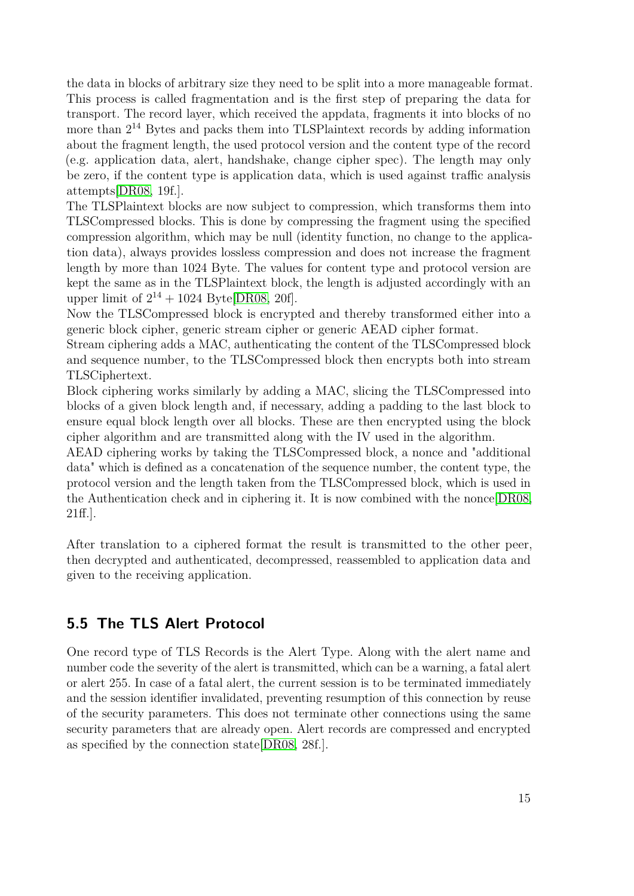the data in blocks of arbitrary size they need to be split into a more manageable format. This process is called fragmentation and is the first step of preparing the data for transport. The record layer, which received the appdata, fragments it into blocks of no more than $2^{14}$ Bytes and packs them into TLSPlaintext records by adding information about the fragment length, the used protocol version and the content type of the record (e.g. application data, alert, handshake, change cipher spec). The length may only be zero, if the content type is application data, which is used against traffic analysis attempts[DR08, 19f.].

The TLSPlaintext blocks are now subject to compression, which transforms them into TLSCompressed blocks. This is done by compressing the fragment using the specified compression algorithm, which may be null (identity function, no change to the application data), always provides lossless compression and does not increase the fragment length by more than 1024 Byte. The values for content type and protocol version are kept the same as in the TLSPlaintext block, the length is adjusted accordingly with an upper limit of $2^{14} + 1024$ Byte[DR08, 20f].

Now the TLSCompressed block is encrypted and thereby transformed either into a generic block cipher, generic stream cipher or generic AEAD cipher format.

Stream ciphering adds a MAC, authenticating the content of the TLSCompressed block and sequence number, to the TLSCompressed block then encrypts both into stream TLSCiphertext.

Block ciphering works similarly by adding a MAC, slicing the TLSCompressed into blocks of a given block length and, if necessary, adding a padding to the last block to ensure equal block length over all blocks. These are then encrypted using the block cipher algorithm and are transmitted along with the IV used in the algorithm.

AEAD ciphering works by taking the TLSCompressed block, a nonce and "additional data" which is defined as a concatenation of the sequence number, the content type, the protocol version and the length taken from the TLSCompressed block, which is used in the Authentication check and in ciphering it. It is now combined with the nonce[DR08, 21ff.].

After translation to a ciphered format the result is transmitted to the other peer, then decrypted and authenticated, decompressed, reassembled to application data and given to the receiving application.

## 5.5 The TLS Alert Protocol

One record type of TLS Records is the Alert Type. Along with the alert name and number code the severity of the alert is transmitted, which can be a warning, a fatal alert or alert 255. In case of a fatal alert, the current session is to be terminated immediately and the session identifier invalidated, preventing resumption of this connection by reuse of the security parameters. This does not terminate other connections using the same security parameters that are already open. Alert records are compressed and encrypted as specified by the connection state[DR08, 28f.].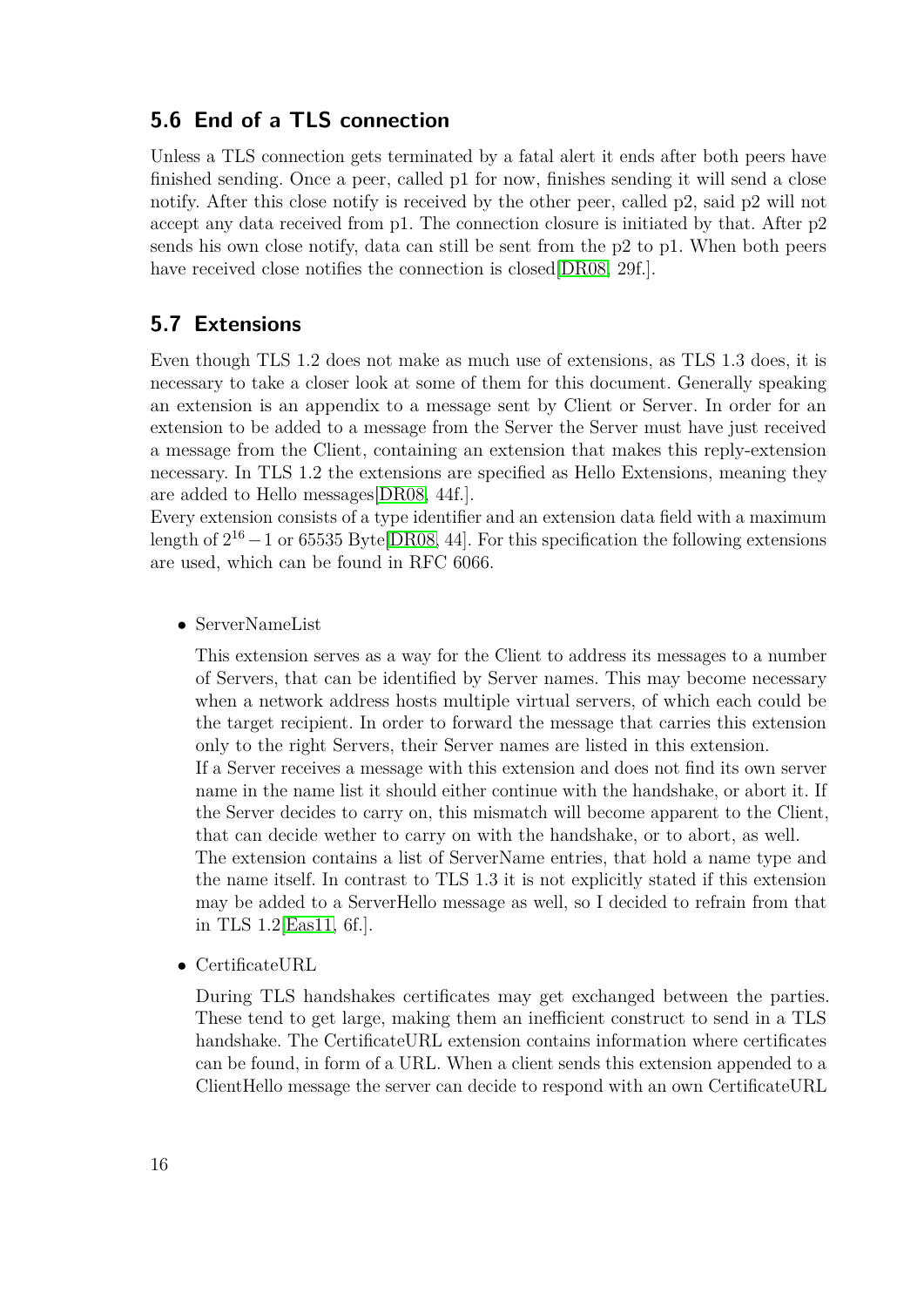## 5.6 End of a TLS connection

Unless a TLS connection gets terminated by a fatal alert it ends after both peers have finished sending. Once a peer, called p1 for now, finishes sending it will send a close notify. After this close notify is received by the other peer, called p2, said p2 will not accept any data received from p1. The connection closure is initiated by that. After p2 sends his own close notify, data can still be sent from the p2 to p1. When both peers have received close notifies the connection is closed[DR08, 29f.].

## 5.7 Extensions

Even though TLS 1.2 does not make as much use of extensions, as TLS 1.3 does, it is necessary to take a closer look at some of them for this document. Generally speaking an extension is an appendix to a message sent by Client or Server. In order for an extension to be added to a message from the Server the Server must have just received a message from the Client, containing an extension that makes this reply-extension necessary. In TLS 1.2 the extensions are specified as Hello Extensions, meaning they are added to Hello messages[DR08, 44f.].
Every extension consists of a type identifier and an extension data field with a maximum length of $2^{16} - 1$ or 65535 Byte[DR08, 44]. For this specification the following extensions are used, which can be found in RFC 6066.

- ServerNameList

  This extension serves as a way for the Client to address its messages to a number of Servers, that can be identified by Server names. This may become necessary when a network address hosts multiple virtual servers, of which each could be the target recipient. In order to forward the message that carries this extension only to the right Servers, their Server names are listed in this extension.
  If a Server receives a message with this extension and does not find its own server name in the name list it should either continue with the handshake, or abort it. If the Server decides to carry on, this mismatch will become apparent to the Client, that can decide wether to carry on with the handshake, or to abort, as well.
  The extension contains a list of ServerName entries, that hold a name type and the name itself. In contrast to TLS 1.3 it is not explicitly stated if this extension may be added to a ServerHello message as well, so I decided to refrain from that in TLS 1.2[Eas11, 6f.].

- CertificateURL

  During TLS handshakes certificates may get exchanged between the parties. These tend to get large, making them an inefficient construct to send in a TLS handshake. The CertificateURL extension contains information where certificates can be found, in form of a URL. When a client sends this extension appended to a ClientHello message the server can decide to respond with an own CertificateURL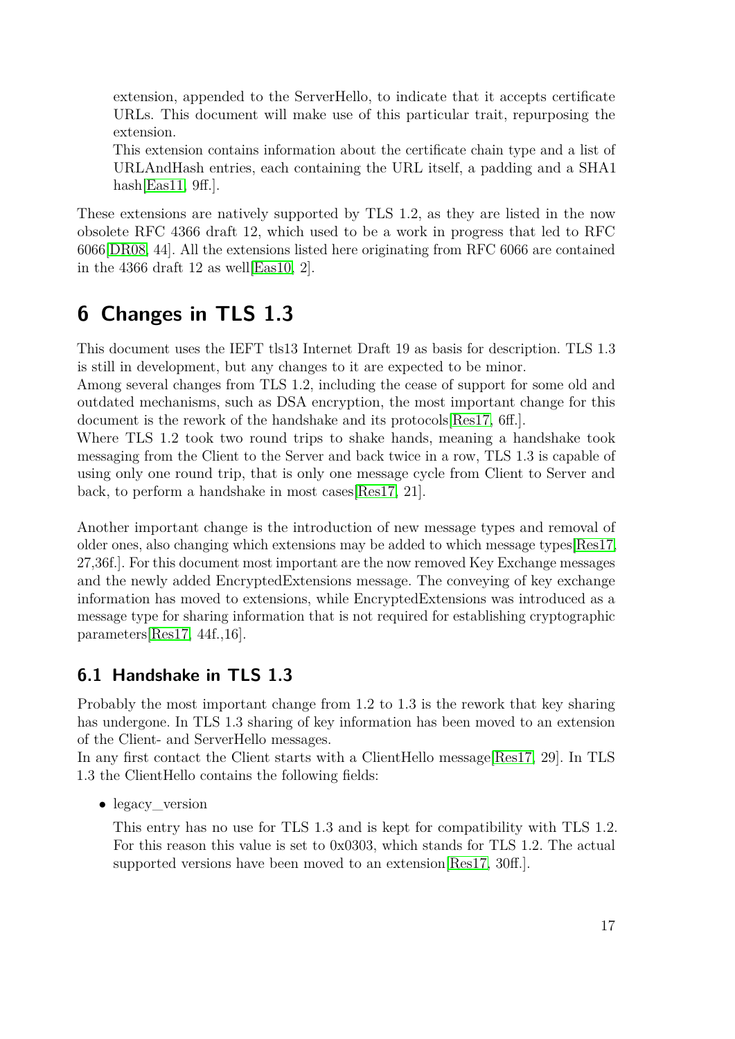extension, appended to the ServerHello, to indicate that it accepts certificate URLs. This document will make use of this particular trait, repurposing the extension.
This extension contains information about the certificate chain type and a list of URLAndHash entries, each containing the URL itself, a padding and a SHA1 hash[Eas11, 9ff.].

These extensions are natively supported by TLS 1.2, as they are listed in the now obsolete RFC 4366 draft 12, which used to be a work in progress that led to RFC 6066[DR08, 44]. All the extensions listed here originating from RFC 6066 are contained in the 4366 draft 12 as well[Eas10, 2].

# 6 Changes in TLS 1.3

This document uses the IEFT tls13 Internet Draft 19 as basis for description. TLS 1.3 is still in development, but any changes to it are expected to be minor.
Among several changes from TLS 1.2, including the cease of support for some old and outdated mechanisms, such as DSA encryption, the most important change for this document is the rework of the handshake and its protocols[Res17, 6ff.].
Where TLS 1.2 took two round trips to shake hands, meaning a handshake took messaging from the Client to the Server and back twice in a row, TLS 1.3 is capable of using only one round trip, that is only one message cycle from Client to Server and back, to perform a handshake in most cases[Res17, 21].

Another important change is the introduction of new message types and removal of older ones, also changing which extensions may be added to which message types[Res17, 27,36f.]. For this document most important are the now removed Key Exchange messages and the newly added EncryptedExtensions message. The conveying of key exchange information has moved to extensions, while EncryptedExtensions was introduced as a message type for sharing information that is not required for establishing cryptographic parameters[Res17, 44f.,16].

## 6.1 Handshake in TLS 1.3

Probably the most important change from 1.2 to 1.3 is the rework that key sharing has undergone. In TLS 1.3 sharing of key information has been moved to an extension of the Client- and ServerHello messages.
In any first contact the Client starts with a ClientHello message[Res17, 29]. In TLS 1.3 the ClientHello contains the following fields:

- legacy_version

  This entry has no use for TLS 1.3 and is kept for compatibility with TLS 1.2. For this reason this value is set to 0x0303, which stands for TLS 1.2. The actual supported versions have been moved to an extension[Res17, 30ff.].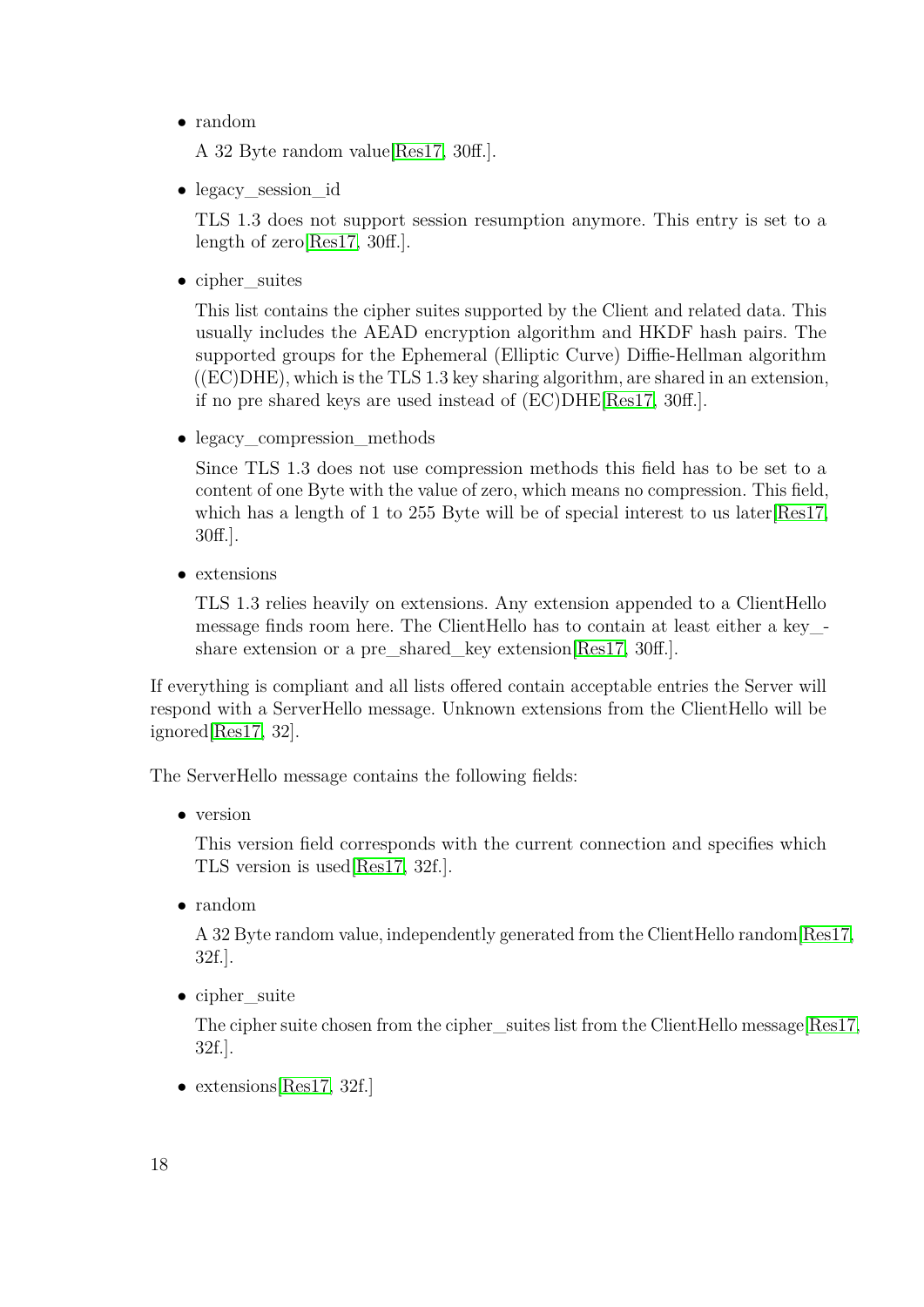- random

  A 32 Byte random value[Res17, 30ff.].

- legacy_session_id

  TLS 1.3 does not support session resumption anymore. This entry is set to a length of zero[Res17, 30ff.].

- cipher_suites

  This list contains the cipher suites supported by the Client and related data. This usually includes the AEAD encryption algorithm and HKDF hash pairs. The supported groups for the Ephemeral (Elliptic Curve) Diffie-Hellman algorithm ((EC)DHE), which is the TLS 1.3 key sharing algorithm, are shared in an extension, if no pre shared keys are used instead of (EC)DHE[Res17, 30ff.].

- legacy_compression_methods

  Since TLS 1.3 does not use compression methods this field has to be set to a content of one Byte with the value of zero, which means no compression. This field, which has a length of 1 to 255 Byte will be of special interest to us later[Res17, 30ff.].

- extensions

  TLS 1.3 relies heavily on extensions. Any extension appended to a ClientHello message finds room here. The ClientHello has to contain at least either a key_share extension or a pre_shared_key extension[Res17, 30ff.].

If everything is compliant and all lists offered contain acceptable entries the Server will respond with a ServerHello message. Unknown extensions from the ClientHello will be ignored[Res17, 32].

The ServerHello message contains the following fields:

- version

  This version field corresponds with the current connection and specifies which TLS version is used[Res17, 32f.].

- random

  A 32 Byte random value, independently generated from the ClientHello random[Res17, 32f.].

- cipher_suite

  The cipher suite chosen from the cipher_suites list from the ClientHello message[Res17, 32f.].

- extensions[Res17, 32f.]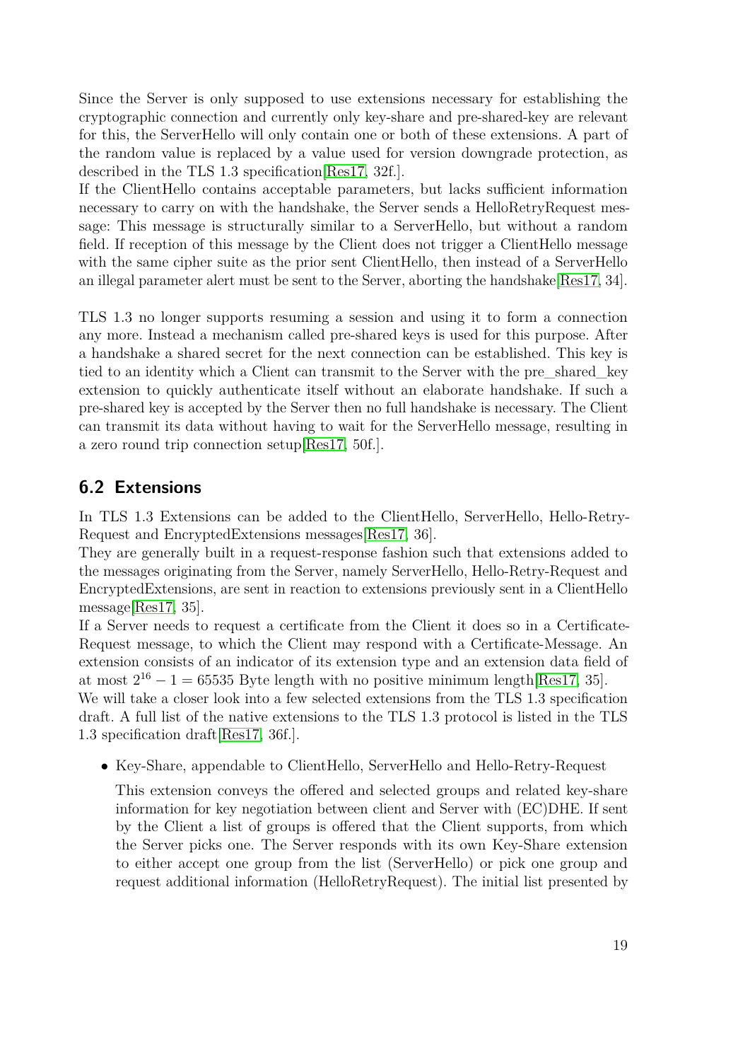Since the Server is only supposed to use extensions necessary for establishing the cryptographic connection and currently only key-share and pre-shared-key are relevant for this, the ServerHello will only contain one or both of these extensions. A part of the random value is replaced by a value used for version downgrade protection, as described in the TLS 1.3 specification[Res17, 32f.].
If the ClientHello contains acceptable parameters, but lacks sufficient information necessary to carry on with the handshake, the Server sends a HelloRetryRequest message: This message is structurally similar to a ServerHello, but without a random field. If reception of this message by the Client does not trigger a ClientHello message with the same cipher suite as the prior sent ClientHello, then instead of a ServerHello an illegal parameter alert must be sent to the Server, aborting the handshake[Res17, 34].

TLS 1.3 no longer supports resuming a session and using it to form a connection any more. Instead a mechanism called pre-shared keys is used for this purpose. After a handshake a shared secret for the next connection can be established. This key is tied to an identity which a Client can transmit to the Server with the pre_shared_key extension to quickly authenticate itself without an elaborate handshake. If such a pre-shared key is accepted by the Server then no full handshake is necessary. The Client can transmit its data without having to wait for the ServerHello message, resulting in a zero round trip connection setup[Res17, 50f.].

## 6.2 Extensions

In TLS 1.3 Extensions can be added to the ClientHello, ServerHello, Hello-Retry-Request and EncryptedExtensions messages[Res17, 36].
They are generally built in a request-response fashion such that extensions added to the messages originating from the Server, namely ServerHello, Hello-Retry-Request and EncryptedExtensions, are sent in reaction to extensions previously sent in a ClientHello message[Res17, 35].
If a Server needs to request a certificate from the Client it does so in a Certificate-Request message, to which the Client may respond with a Certificate-Message. An extension consists of an indicator of its extension type and an extension data field of at most $2^{16} - 1 = 65535$ Byte length with no positive minimum length[Res17, 35].
We will take a closer look into a few selected extensions from the TLS 1.3 specification draft. A full list of the native extensions to the TLS 1.3 protocol is listed in the TLS 1.3 specification draft[Res17, 36f.].

- Key-Share, appendable to ClientHello, ServerHello and Hello-Retry-Request

  This extension conveys the offered and selected groups and related key-share information for key negotiation between client and Server with (EC)DHE. If sent by the Client a list of groups is offered that the Client supports, from which the Server picks one. The Server responds with its own Key-Share extension to either accept one group from the list (ServerHello) or pick one group and request additional information (HelloRetryRequest). The initial list presented by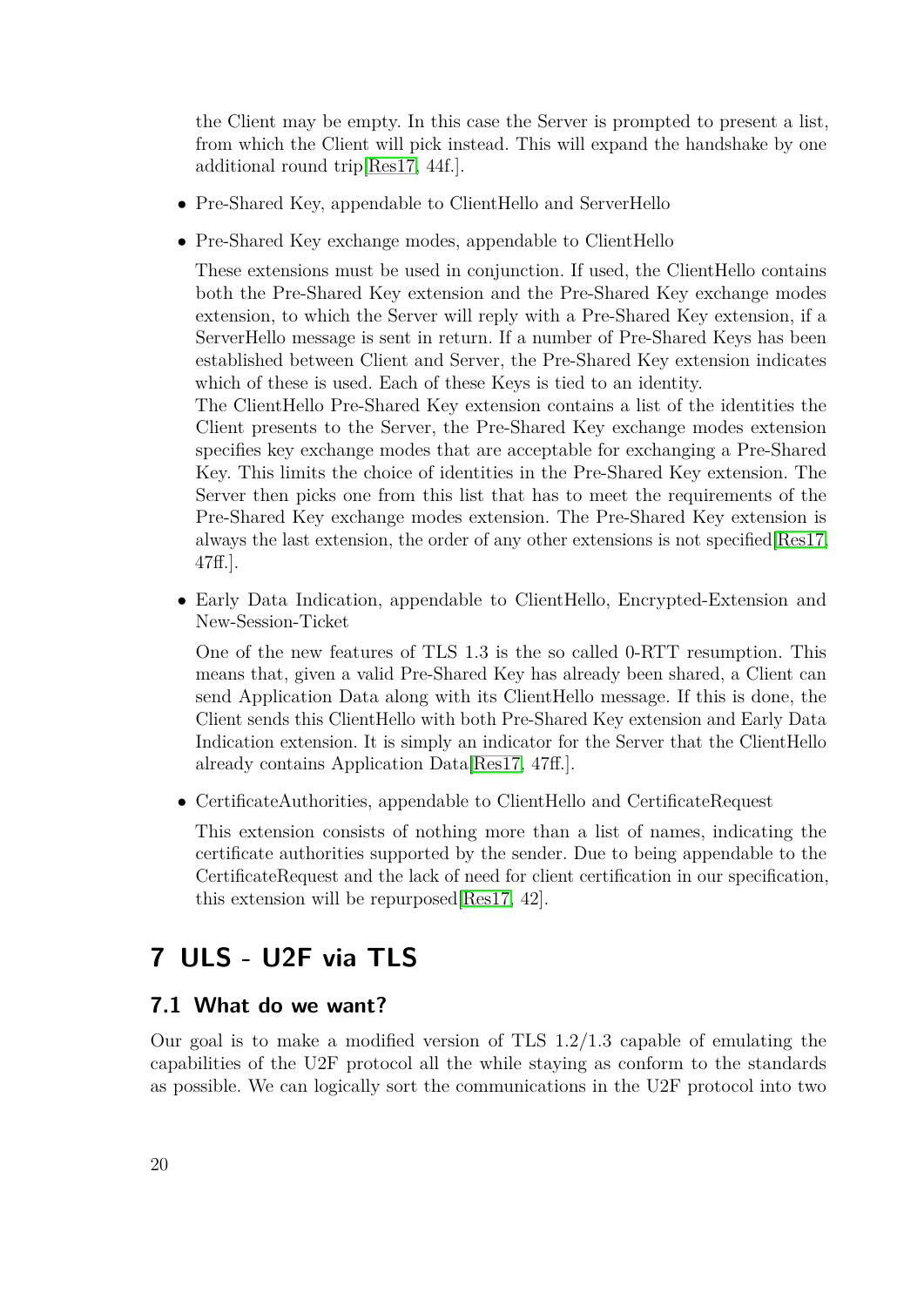the Client may be empty. In this case the Server is prompted to present a list, from which the Client will pick instead. This will expand the handshake by one additional round trip[Res17, 44f.].

- Pre-Shared Key, appendable to ClientHello and ServerHello
- Pre-Shared Key exchange modes, appendable to ClientHello

  These extensions must be used in conjunction. If used, the ClientHello contains both the Pre-Shared Key extension and the Pre-Shared Key exchange modes extension, to which the Server will reply with a Pre-Shared Key extension, if a ServerHello message is sent in return. If a number of Pre-Shared Keys has been established between Client and Server, the Pre-Shared Key extension indicates which of these is used. Each of these Keys is tied to an identity.
  The ClientHello Pre-Shared Key extension contains a list of the identities the Client presents to the Server, the Pre-Shared Key exchange modes extension specifies key exchange modes that are acceptable for exchanging a Pre-Shared Key. This limits the choice of identities in the Pre-Shared Key extension. The Server then picks one from this list that has to meet the requirements of the Pre-Shared Key exchange modes extension. The Pre-Shared Key extension is always the last extension, the order of any other extensions is not specified[Res17, 47ff.].

- Early Data Indication, appendable to ClientHello, Encrypted-Extension and New-Session-Ticket

  One of the new features of TLS 1.3 is the so called 0-RTT resumption. This means that, given a valid Pre-Shared Key has already been shared, a Client can send Application Data along with its ClientHello message. If this is done, the Client sends this ClientHello with both Pre-Shared Key extension and Early Data Indication extension. It is simply an indicator for the Server that the ClientHello already contains Application Data[Res17, 47ff.].

- CertificateAuthorities, appendable to ClientHello and CertificateRequest

  This extension consists of nothing more than a list of names, indicating the certificate authorities supported by the sender. Due to being appendable to the CertificateRequest and the lack of need for client certification in our specification, this extension will be repurposed[Res17, 42].

# 7 ULS - U2F via TLS

## 7.1 What do we want?

Our goal is to make a modified version of TLS 1.2/1.3 capable of emulating the capabilities of the U2F protocol all the while staying as conform to the standards as possible. We can logically sort the communications in the U2F protocol into two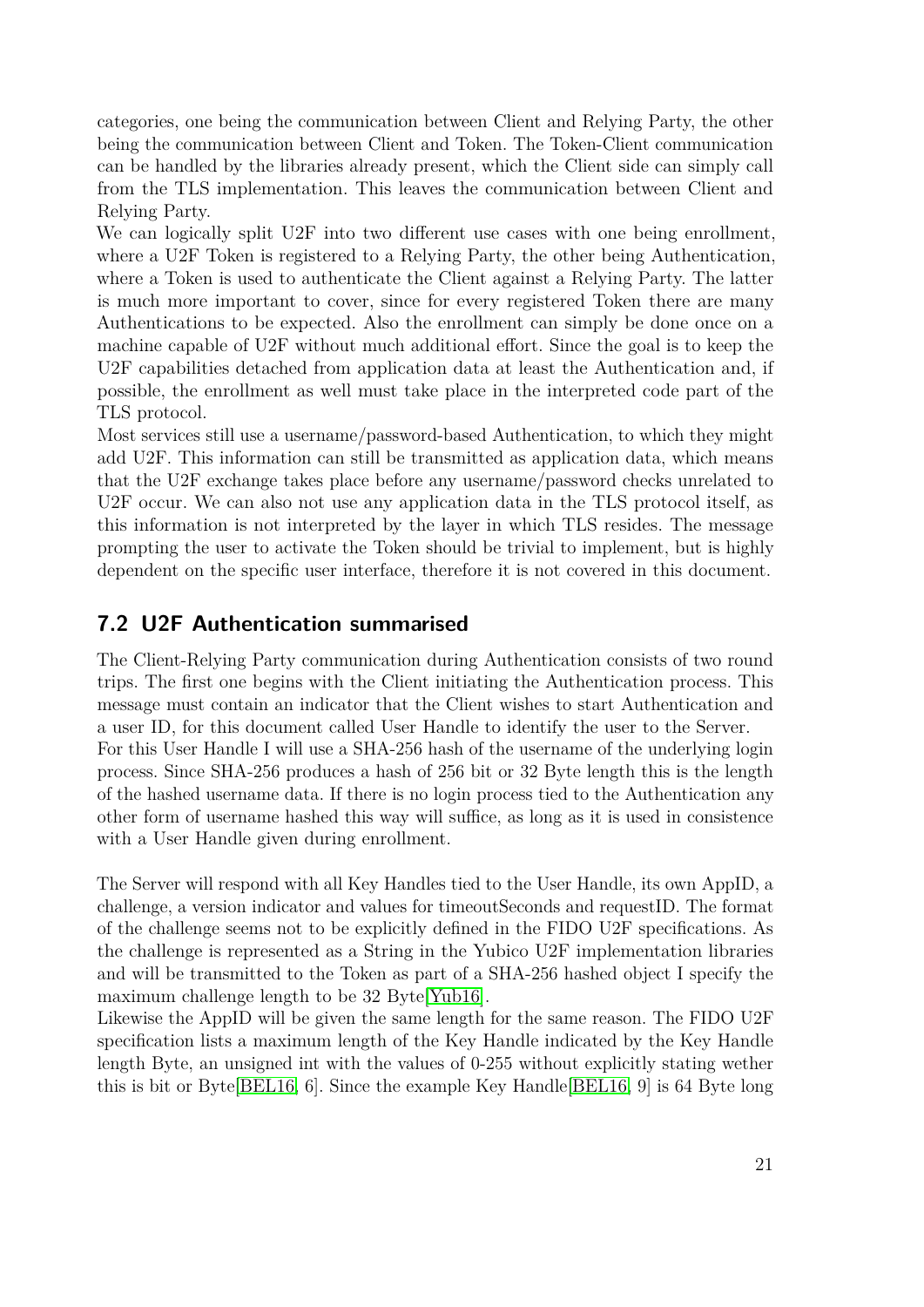categories, one being the communication between Client and Relying Party, the other being the communication between Client and Token. The Token-Client communication can be handled by the libraries already present, which the Client side can simply call from the TLS implementation. This leaves the communication between Client and Relying Party.

We can logically split U2F into two different use cases with one being enrollment, where a U2F Token is registered to a Relying Party, the other being Authentication, where a Token is used to authenticate the Client against a Relying Party. The latter is much more important to cover, since for every registered Token there are many Authentications to be expected. Also the enrollment can simply be done once on a machine capable of U2F without much additional effort. Since the goal is to keep the U2F capabilities detached from application data at least the Authentication and, if possible, the enrollment as well must take place in the interpreted code part of the TLS protocol.

Most services still use a username/password-based Authentication, to which they might add U2F. This information can still be transmitted as application data, which means that the U2F exchange takes place before any username/password checks unrelated to U2F occur. We can also not use any application data in the TLS protocol itself, as this information is not interpreted by the layer in which TLS resides. The message prompting the user to activate the Token should be trivial to implement, but is highly dependent on the specific user interface, therefore it is not covered in this document.

## 7.2 U2F Authentication summarised

The Client-Relying Party communication during Authentication consists of two round trips. The first one begins with the Client initiating the Authentication process. This message must contain an indicator that the Client wishes to start Authentication and a user ID, for this document called User Handle to identify the user to the Server.

For this User Handle I will use a SHA-256 hash of the username of the underlying login process. Since SHA-256 produces a hash of 256 bit or 32 Byte length this is the length of the hashed username data. If there is no login process tied to the Authentication any other form of username hashed this way will suffice, as long as it is used in consistence with a User Handle given during enrollment.

The Server will respond with all Key Handles tied to the User Handle, its own AppID, a challenge, a version indicator and values for timeoutSeconds and requestID. The format of the challenge seems not to be explicitly defined in the FIDO U2F specifications. As the challenge is represented as a String in the Yubico U2F implementation libraries and will be transmitted to the Token as part of a SHA-256 hashed object I specify the maximum challenge length to be 32 Byte[Yub16].

Likewise the AppID will be given the same length for the same reason. The FIDO U2F specification lists a maximum length of the Key Handle indicated by the Key Handle length Byte, an unsigned int with the values of 0-255 without explicitly stating wether this is bit or Byte[BEL16, 6]. Since the example Key Handle[BEL16, 9] is 64 Byte long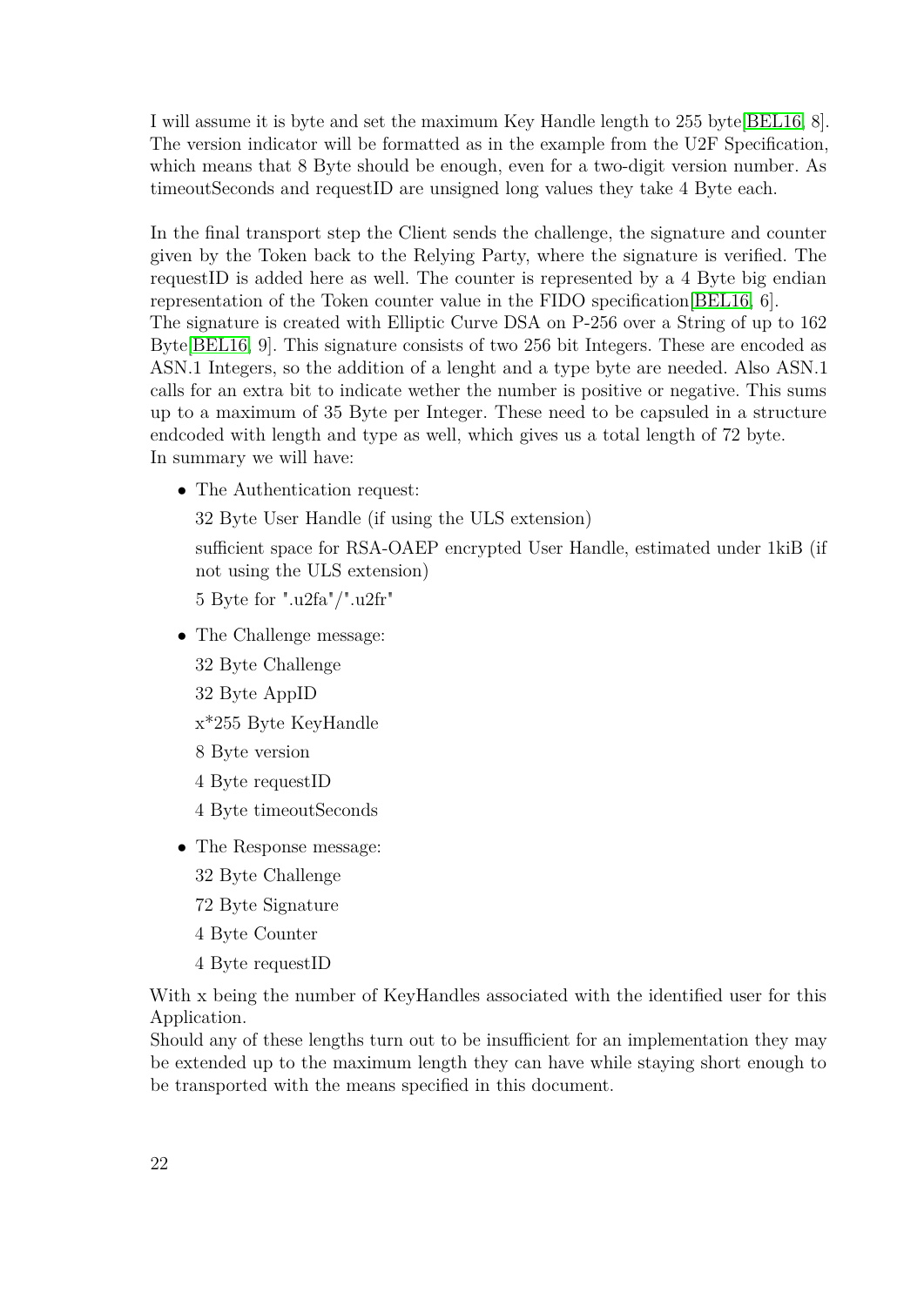I will assume it is byte and set the maximum Key Handle length to 255 byte[BEL16, 8]. The version indicator will be formatted as in the example from the U2F Specification, which means that 8 Byte should be enough, even for a two-digit version number. As timeoutSeconds and requestID are unsigned long values they take 4 Byte each.

In the final transport step the Client sends the challenge, the signature and counter given by the Token back to the Relying Party, where the signature is verified. The requestID is added here as well. The counter is represented by a 4 Byte big endian representation of the Token counter value in the FIDO specification[BEL16, 6].
The signature is created with Elliptic Curve DSA on P-256 over a String of up to 162 Byte[BEL16, 9]. This signature consists of two 256 bit Integers. These are encoded as ASN.1 Integers, so the addition of a lenght and a type byte are needed. Also ASN.1 calls for an extra bit to indicate wether the number is positive or negative. This sums up to a maximum of 35 Byte per Integer. These need to be capsuled in a structure endcoded with length and type as well, which gives us a total length of 72 byte.
In summary we will have:

- The Authentication request:

  32 Byte User Handle (if using the ULS extension)

  sufficient space for RSA-OAEP encrypted User Handle, estimated under 1kiB (if not using the ULS extension)

  5 Byte for ".u2fa"/".u2fr"

- The Challenge message:

  32 Byte Challenge

  32 Byte AppID

  x*255 Byte KeyHandle

  8 Byte version

  4 Byte requestID

  4 Byte timeoutSeconds

- The Response message:

  32 Byte Challenge

  72 Byte Signature

  4 Byte Counter

  4 Byte requestID

With x being the number of KeyHandles associated with the identified user for this Application.
Should any of these lengths turn out to be insufficient for an implementation they may be extended up to the maximum length they can have while staying short enough to be transported with the means specified in this document.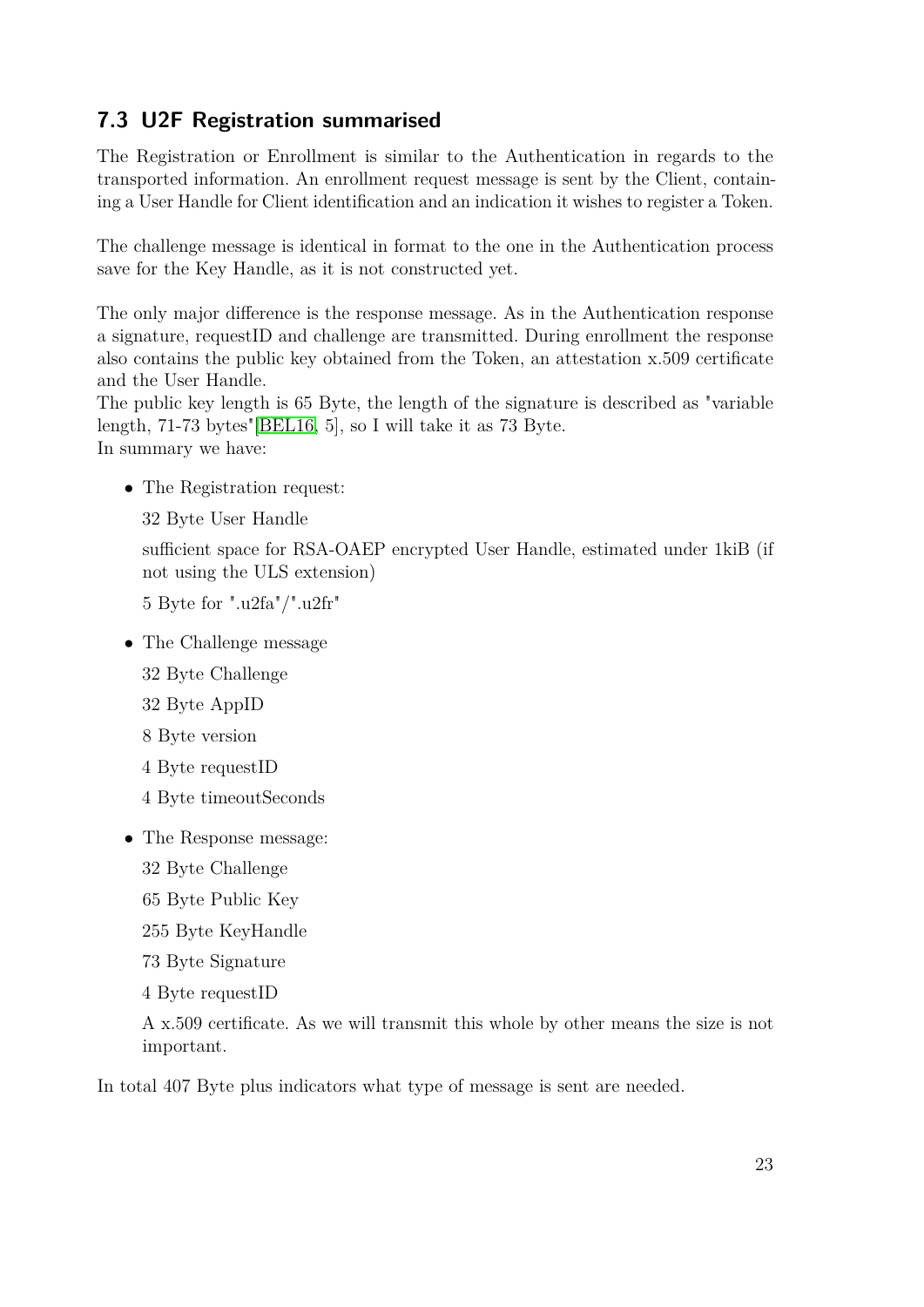## 7.3 U2F Registration summarised

The Registration or Enrollment is similar to the Authentication in regards to the transported information. An enrollment request message is sent by the Client, containing a User Handle for Client identification and an indication it wishes to register a Token.

The challenge message is identical in format to the one in the Authentication process save for the Key Handle, as it is not constructed yet.

The only major difference is the response message. As in the Authentication response a signature, requestID and challenge are transmitted. During enrollment the response also contains the public key obtained from the Token, an attestation x.509 certificate and the User Handle.
The public key length is 65 Byte, the length of the signature is described as "variable length, 71-73 bytes"[BEL16, 5], so I will take it as 73 Byte.
In summary we have:

- The Registration request:

  32 Byte User Handle

  sufficient space for RSA-OAEP encrypted User Handle, estimated under 1kiB (if not using the ULS extension)

  5 Byte for ".u2fa"/".u2fr"

- The Challenge message

  32 Byte Challenge

  32 Byte AppID

  8 Byte version

  4 Byte requestID

  4 Byte timeoutSeconds

- The Response message:

  32 Byte Challenge

  65 Byte Public Key

  255 Byte KeyHandle

  73 Byte Signature

  4 Byte requestID

  A x.509 certificate. As we will transmit this whole by other means the size is not important.

In total 407 Byte plus indicators what type of message is sent are needed.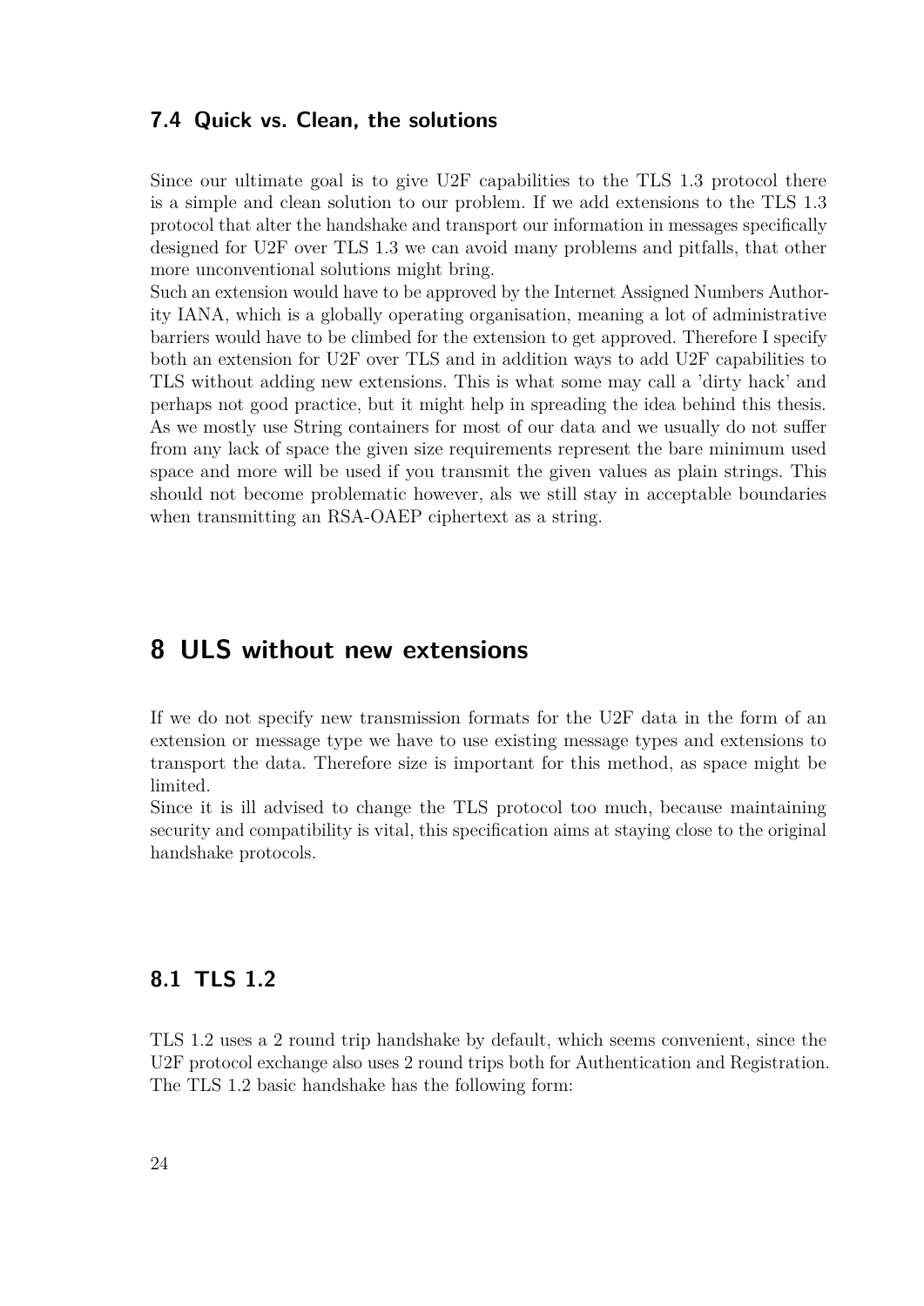### 7.4 Quick vs. Clean, the solutions

Since our ultimate goal is to give U2F capabilities to the TLS 1.3 protocol there is a simple and clean solution to our problem. If we add extensions to the TLS 1.3 protocol that alter the handshake and transport our information in messages specifically designed for U2F over TLS 1.3 we can avoid many problems and pitfalls, that other more unconventional solutions might bring.
Such an extension would have to be approved by the Internet Assigned Numbers Authority IANA, which is a globally operating organisation, meaning a lot of administrative barriers would have to be climbed for the extension to get approved. Therefore I specify both an extension for U2F over TLS and in addition ways to add U2F capabilities to TLS without adding new extensions. This is what some may call a 'dirty hack' and perhaps not good practice, but it might help in spreading the idea behind this thesis. As we mostly use String containers for most of our data and we usually do not suffer from any lack of space the given size requirements represent the bare minimum used space and more will be used if you transmit the given values as plain strings. This should not become problematic however, als we still stay in acceptable boundaries when transmitting an RSA-OAEP ciphertext as a string.

## 8 ULS without new extensions

If we do not specify new transmission formats for the U2F data in the form of an extension or message type we have to use existing message types and extensions to transport the data. Therefore size is important for this method, as space might be limited.
Since it is ill advised to change the TLS protocol too much, because maintaining security and compatibility is vital, this specification aims at staying close to the original handshake protocols.

### 8.1 TLS 1.2

TLS 1.2 uses a 2 round trip handshake by default, which seems convenient, since the U2F protocol exchange also uses 2 round trips both for Authentication and Registration. The TLS 1.2 basic handshake has the following form: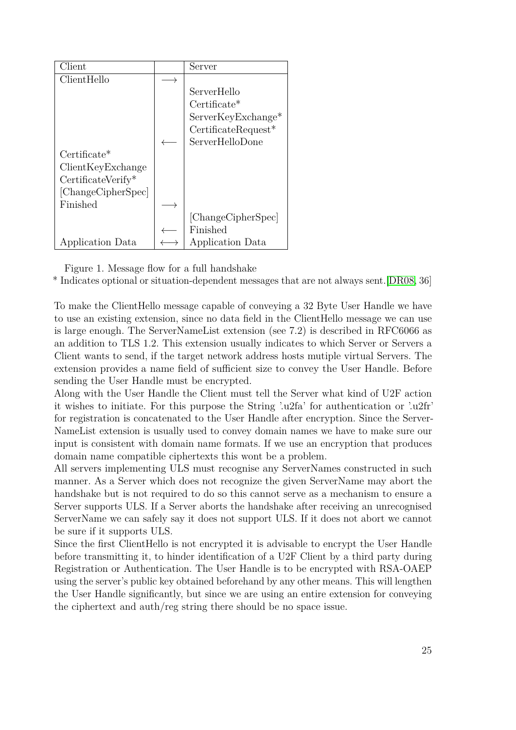| Client | | Server |
|---|---|---|
| ClientHello | ⟶ | |
| | | ServerHello |
| | | Certificate* |
| | | ServerKeyExchange* |
| | | CertificateRequest* |
| | ⟵ | ServerHelloDone |
| Certificate* | | |
| ClientKeyExchange | | |
| CertificateVerify* | | |
| [ChangeCipherSpec] | | |
| Finished | ⟶ | |
| | | [ChangeCipherSpec] |
| | ⟵ | Finished |
| Application Data | ⟷ | Application Data |

Figure 1. Message flow for a full handshake

* Indicates optional or situation-dependent messages that are not always sent.[DR08, 36]

To make the ClientHello message capable of conveying a 32 Byte User Handle we have to use an existing extension, since no data field in the ClientHello message we can use is large enough. The ServerNameList extension (see 7.2) is described in RFC6066 as an addition to TLS 1.2. This extension usually indicates to which Server or Servers a Client wants to send, if the target network address hosts mutiple virtual Servers. The extension provides a name field of sufficient size to convey the User Handle. Before sending the User Handle must be encrypted.

Along with the User Handle the Client must tell the Server what kind of U2F action it wishes to initiate. For this purpose the String '.u2fa' for authentication or '.u2fr' for registration is concatenated to the User Handle after encryption. Since the ServerNameList extension is usually used to convey domain names we have to make sure our input is consistent with domain name formats. If we use an encryption that produces domain name compatible ciphertexts this wont be a problem.

All servers implementing ULS must recognise any ServerNames constructed in such manner. As a Server which does not recognize the given ServerName may abort the handshake but is not required to do so this cannot serve as a mechanism to ensure a Server supports ULS. If a Server aborts the handshake after receiving an unrecognised ServerName we can safely say it does not support ULS. If it does not abort we cannot be sure if it supports ULS.

Since the first ClientHello is not encrypted it is advisable to encrypt the User Handle before transmitting it, to hinder identification of a U2F Client by a third party during Registration or Authentication. The User Handle is to be encrypted with RSA-OAEP using the server's public key obtained beforehand by any other means. This will lengthen the User Handle significantly, but since we are using an entire extension for conveying the ciphertext and auth/reg string there should be no space issue.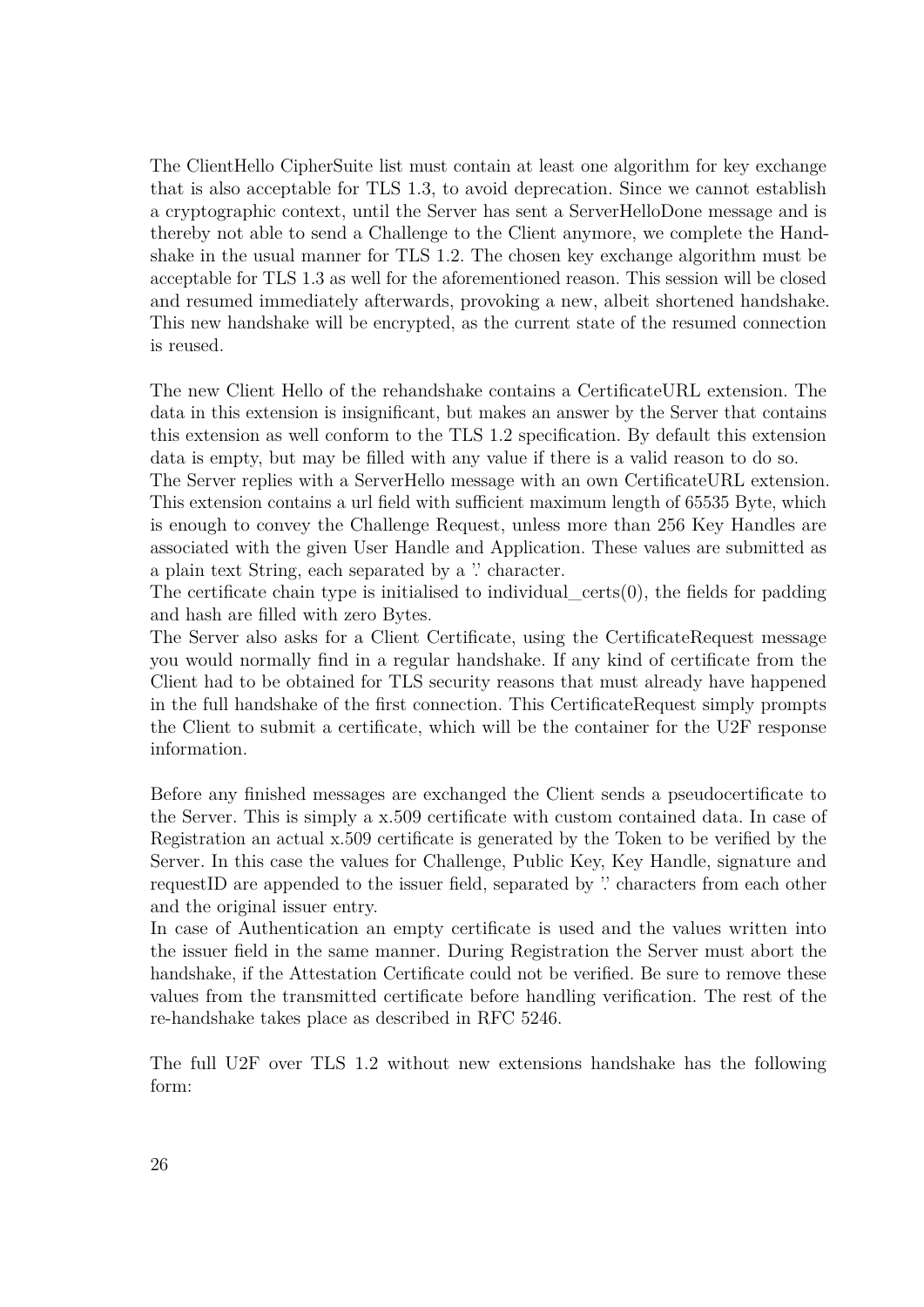The ClientHello CipherSuite list must contain at least one algorithm for key exchange that is also acceptable for TLS 1.3, to avoid deprecation. Since we cannot establish a cryptographic context, until the Server has sent a ServerHelloDone message and is thereby not able to send a Challenge to the Client anymore, we complete the Handshake in the usual manner for TLS 1.2. The chosen key exchange algorithm must be acceptable for TLS 1.3 as well for the aforementioned reason. This session will be closed and resumed immediately afterwards, provoking a new, albeit shortened handshake. This new handshake will be encrypted, as the current state of the resumed connection is reused.

The new Client Hello of the rehandshake contains a CertificateURL extension. The data in this extension is insignificant, but makes an answer by the Server that contains this extension as well conform to the TLS 1.2 specification. By default this extension data is empty, but may be filled with any value if there is a valid reason to do so.
The Server replies with a ServerHello message with an own CertificateURL extension. This extension contains a url field with sufficient maximum length of 65535 Byte, which is enough to convey the Challenge Request, unless more than 256 Key Handles are associated with the given User Handle and Application. These values are submitted as a plain text String, each separated by a '.' character.
The certificate chain type is initialised to individual_certs(0), the fields for padding and hash are filled with zero Bytes.
The Server also asks for a Client Certificate, using the CertificateRequest message you would normally find in a regular handshake. If any kind of certificate from the Client had to be obtained for TLS security reasons that must already have happened in the full handshake of the first connection. This CertificateRequest simply prompts the Client to submit a certificate, which will be the container for the U2F response information.

Before any finished messages are exchanged the Client sends a pseudocertificate to the Server. This is simply a x.509 certificate with custom contained data. In case of Registration an actual x.509 certificate is generated by the Token to be verified by the Server. In this case the values for Challenge, Public Key, Key Handle, signature and requestID are appended to the issuer field, separated by '.' characters from each other and the original issuer entry.
In case of Authentication an empty certificate is used and the values written into the issuer field in the same manner. During Registration the Server must abort the handshake, if the Attestation Certificate could not be verified. Be sure to remove these values from the transmitted certificate before handling verification. The rest of the re-handshake takes place as described in RFC 5246.

The full U2F over TLS 1.2 without new extensions handshake has the following form: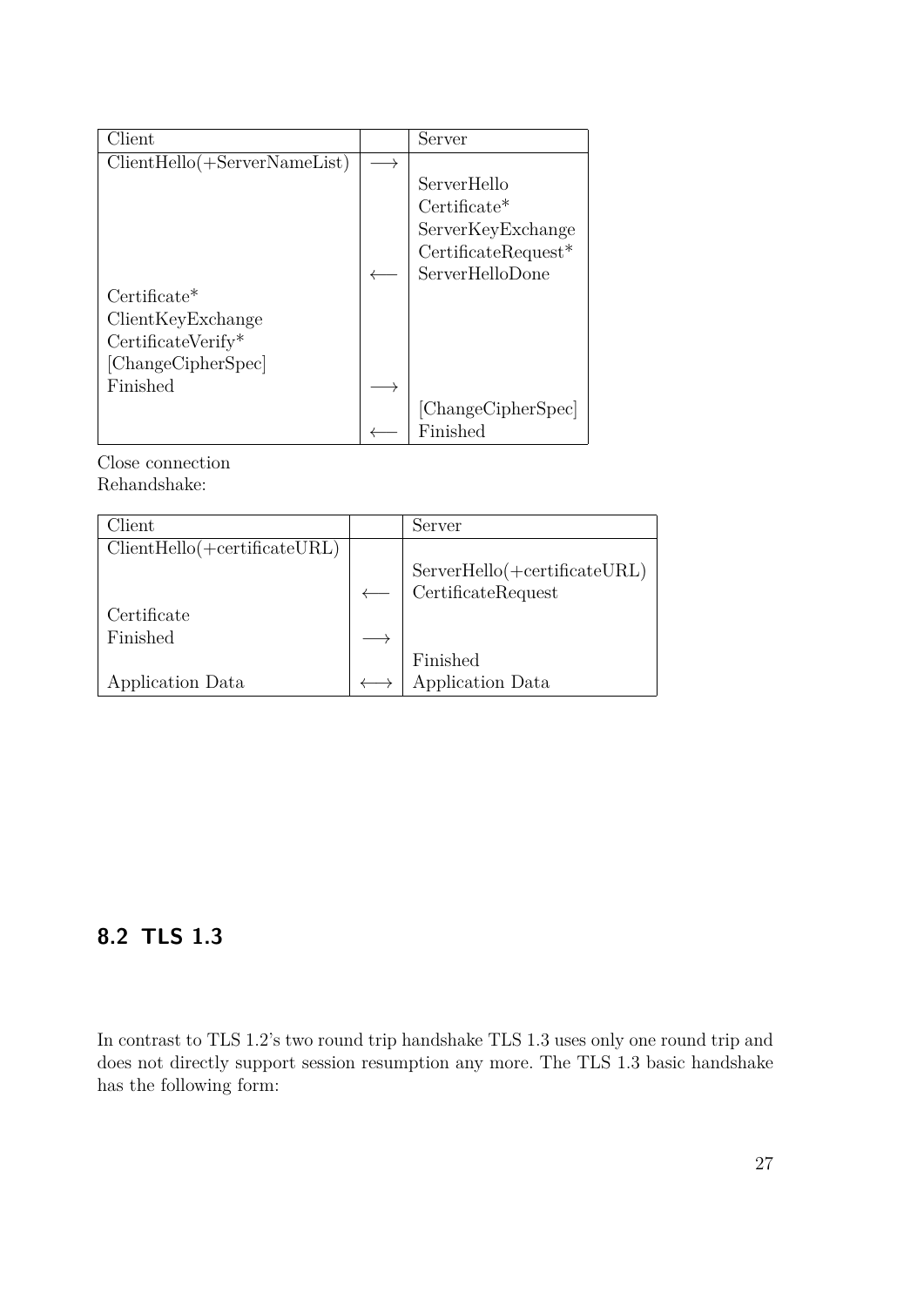| Client | | Server |
|---|---|---|
| ClientHello(+ServerNameList) | ⟶ | |
| | | ServerHello |
| | | Certificate* |
| | | ServerKeyExchange |
| | | CertificateRequest* |
| | ⟵ | ServerHelloDone |
| Certificate* | | |
| ClientKeyExchange | | |
| CertificateVerify* | | |
| [ChangeCipherSpec] | | |
| Finished | ⟶ | |
| | | [ChangeCipherSpec] |
| | ⟵ | Finished |

Close connection
Rehandshake:

| Client | | Server |
|---|---|---|
| ClientHello(+certificateURL) | | |
| | | ServerHello(+certificateURL) |
| | ⟵ | CertificateRequest |
| Certificate | | |
| Finished | ⟶ | |
| | | Finished |
| Application Data | ⟷ | Application Data |

## 8.2 TLS 1.3

In contrast to TLS 1.2's two round trip handshake TLS 1.3 uses only one round trip and does not directly support session resumption any more. The TLS 1.3 basic handshake has the following form: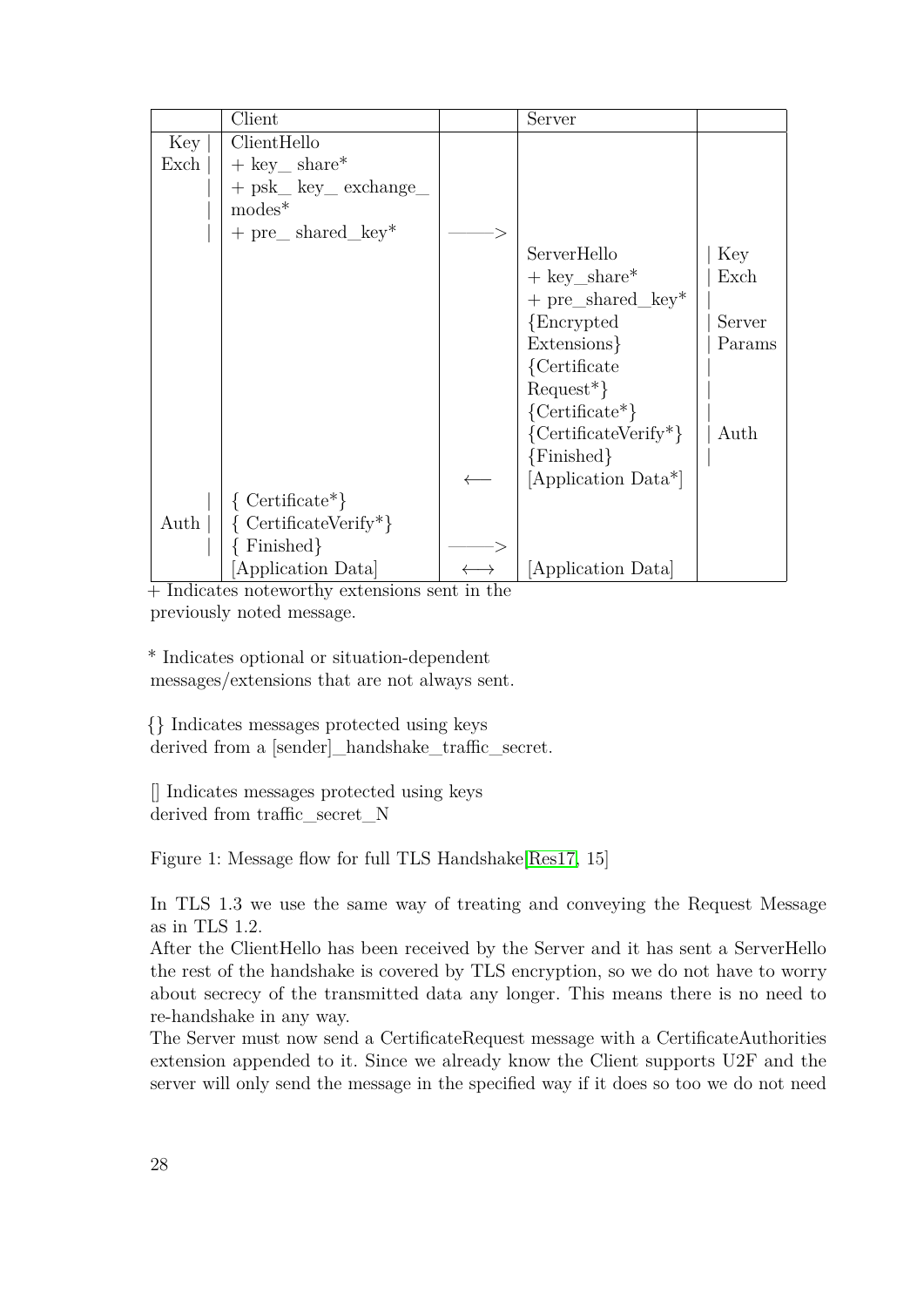|  | Client |  | Server |  |
|---|---|---|---|---|
| Key \| | ClientHello |  |  |  |
| Exch \| | + key_ share* |  |  |  |
| \| | + psk_ key_ exchange_ modes* |  |  |  |
| \| | + pre_ shared_key* | ——> |  |  |
|  |  |  | ServerHello | \| Key |
|  |  |  | + key_share* | \| Exch |
|  |  |  | + pre_shared_key* | \| |
|  |  |  | {Encrypted Extensions} | \| Server Params |
|  |  |  | {Certificate Request*} | \| |
|  |  |  | {Certificate*} | \| |
|  |  |  | {CertificateVerify*} | \| Auth |
|  |  |  | {Finished} | \| |
|  |  | ⟵ | [Application Data*] |  |
| \| | { Certificate*} |  |  |  |
| Auth \| | { CertificateVerify*} |  |  |  |
| \| | { Finished} | ——> |  |  |
|  | [Application Data] | ⟷ | [Application Data] |  |

+ Indicates noteworthy extensions sent in the previously noted message.

* Indicates optional or situation-dependent messages/extensions that are not always sent.

{} Indicates messages protected using keys derived from a [sender]_handshake_traffic_secret.

[] Indicates messages protected using keys derived from traffic_secret_N

Figure 1: Message flow for full TLS Handshake[Res17, 15]

In TLS 1.3 we use the same way of treating and conveying the Request Message as in TLS 1.2.
After the ClientHello has been received by the Server and it has sent a ServerHello the rest of the handshake is covered by TLS encryption, so we do not have to worry about secrecy of the transmitted data any longer. This means there is no need to re-handshake in any way.
The Server must now send a CertificateRequest message with a CertificateAuthorities extension appended to it. Since we already know the Client supports U2F and the server will only send the message in the specified way if it does so too we do not need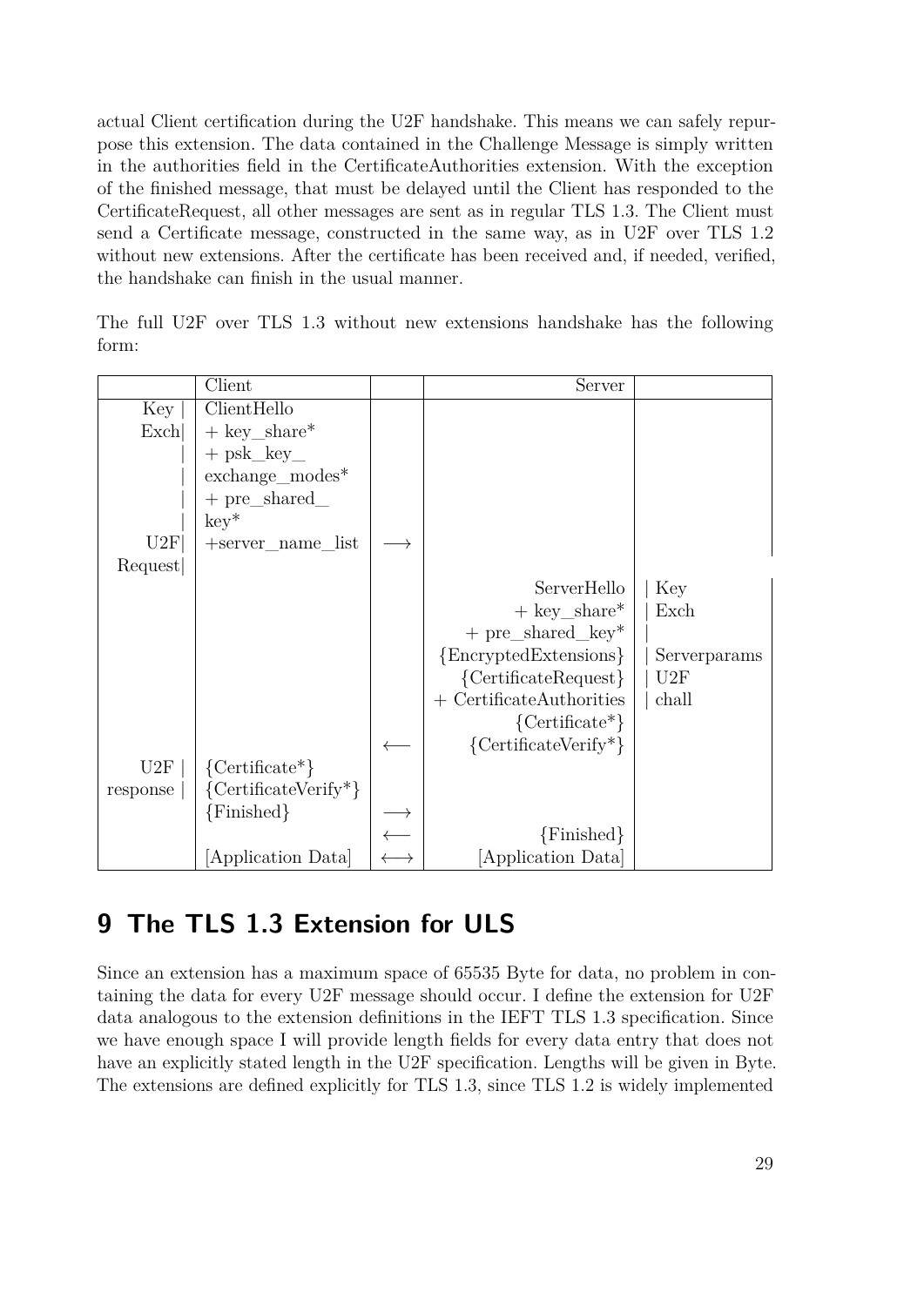actual Client certification during the U2F handshake. This means we can safely repurpose this extension. The data contained in the Challenge Message is simply written in the authorities field in the CertificateAuthorities extension. With the exception of the finished message, that must be delayed until the Client has responded to the CertificateRequest, all other messages are sent as in regular TLS 1.3. The Client must send a Certificate message, constructed in the same way, as in U2F over TLS 1.2 without new extensions. After the certificate has been received and, if needed, verified, the handshake can finish in the usual manner.

The full U2F over TLS 1.3 without new extensions handshake has the following form:

| | Client | | Server | |
|---|---|---|---|---|
| Key \| | ClientHello | | | |
| Exch\| | + key_share* | | | |
| \| | + psk_key_ | | | |
| \| | exchange_modes* | | | |
| \| | + pre_shared_ | | | |
| \| | key* | | | |
| U2F\| | +server_name_list | ⟶ | | |
| Request\| | | | | |
| | | | ServerHello | \| Key |
| | | | + key_share* | \| Exch |
| | | | + pre_shared_key* | \| |
| | | | {EncryptedExtensions} | \| Serverparams |
| | | | {CertificateRequest} | \| U2F |
| | | | + CertificateAuthorities | \| chall |
| | | | {Certificate*} | |
| | | ⟵ | {CertificateVerify*} | |
| U2F \| | {Certificate*} | | | |
| response \| | {CertificateVerify*} | | | |
| | {Finished} | ⟶ | | |
| | | ⟵ | {Finished} | |
| | [Application Data] | ⟷ | [Application Data] | |

# 9 The TLS 1.3 Extension for ULS

Since an extension has a maximum space of 65535 Byte for data, no problem in containing the data for every U2F message should occur. I define the extension for U2F data analogous to the extension definitions in the IEFT TLS 1.3 specification. Since we have enough space I will provide length fields for every data entry that does not have an explicitly stated length in the U2F specification. Lengths will be given in Byte. The extensions are defined explicitly for TLS 1.3, since TLS 1.2 is widely implemented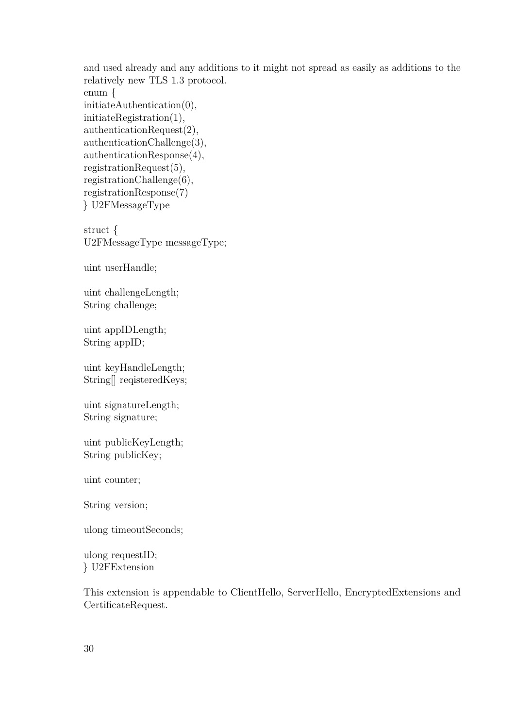and used already and any additions to it might not spread as easily as additions to the relatively new TLS 1.3 protocol.

```
enum {
initiateAuthentication(0),
initiateRegistration(1),
authenticationRequest(2),
authenticationChallenge(3),
authenticationResponse(4),
registrationRequest(5),
registrationChallenge(6),
registrationResponse(7)
} U2FMessageType

struct {
U2FMessageType messageType;

uint userHandle;

uint challengeLength;
String challenge;

uint appIDLength;
String appID;

uint keyHandleLength;
String[] reqisteredKeys;

uint signatureLength;
String signature;

uint publicKeyLength;
String publicKey;

uint counter;

String version;

ulong timeoutSeconds;

ulong requestID;
} U2FExtension
```

This extension is appendable to ClientHello, ServerHello, EncryptedExtensions and CertificateRequest.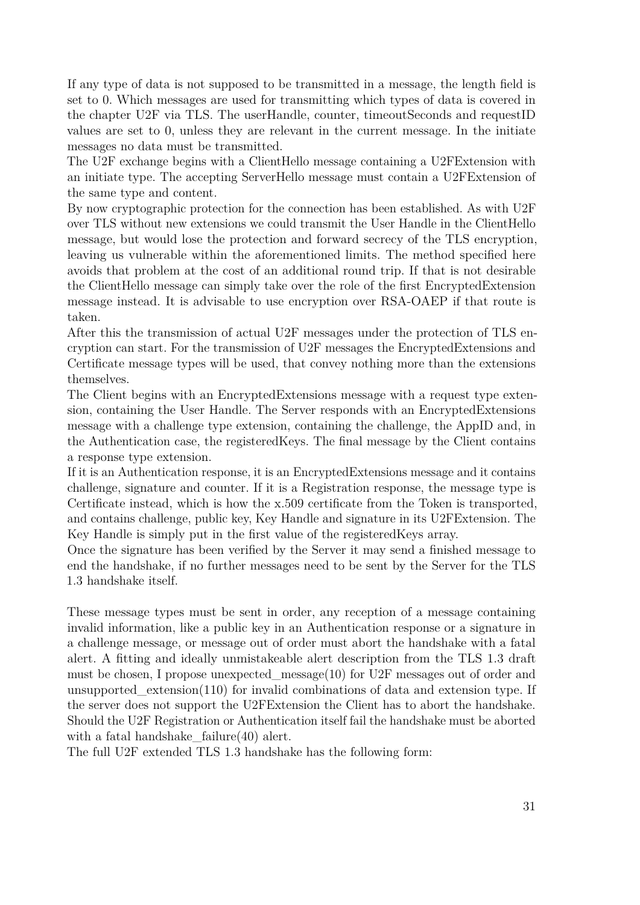If any type of data is not supposed to be transmitted in a message, the length field is set to 0. Which messages are used for transmitting which types of data is covered in the chapter U2F via TLS. The userHandle, counter, timeoutSeconds and requestID values are set to 0, unless they are relevant in the current message. In the initiate messages no data must be transmitted.

The U2F exchange begins with a ClientHello message containing a U2FExtension with an initiate type. The accepting ServerHello message must contain a U2FExtension of the same type and content.

By now cryptographic protection for the connection has been established. As with U2F over TLS without new extensions we could transmit the User Handle in the ClientHello message, but would lose the protection and forward secrecy of the TLS encryption, leaving us vulnerable within the aforementioned limits. The method specified here avoids that problem at the cost of an additional round trip. If that is not desirable the ClientHello message can simply take over the role of the first EncryptedExtension message instead. It is advisable to use encryption over RSA-OAEP if that route is taken.

After this the transmission of actual U2F messages under the protection of TLS encryption can start. For the transmission of U2F messages the EncryptedExtensions and Certificate message types will be used, that convey nothing more than the extensions themselves.

The Client begins with an EncryptedExtensions message with a request type extension, containing the User Handle. The Server responds with an EncryptedExtensions message with a challenge type extension, containing the challenge, the AppID and, in the Authentication case, the registeredKeys. The final message by the Client contains a response type extension.

If it is an Authentication response, it is an EncryptedExtensions message and it contains challenge, signature and counter. If it is a Registration response, the message type is Certificate instead, which is how the x.509 certificate from the Token is transported, and contains challenge, public key, Key Handle and signature in its U2FExtension. The Key Handle is simply put in the first value of the registeredKeys array.

Once the signature has been verified by the Server it may send a finished message to end the handshake, if no further messages need to be sent by the Server for the TLS 1.3 handshake itself.

These message types must be sent in order, any reception of a message containing invalid information, like a public key in an Authentication response or a signature in a challenge message, or message out of order must abort the handshake with a fatal alert. A fitting and ideally unmistakeable alert description from the TLS 1.3 draft must be chosen, I propose unexpected_message(10) for U2F messages out of order and unsupported_extension(110) for invalid combinations of data and extension type. If the server does not support the U2FExtension the Client has to abort the handshake. Should the U2F Registration or Authentication itself fail the handshake must be aborted with a fatal handshake_failure(40) alert.

The full U2F extended TLS 1.3 handshake has the following form: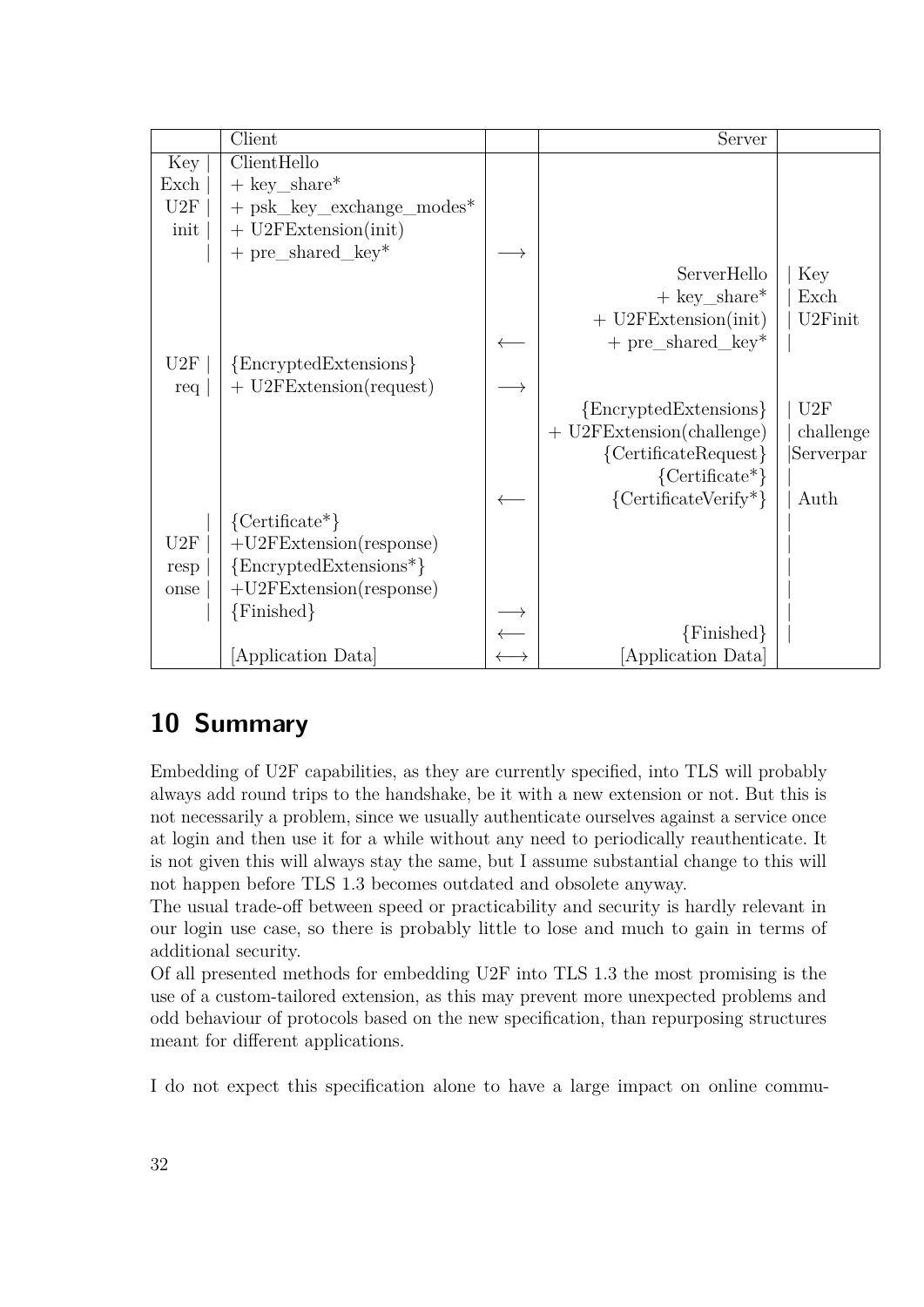| | Client | | Server | |
|---|---|---|---|---|
| Key \| | ClientHello | | | |
| Exch \| | + key_share* | | | |
| U2F \| | + psk_key_exchange_modes* | | | |
| init \| | + U2FExtension(init) | | | |
| \| | + pre_shared_key* | ⟶ | | |
| | | | ServerHello | \| Key |
| | | | + key_share* | \| Exch |
| | | | + U2FExtension(init) | \| U2Finit |
| | | ⟵ | + pre_shared_key* | \| |
| U2F \| | {EncryptedExtensions} | | | |
| req \| | + U2FExtension(request) | ⟶ | | |
| | | | {EncryptedExtensions} | \| U2F |
| | | | + U2FExtension(challenge) | \| challenge |
| | | | {CertificateRequest} | \|Serverpar |
| | | | {Certificate*} | \| |
| | | ⟵ | {CertificateVerify*} | \| Auth |
| \| | {Certificate*} | | | \| |
| U2F \| | +U2FExtension(response) | | | \| |
| resp \| | {EncryptedExtensions*} | | | \| |
| onse \| | +U2FExtension(response) | | | \| |
| \| | {Finished} | ⟶ | | \| |
| | | ⟵ | {Finished} | \| |
| | [Application Data] | ⟷ | [Application Data] | |

# 10 Summary

Embedding of U2F capabilities, as they are currently specified, into TLS will probably always add round trips to the handshake, be it with a new extension or not. But this is not necessarily a problem, since we usually authenticate ourselves against a service once at login and then use it for a while without any need to periodically reauthenticate. It is not given this will always stay the same, but I assume substantial change to this will not happen before TLS 1.3 becomes outdated and obsolete anyway.
The usual trade-off between speed or practicability and security is hardly relevant in our login use case, so there is probably little to lose and much to gain in terms of additional security.
Of all presented methods for embedding U2F into TLS 1.3 the most promising is the use of a custom-tailored extension, as this may prevent more unexpected problems and odd behaviour of protocols based on the new specification, than repurposing structures meant for different applications.

I do not expect this specification alone to have a large impact on online commu-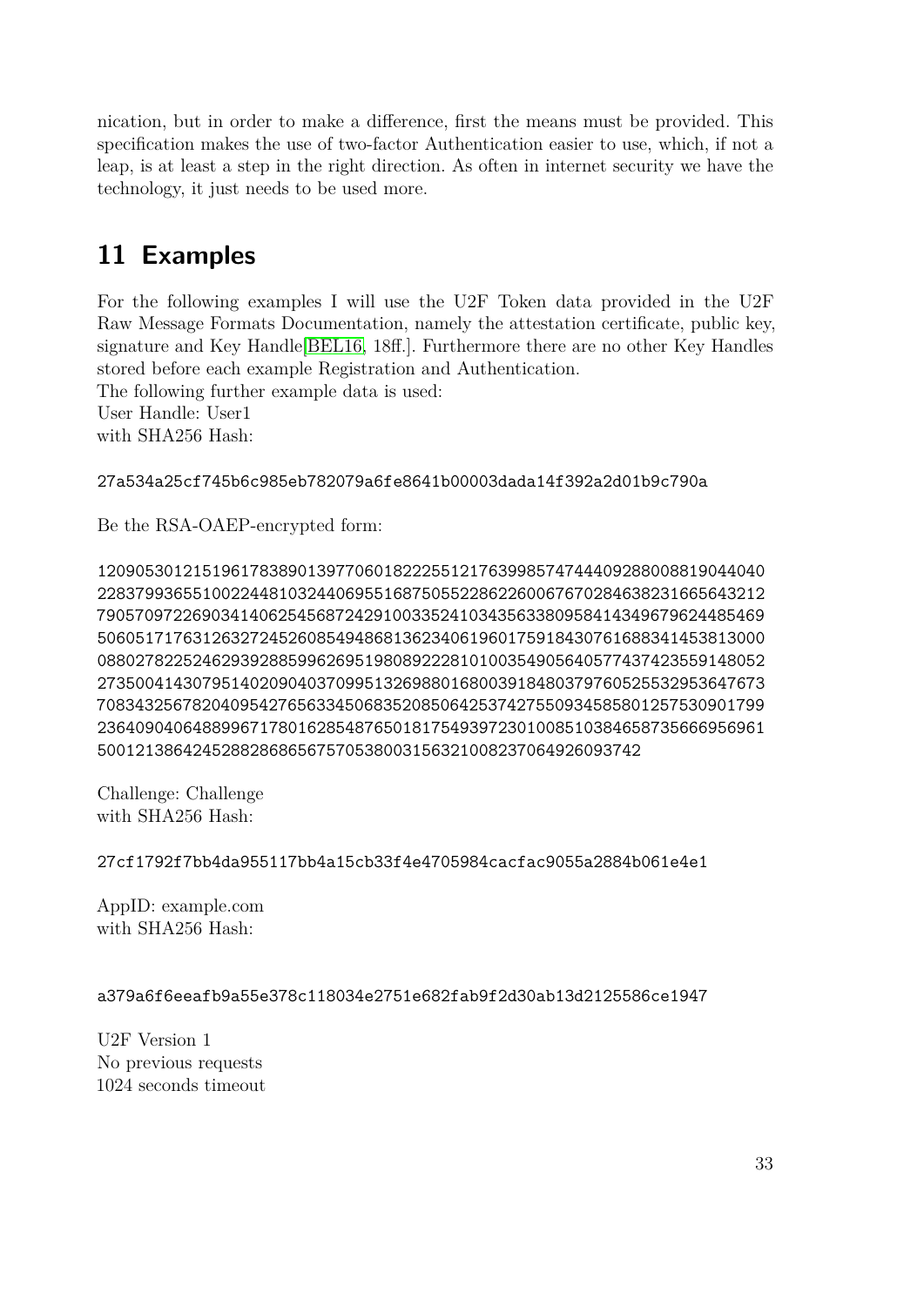nication, but in order to make a difference, first the means must be provided. This specification makes the use of two-factor Authentication easier to use, which, if not a leap, is at least a step in the right direction. As often in internet security we have the technology, it just needs to be used more.

# 11 Examples

For the following examples I will use the U2F Token data provided in the U2F Raw Message Formats Documentation, namely the attestation certificate, public key, signature and Key Handle[BEL16, 18ff.]. Furthermore there are no other Key Handles stored before each example Registration and Authentication.
The following further example data is used:
User Handle: User1
with SHA256 Hash:

```
27a534a25cf745b6c985eb782079a6fe8641b00003dada14f392a2d01b9c790a
```

Be the RSA-OAEP-encrypted form:

```
1209053012151961783890139770601822255121763998574744409288008819044040
2283799365510022448103244069551687505522862260067670284638231665643212
7905709722690341406254568724291003352410343563380958414349679624485469
5060517176312632724526085494868136234061960175918430761688341453813000
0880278225246293928859962695198089222810100354905640577437423559148052
2735004143079514020904037099513269880168003918480379760525532953647673
7083432567820409542765633450683520850642537427550934585801257530901799
2364090406488996717801628548765018175493972301008510384658735666956961
500121386424528828686567570538003156321008237064926093742
```

Challenge: Challenge
with SHA256 Hash:

```
27cf1792f7bb4da955117bb4a15cb33f4e4705984cacfac9055a2884b061e4e1
```

AppID: example.com
with SHA256 Hash:

```
a379a6f6eeafb9a55e378c118034e2751e682fab9f2d30ab13d2125586ce1947
```

U2F Version 1
No previous requests
1024 seconds timeout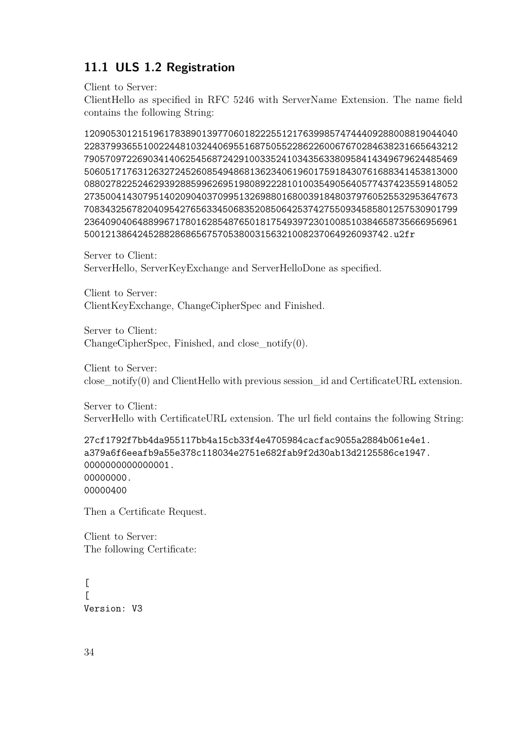## 11.1 ULS 1.2 Registration

Client to Server:
ClientHello as specified in RFC 5246 with ServerName Extension. The name field contains the following String:

```
12090530121519617838901397706018222551217639985747444092880088190440 40
22837993655100224481032440695516875055228622600676702846382316656432 12
79057097226903414062545687242910033524103435633809584143496796244854 69
50605171763126327245260854948681362340619601759184307616883414538130 00
08802782252462939288599626951980892228101003549056405774374235591480 52
27350041430795140209040370995132698801680039184803797605255329536476 73
70834325678204095427656334506835208506425374275509345858012575309017 99
23640904064889967178016285487650181754939723010085103846587356669569 61
5001213864245288286865675705380031563210082370649260937 42.u2fr
```

Server to Client:
ServerHello, ServerKeyExchange and ServerHelloDone as specified.

Client to Server:
ClientKeyExchange, ChangeCipherSpec and Finished.

Server to Client:
ChangeCipherSpec, Finished, and close_notify(0).

Client to Server:
close_notify(0) and ClientHello with previous session_id and CertificateURL extension.

Server to Client:
ServerHello with CertificateURL extension. The url field contains the following String:

```
27cf1792f7bb4da955117bb4a15cb33f4e4705984cacfac9055a2884b061e4e1.
a379a6f6eeafb9a55e378c118034e2751e682fab9f2d30ab13d2125586ce1947.
0000000000000001.
00000000.
00000400
```

Then a Certificate Request.

Client to Server:
The following Certificate:

```
[
[
Version: V3
```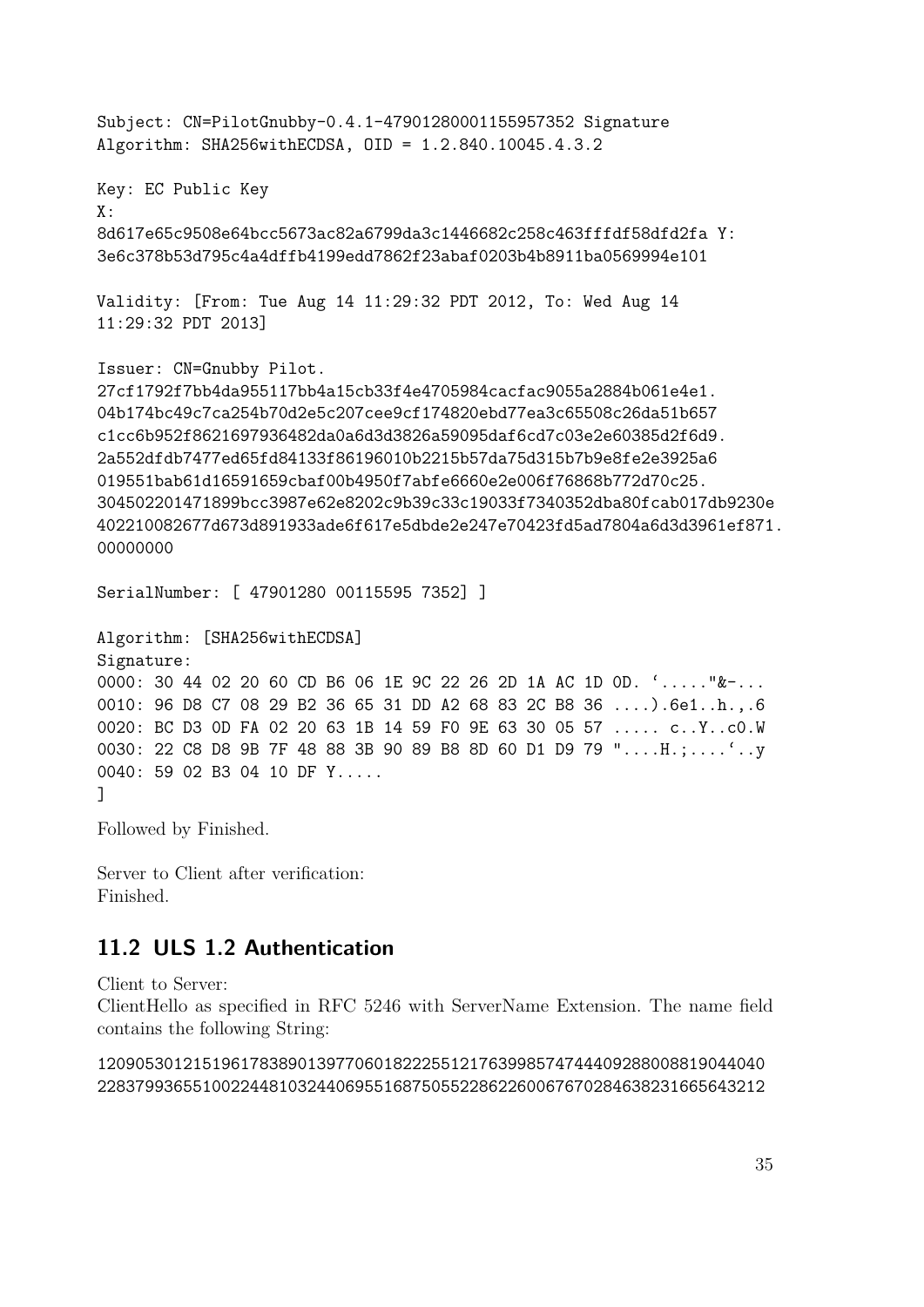```
Subject: CN=PilotGnubby-0.4.1-47901280001155957352 Signature
Algorithm: SHA256withECDSA, OID = 1.2.840.10045.4.3.2

Key: EC Public Key
X:
8d617e65c9508e64bcc5673ac82a6799da3c1446682c258c463fffdf58dfd2fa Y:
3e6c378b53d795c4a4dffb4199edd7862f23abaf0203b4b8911ba0569994e101

Validity: [From: Tue Aug 14 11:29:32 PDT 2012, To: Wed Aug 14
11:29:32 PDT 2013]

Issuer: CN=Gnubby Pilot.
27cf1792f7bb4da955117bb4a15cb33f4e4705984cacfac9055a2884b061e4e1.
04b174bc49c7ca254b70d2e5c207cee9cf174820ebd77ea3c65508c26da51b657
c1cc6b952f8621697936482da0a6d3d3826a59095daf6cd7c03e2e60385d2f6d9.
2a552dfdb7477ed65fd84133f86196010b2215b57da75d315b7b9e8fe2e3925a6
019551bab61d16591659cbaf00b4950f7abfe6660e2e006f76868b772d70c25.
304502201471899bcc3987e62e8202c9b39c33c19033f7340352dba80fcab017db9230e
402210082677d673d891933ade6f617e5dbde2e247e70423fd5ad7804a6d3d3961ef871.
00000000

SerialNumber: [ 47901280 00115595 7352] ]

Algorithm: [SHA256withECDSA]
Signature:
0000: 30 44 02 20 60 CD B6 06 1E 9C 22 26 2D 1A AC 1D 0D. `....."&-...
0010: 96 D8 C7 08 29 B2 36 65 31 DD A2 68 83 2C B8 36 ....).6e1..h.,.6
0020: BC D3 0D FA 02 20 63 1B 14 59 F0 9E 63 30 05 57 ..... c..Y..c0.W
0030: 22 C8 D8 9B 7F 48 88 3B 90 89 B8 8D 60 D1 D9 79 "....H.;....`..y
0040: 59 02 B3 04 10 DF Y.....
]
```

Followed by Finished.

Server to Client after verification:
Finished.

## 11.2 ULS 1.2 Authentication

Client to Server:
ClientHello as specified in RFC 5246 with ServerName Extension. The name field contains the following String:

```
120905301215196178389013977060182225512176399857474440928800881904404
02283799365510022448103244069551687505522862260067670284638231665643212
```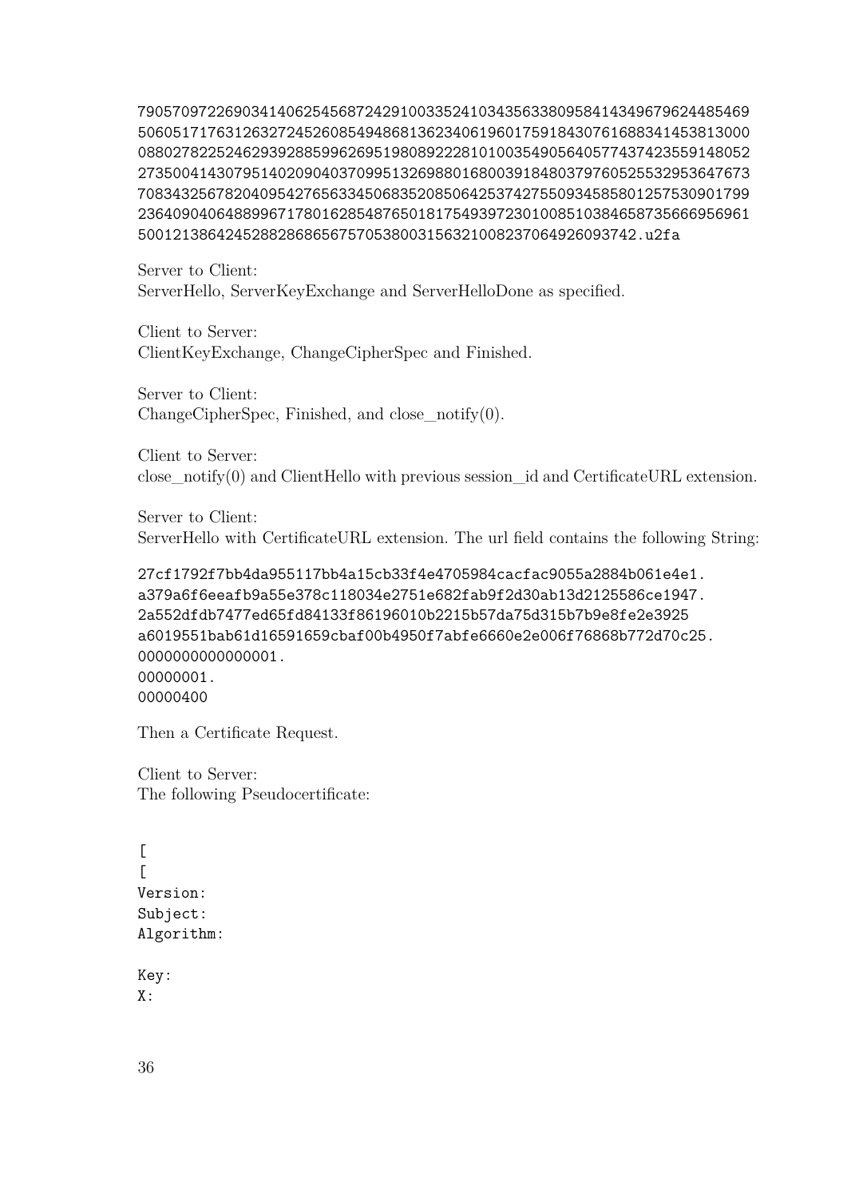```
7905709722690341406254568724291003352410343563380958414349679624485469
5060517176312632724526085494868136234061960175918430761688341453813000
0880278225246293928859962695198089222810100354905640577437423559148052
2735004143079514020904037099513269880168003918480379760525532953647673
7083432567820409542765633450683520850642537427550934585801257530901799
2364090406488996717801628548765018175493972301008510384658735666956961
5001213864245288286865675705380031563210082370649260937 42.u2fa
```

Server to Client:
ServerHello, ServerKeyExchange and ServerHelloDone as specified.

Client to Server:
ClientKeyExchange, ChangeCipherSpec and Finished.

Server to Client:
ChangeCipherSpec, Finished, and close_notify(0).

Client to Server:
close_notify(0) and ClientHello with previous session_id and CertificateURL extension.

Server to Client:
ServerHello with CertificateURL extension. The url field contains the following String:

```
27cf1792f7bb4da955117bb4a15cb33f4e4705984cacfac9055a2884b061e4e1.
a379a6f6eeafb9a55e378c118034e2751e682fab9f2d30ab13d2125586ce1947.
2a552dfdb7477ed65fd84133f86196010b2215b57da75d315b7b9e8fe2e3925
a6019551bab61d16591659cbaf00b4950f7abfe6660e2e006f76868b772d70c25.
0000000000000001.
00000001.
00000400
```

Then a Certificate Request.

Client to Server:
The following Pseudocertificate:

```
[
[
Version:
Subject:
Algorithm:

Key:
X:
```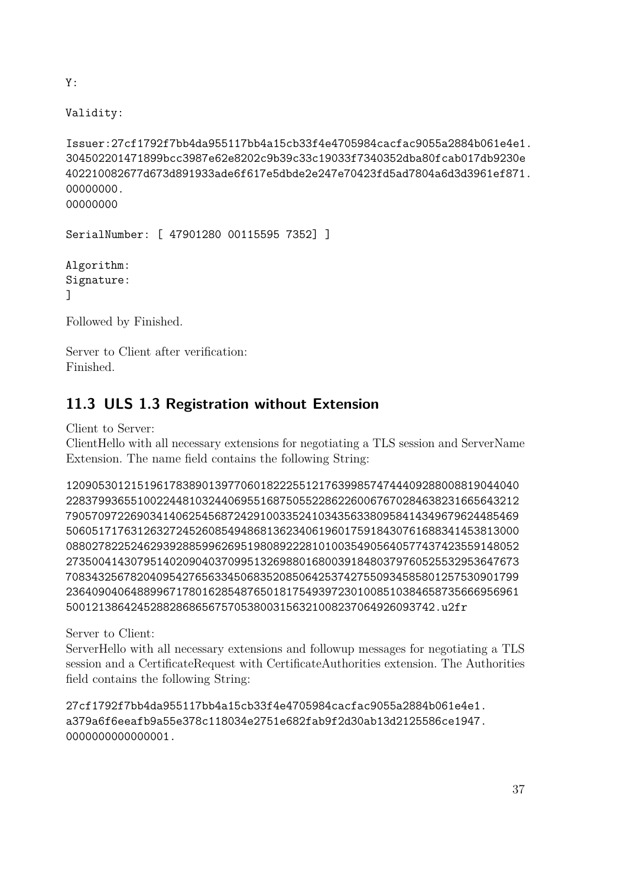```
Y:

Validity:

Issuer:27cf1792f7bb4da955117bb4a15cb33f4e4705984cacfac9055a2884b061e4e1.
304502201471899bcc3987e62e8202c9b39c33c19033f7340352dba80fcab017db9230e
402210082677d673d891933ade6f617e5dbde2e247e70423fd5ad7804a6d3d3961ef871.
00000000.
00000000

SerialNumber: [ 47901280 00115595 7352] ]

Algorithm:
Signature:
]
```

Followed by Finished.

Server to Client after verification:
Finished.

## 11.3 ULS 1.3 Registration without Extension

Client to Server:
ClientHello with all necessary extensions for negotiating a TLS session and ServerName Extension. The name field contains the following String:

```
1209053012151961783890139770601822255121763998574744409288008819044040
2283799365510022448103244069551687505522862260067670284638231665643212
7905709722690341406254568724291003352410343563380958414349679624485469
5060517176312632724526085494868136234061960175918430761688341453813000
0880278225246293928859962695198089222810100354905640577437423559148052
2735004143079514020904037099513269880168003918480379760525532953647673
7083432567820409542765633450683520850642537427550934585801257530901799
2364090406488996717801628548765018175493972301008510384658735666956961
5001213864245288286865675705380031563210082370649260937 42.u2fr
```

Server to Client:
ServerHello with all necessary extensions and followup messages for negotiating a TLS session and a CertificateRequest with CertificateAuthorities extension. The Authorities field contains the following String:

```
27cf1792f7bb4da955117bb4a15cb33f4e4705984cacfac9055a2884b061e4e1.
a379a6f6eeafb9a55e378c118034e2751e682fab9f2d30ab13d2125586ce1947.
0000000000000001.
```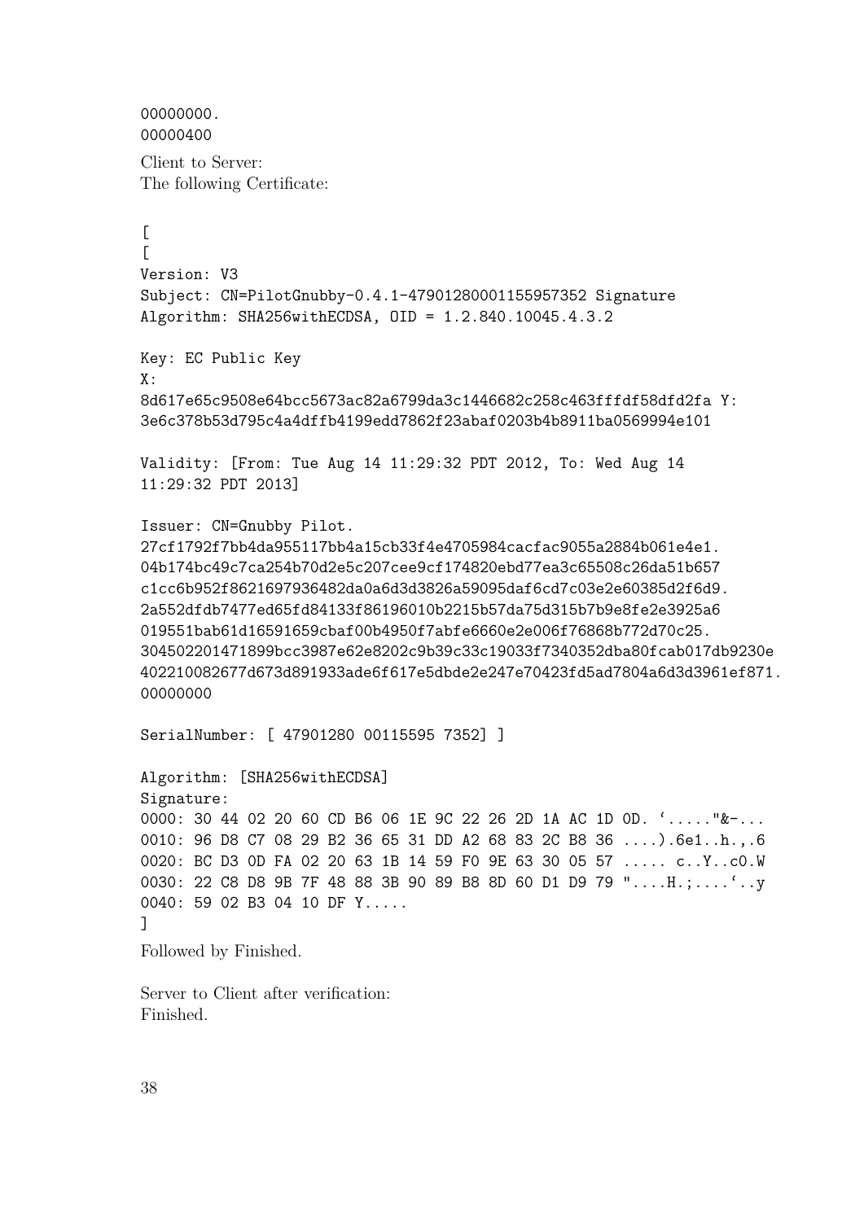```
00000000.
00000400
```

Client to Server:
The following Certificate:

```
[
[
Version: V3
Subject: CN=PilotGnubby-0.4.1-47901280001155957352 Signature
Algorithm: SHA256withECDSA, OID = 1.2.840.10045.4.3.2

Key: EC Public Key
X:
8d617e65c9508e64bcc5673ac82a6799da3c1446682c258c463fffdf58dfd2fa Y:
3e6c378b53d795c4a4dffb4199edd7862f23abaf0203b4b8911ba0569994e101

Validity: [From: Tue Aug 14 11:29:32 PDT 2012, To: Wed Aug 14
11:29:32 PDT 2013]

Issuer: CN=Gnubby Pilot.
27cf1792f7bb4da955117bb4a15cb33f4e4705984cacfac9055a2884b061e4e1.
04b174bc49c7ca254b70d2e5c207cee9cf174820ebd77ea3c65508c26da51b657
c1cc6b952f8621697936482da0a6d3d3826a59095daf6cd7c03e2e60385d2f6d9.
2a552dfdb7477ed65fd84133f86196010b2215b57da75d315b7b9e8fe2e3925a6
019551bab61d16591659cbaf00b4950f7abfe6660e2e006f76868b772d70c25.
304502201471899bcc3987e62e8202c9b39c33c19033f7340352dba80fcab017db9230e
402210082677d673d891933ade6f617e5dbde2e247e70423fd5ad7804a6d3d3961ef871.
00000000

SerialNumber: [ 47901280 00115595 7352] ]

Algorithm: [SHA256withECDSA]
Signature:
0000: 30 44 02 20 60 CD B6 06 1E 9C 22 26 2D 1A AC 1D 0D. '....."&-...
0010: 96 D8 C7 08 29 B2 36 65 31 DD A2 68 83 2C B8 36 ....).6e1..h.,.6
0020: BC D3 0D FA 02 20 63 1B 14 59 F0 9E 63 30 05 57 ..... c..Y..c0.W
0030: 22 C8 D8 9B 7F 48 88 3B 90 89 B8 8D 60 D1 D9 79 "....H.;....'..y
0040: 59 02 B3 04 10 DF Y.....
]
```

Followed by Finished.

Server to Client after verification:
Finished.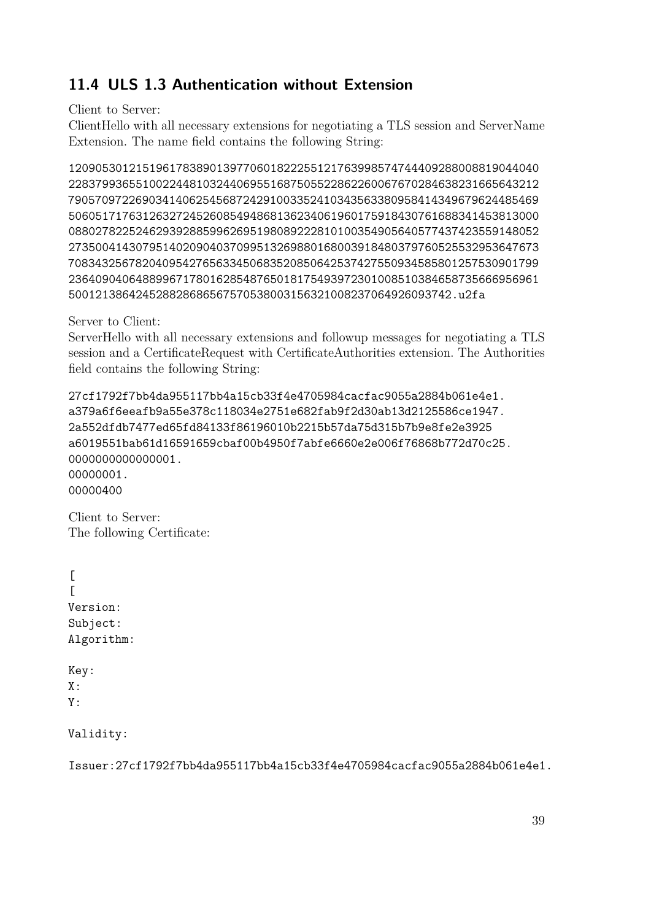## 11.4 ULS 1.3 Authentication without Extension

Client to Server:
ClientHello with all necessary extensions for negotiating a TLS session and ServerName Extension. The name field contains the following String:

```
1209053012151961783890139770601822255121763998574744409288008819044040
2283799365510022448103244069551687505522862260067670284638231665643212
7905709722690341406254568724291003352410343563380958414349679624485469
5060517176312632724526085494868136234061960175918430761688341453813000
0880278225246293928859962695198089222810100354905640577437423559148052
2735004143079514020904037099513269880168003918480379760525532953647673
7083432567820409542765633450683520850642537427550934585801257530901799
2364090406488996717801628548765018175493972301008510384658735666956961
50012138642452882868656757053800315632100823706492609374 2.u2fa
```

Server to Client:
ServerHello with all necessary extensions and followup messages for negotiating a TLS session and a CertificateRequest with CertificateAuthorities extension. The Authorities field contains the following String:

```
27cf1792f7bb4da955117bb4a15cb33f4e4705984cacfac9055a2884b061e4e1.
a379a6f6eeafb9a55e378c118034e2751e682fab9f2d30ab13d2125586ce1947.
2a552dfdb7477ed65fd84133f86196010b2215b57da75d315b7b9e8fe2e3925
a6019551bab61d16591659cbaf00b4950f7abfe6660e2e006f76868b772d70c25.
0000000000000001.
00000001.
00000400
```

Client to Server:
The following Certificate:

```
[
[
Version:
Subject:
Algorithm:

Key:
X:
Y:

Validity:

Issuer:27cf1792f7bb4da955117bb4a15cb33f4e4705984cacfac9055a2884b061e4e1.
```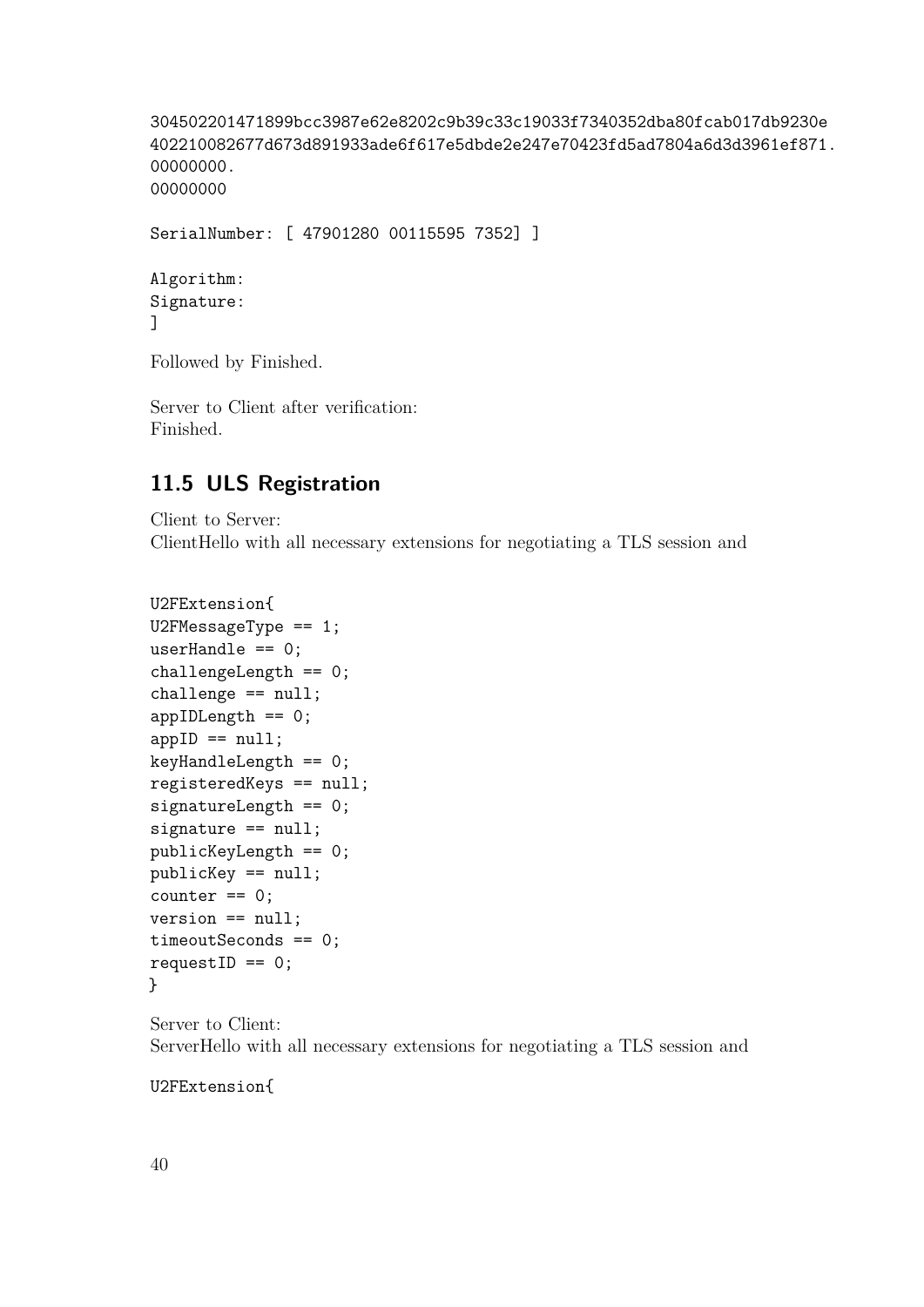```
304502201471899bcc3987e62e8202c9b39c33c19033f7340352dba80fcab017db9230e
402210082677d673d891933ade6f617e5dbde2e247e70423fd5ad7804a6d3d3961ef871.
00000000.
00000000

SerialNumber: [ 47901280 00115595 7352] ]

Algorithm:
Signature:
]
```

Followed by Finished.

Server to Client after verification:
Finished.

## 11.5 ULS Registration

Client to Server:
ClientHello with all necessary extensions for negotiating a TLS session and

```
U2FExtension{
U2FMessageType == 1;
userHandle == 0;
challengeLength == 0;
challenge == null;
appIDLength == 0;
appID == null;
keyHandleLength == 0;
registeredKeys == null;
signatureLength == 0;
signature == null;
publicKeyLength == 0;
publicKey == null;
counter == 0;
version == null;
timeoutSeconds == 0;
requestID == 0;
}
```

Server to Client:
ServerHello with all necessary extensions for negotiating a TLS session and

```
U2FExtension{
```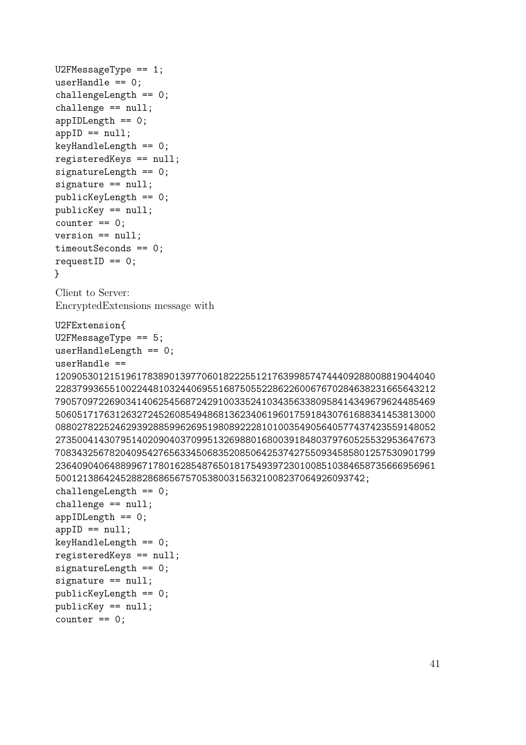```
U2FMessageType == 1;
userHandle == 0;
challengeLength == 0;
challenge == null;
appIDLength == 0;
appID == null;
keyHandleLength == 0;
registeredKeys == null;
signatureLength == 0;
signature == null;
publicKeyLength == 0;
publicKey == null;
counter == 0;
version == null;
timeoutSeconds == 0;
requestID == 0;
}
```

Client to Server:
EncryptedExtensions message with

```
U2FExtension{
U2FMessageType == 5;
userHandleLength == 0;
userHandle ==
1209053012151961783890139770601822255121763998574744409288008819044040
2283799365510022448103244069551687505522862260067670284638231665643212
7905709722690341406254568724291003352410343563380958414349679624485469
5060517176312632724526085494868136234061960175918430761688341453813000
0880278225246293928859962695198089222810100354905640577437423559148052
2735004143079514020904037099513269880168003918480379760525532953647673
7083432567820409542765633450683520850642537427550934585801257530901799
2364090406488996717801628548765018175493972301008510384658735666956961
5001213864245288286865675705380031563210082370649260937 42;
challengeLength == 0;
challenge == null;
appIDLength == 0;
appID == null;
keyHandleLength == 0;
registeredKeys == null;
signatureLength == 0;
signature == null;
publicKeyLength == 0;
publicKey == null;
counter == 0;
```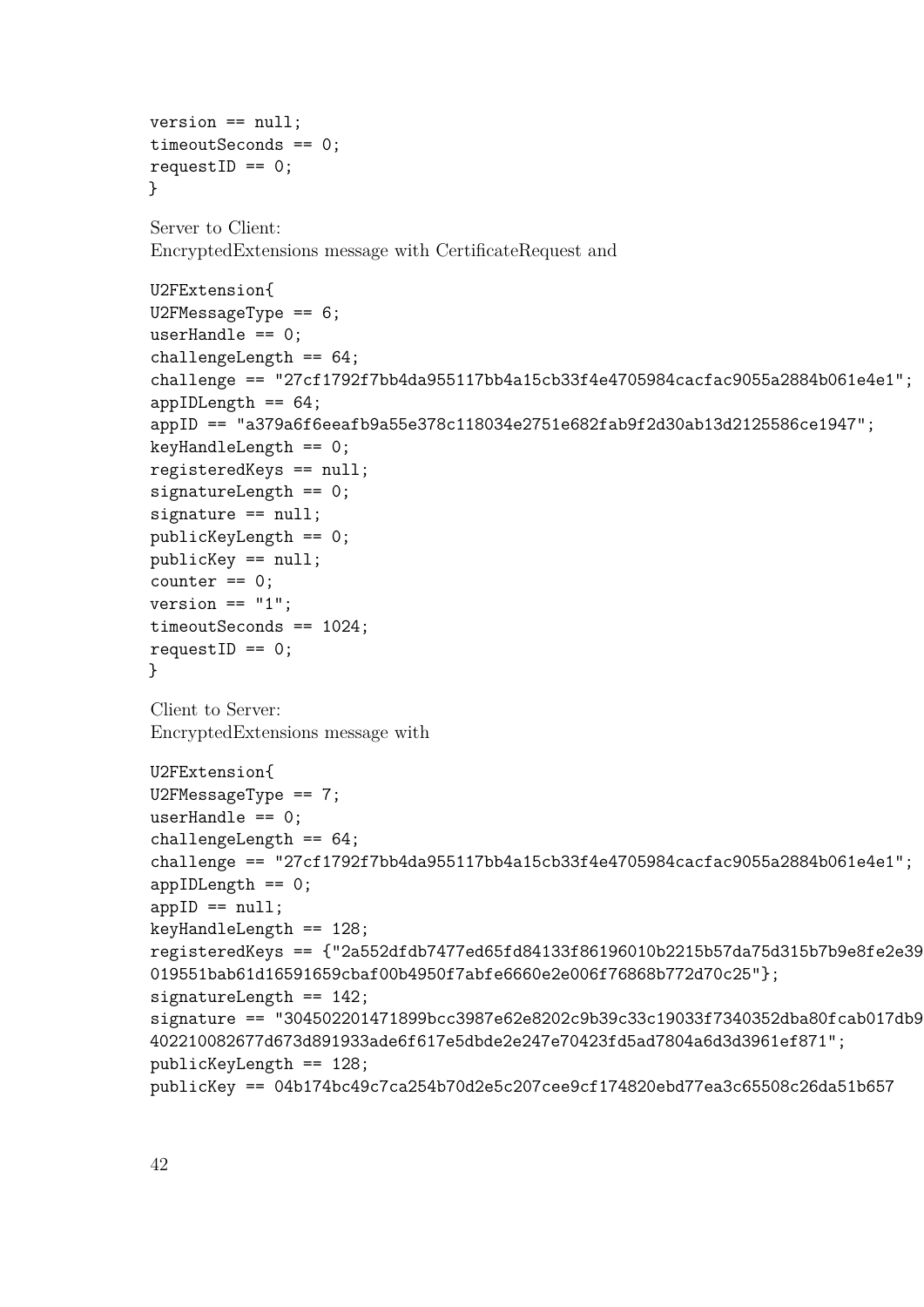```
version == null;
timeoutSeconds == 0;
requestID == 0;
}
```

Server to Client:
EncryptedExtensions message with CertificateRequest and

```
U2FExtension{
U2FMessageType == 6;
userHandle == 0;
challengeLength == 64;
challenge == "27cf1792f7bb4da955117bb4a15cb33f4e4705984cacfac9055a2884b061e4e1";
appIDLength == 64;
appID == "a379a6f6eeafb9a55e378c118034e2751e682fab9f2d30ab13d2125586ce1947";
keyHandleLength == 0;
registeredKeys == null;
signatureLength == 0;
signature == null;
publicKeyLength == 0;
publicKey == null;
counter == 0;
version == "1";
timeoutSeconds == 1024;
requestID == 0;
}
```

Client to Server:
EncryptedExtensions message with

```
U2FExtension{
U2FMessageType == 7;
userHandle == 0;
challengeLength == 64;
challenge == "27cf1792f7bb4da955117bb4a15cb33f4e4705984cacfac9055a2884b061e4e1";
appIDLength == 0;
appID == null;
keyHandleLength == 128;
registeredKeys == {"2a552dfdb7477ed65fd84133f86196010b2215b57da75d315b7b9e8fe2e39
019551bab61d16591659cbaf00b4950f7abfe6660e2e006f76868b772d70c25"};
signatureLength == 142;
signature == "304502201471899bcc3987e62e8202c9b39c33c19033f7340352dba80fcab017db9
402210082677d673d891933ade6f617e5dbde2e247e70423fd5ad7804a6d3d3961ef871";
publicKeyLength == 128;
publicKey == 04b174bc49c7ca254b70d2e5c207cee9cf174820ebd77ea3c65508c26da51b657
```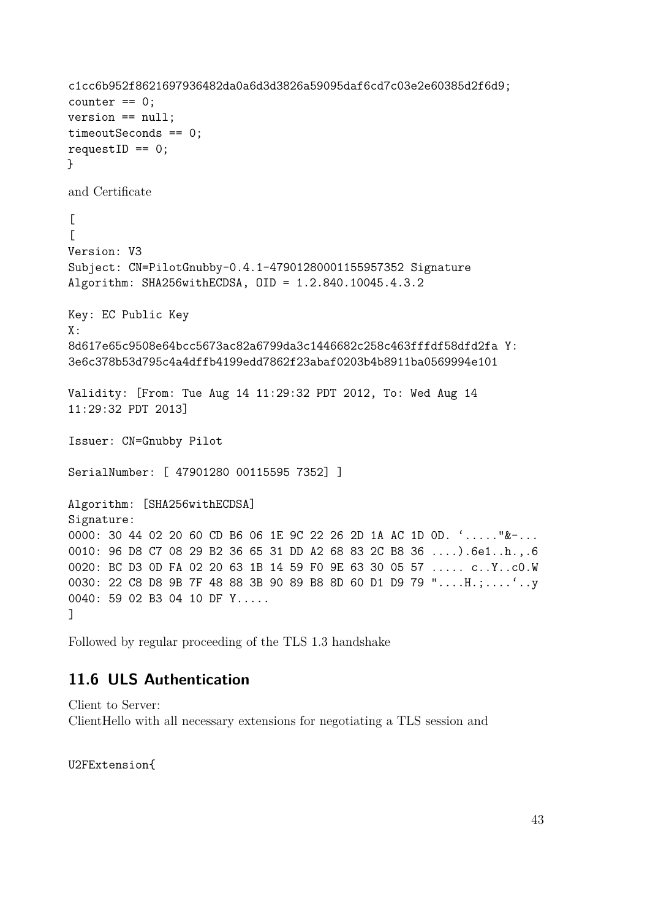```
c1cc6b952f8621697936482da0a6d3d3826a59095daf6cd7c03e2e60385d2f6d9;
counter == 0;
version == null;
timeoutSeconds == 0;
requestID == 0;
}
```

and Certificate

```
[
[
Version: V3
Subject: CN=PilotGnubby-0.4.1-47901280001155957352 Signature
Algorithm: SHA256withECDSA, OID = 1.2.840.10045.4.3.2

Key: EC Public Key
X:
8d617e65c9508e64bcc5673ac82a6799da3c1446682c258c463fffdf58dfd2fa Y:
3e6c378b53d795c4a4dffb4199edd7862f23abaf0203b4b8911ba0569994e101

Validity: [From: Tue Aug 14 11:29:32 PDT 2012, To: Wed Aug 14
11:29:32 PDT 2013]

Issuer: CN=Gnubby Pilot

SerialNumber: [ 47901280 00115595 7352] ]

Algorithm: [SHA256withECDSA]
Signature:
0000: 30 44 02 20 60 CD B6 06 1E 9C 22 26 2D 1A AC 1D 0D. `....."&-...
0010: 96 D8 C7 08 29 B2 36 65 31 DD A2 68 83 2C B8 36 ....).6e1..h.,.6
0020: BC D3 0D FA 02 20 63 1B 14 59 F0 9E 63 30 05 57 ..... c..Y..c0.W
0030: 22 C8 D8 9B 7F 48 88 3B 90 89 B8 8D 60 D1 D9 79 "....H.;....`..y
0040: 59 02 B3 04 10 DF Y.....
]
```

Followed by regular proceeding of the TLS 1.3 handshake

## 11.6 ULS Authentication

Client to Server:
ClientHello with all necessary extensions for negotiating a TLS session and

```
U2FExtension{
```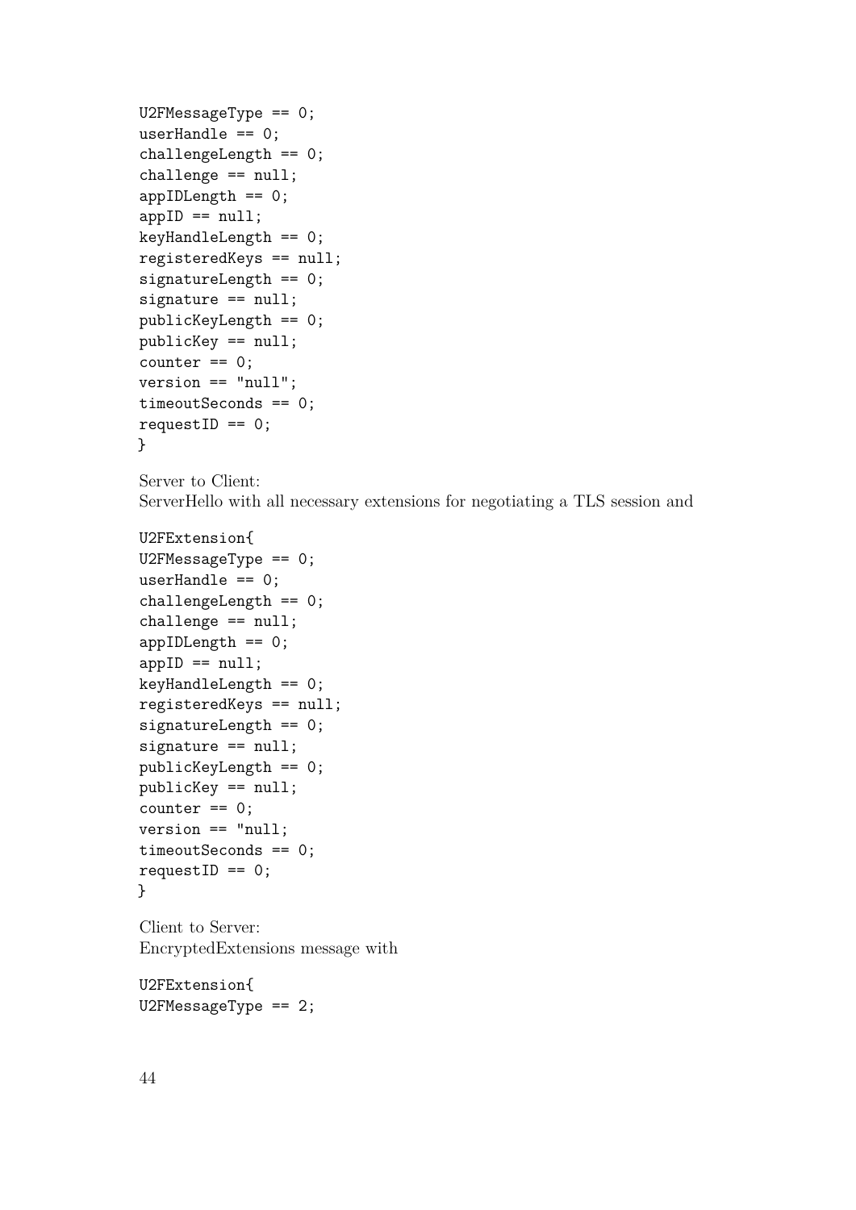```
U2FMessageType == 0;
userHandle == 0;
challengeLength == 0;
challenge == null;
appIDLength == 0;
appID == null;
keyHandleLength == 0;
registeredKeys == null;
signatureLength == 0;
signature == null;
publicKeyLength == 0;
publicKey == null;
counter == 0;
version == "null";
timeoutSeconds == 0;
requestID == 0;
}
```

Server to Client:
ServerHello with all necessary extensions for negotiating a TLS session and

```
U2FExtension{
U2FMessageType == 0;
userHandle == 0;
challengeLength == 0;
challenge == null;
appIDLength == 0;
appID == null;
keyHandleLength == 0;
registeredKeys == null;
signatureLength == 0;
signature == null;
publicKeyLength == 0;
publicKey == null;
counter == 0;
version == "null;
timeoutSeconds == 0;
requestID == 0;
}
```

Client to Server:
EncryptedExtensions message with

```
U2FExtension{
U2FMessageType == 2;
```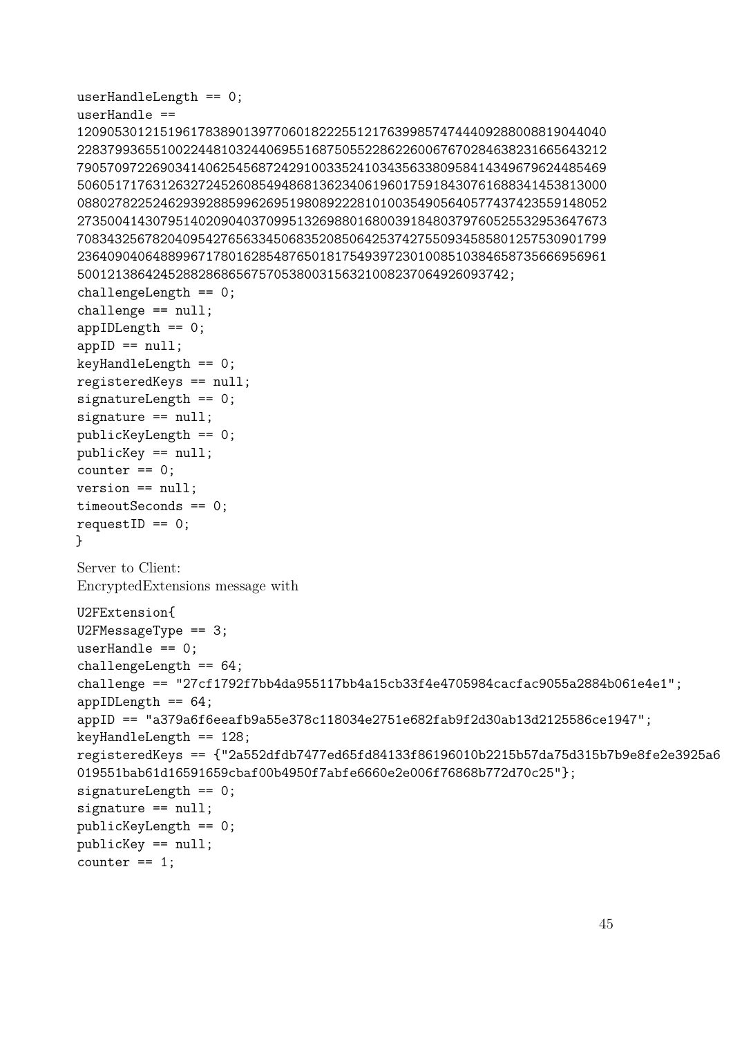```
userHandleLength == 0;
userHandle ==
12090530121519617838901397706018222551217639985747444092880088190440040
22837993655100224481032440695516875055228622600676702846382316656432l2
79057097226903414062545687242910033524103435633809584143496796244854469
50605171763126327245260854948681362340619601759184307616883414538l3000
08802782252462939288599626951980892228101003549056405774374235591480052
27350041430795140209040370995132698801680039184803797605255329536476673
70834325678204095427656334506835208506425374275509345858012575309017799
23640904064889967178016285487650181754939723010085103846587356669569661
500121386424528828686567570538003156321008237064926093742;
challengeLength == 0;
challenge == null;
appIDLength == 0;
appID == null;
keyHandleLength == 0;
registeredKeys == null;
signatureLength == 0;
signature == null;
publicKeyLength == 0;
publicKey == null;
counter == 0;
version == null;
timeoutSeconds == 0;
requestID == 0;
}
```

Server to Client:
EncryptedExtensions message with

```
U2FExtension{
U2FMessageType == 3;
userHandle == 0;
challengeLength == 64;
challenge == "27cf1792f7bb4da955117bb4a15cb33f4e4705984cacfac9055a2884b061e4e1";
appIDLength == 64;
appID == "a379a6f6eeafb9a55e378c118034e2751e682fab9f2d30ab13d2125586ce1947";
keyHandleLength == 128;
registeredKeys == {"2a552dfdb7477ed65fd84133f86196010b2215b57da75d315b7b9e8fe2e3925a6
019551bab61d16591659cbaf00b4950f7abfe6660e2e006f76868b772d70c25"};
signatureLength == 0;
signature == null;
publicKeyLength == 0;
publicKey == null;
counter == 1;
```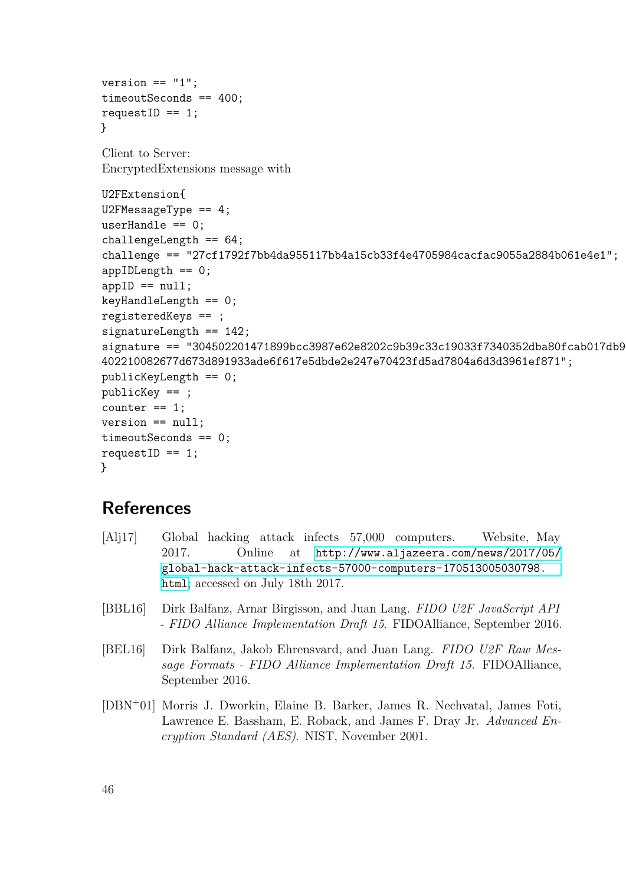```
version == "1";
timeoutSeconds == 400;
requestID == 1;
}
```

Client to Server:
EncryptedExtensions message with

```
U2FExtension{
U2FMessageType == 4;
userHandle == 0;
challengeLength == 64;
challenge == "27cf1792f7bb4da955117bb4a15cb33f4e4705984cacfac9055a2884b061e4e1";
appIDLength == 0;
appID == null;
keyHandleLength == 0;
registeredKeys == ;
signatureLength == 142;
signature == "304502201471899bcc3987e62e8202c9b39c33c19033f7340352dba80fcab017db9
402210082677d673d891933ade6f617e5dbde2e247e70423fd5ad7804a6d3d3961ef871";
publicKeyLength == 0;
publicKey == ;
counter == 1;
version == null;
timeoutSeconds == 0;
requestID == 1;
}
```

# References

[Alj17] Global hacking attack infects 57,000 computers. Website, May 2017. Online at http://www.aljazeera.com/news/2017/05/global-hack-attack-infects-57000-computers-170513005030798.html; accessed on July 18th 2017.

[BBL16] Dirk Balfanz, Arnar Birgisson, and Juan Lang. *FIDO U2F JavaScript API - FIDO Alliance Implementation Draft 15.* FIDOAlliance, September 2016.

[BEL16] Dirk Balfanz, Jakob Ehrensvard, and Juan Lang. *FIDO U2F Raw Message Formats - FIDO Alliance Implementation Draft 15.* FIDOAlliance, September 2016.

[DBN+01] Morris J. Dworkin, Elaine B. Barker, James R. Nechvatal, James Foti, Lawrence E. Bassham, E. Roback, and James F. Dray Jr. *Advanced Encryption Standard (AES).* NIST, November 2001.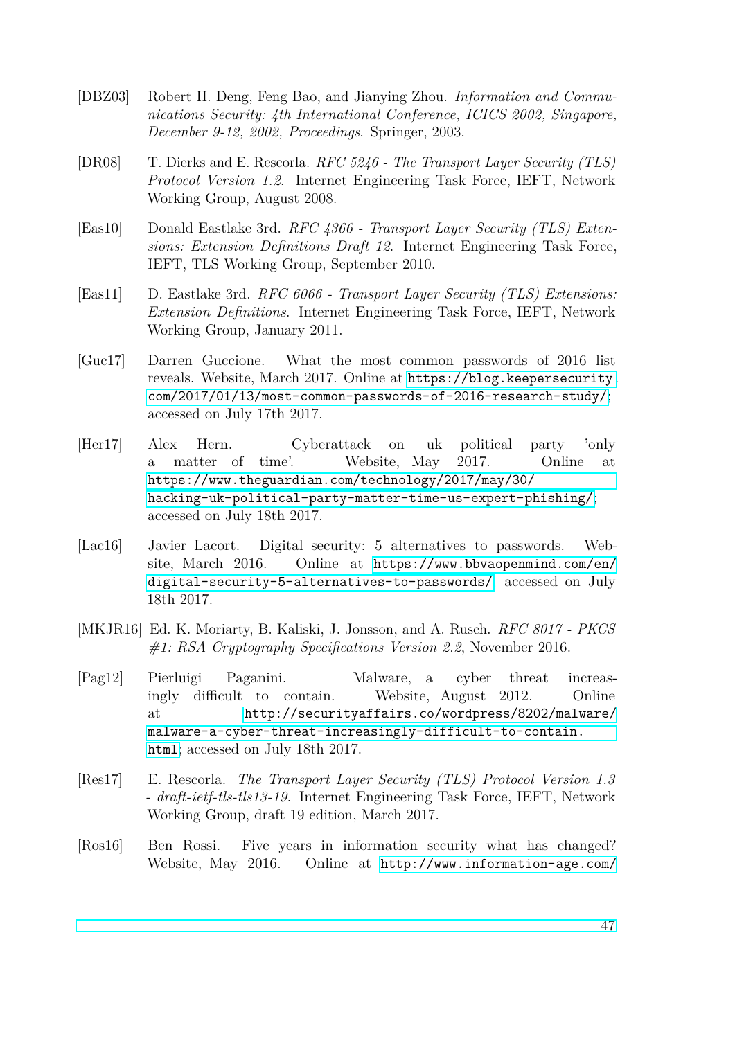[DBZ03] Robert H. Deng, Feng Bao, and Jianying Zhou. *Information and Communications Security: 4th International Conference, ICICS 2002, Singapore, December 9-12, 2002, Proceedings*. Springer, 2003.

[DR08] T. Dierks and E. Rescorla. *RFC 5246 - The Transport Layer Security (TLS) Protocol Version 1.2*. Internet Engineering Task Force, IEFT, Network Working Group, August 2008.

[Eas10] Donald Eastlake 3rd. *RFC 4366 - Transport Layer Security (TLS) Extensions: Extension Definitions Draft 12*. Internet Engineering Task Force, IEFT, TLS Working Group, September 2010.

[Eas11] D. Eastlake 3rd. *RFC 6066 - Transport Layer Security (TLS) Extensions: Extension Definitions*. Internet Engineering Task Force, IEFT, Network Working Group, January 2011.

[Guc17] Darren Guccione. What the most common passwords of 2016 list reveals. Website, March 2017. Online at `https://blog.keepersecurity.com/2017/01/13/most-common-passwords-of-2016-research-study/`; accessed on July 17th 2017.

[Her17] Alex Hern. Cyberattack on uk political party 'only a matter of time'. Website, May 2017. Online at `https://www.theguardian.com/technology/2017/may/30/hacking-uk-political-party-matter-time-us-expert-phishing/`; accessed on July 18th 2017.

[Lac16] Javier Lacort. Digital security: 5 alternatives to passwords. Website, March 2016. Online at `https://www.bbvaopenmind.com/en/digital-security-5-alternatives-to-passwords/`; accessed on July 18th 2017.

[MKJR16] Ed. K. Moriarty, B. Kaliski, J. Jonsson, and A. Rusch. *RFC 8017 - PKCS #1: RSA Cryptography Specifications Version 2.2*, November 2016.

[Pag12] Pierluigi Paganini. Malware, a cyber threat increasingly difficult to contain. Website, August 2012. Online at `http://securityaffairs.co/wordpress/8202/malware/malware-a-cyber-threat-increasingly-difficult-to-contain.html`; accessed on July 18th 2017.

[Res17] E. Rescorla. *The Transport Layer Security (TLS) Protocol Version 1.3 - draft-ietf-tls-tls13-19*. Internet Engineering Task Force, IEFT, Network Working Group, draft 19 edition, March 2017.

[Ros16] Ben Rossi. Five years in information security what has changed? Website, May 2016. Online at `http://www.information-age.com/`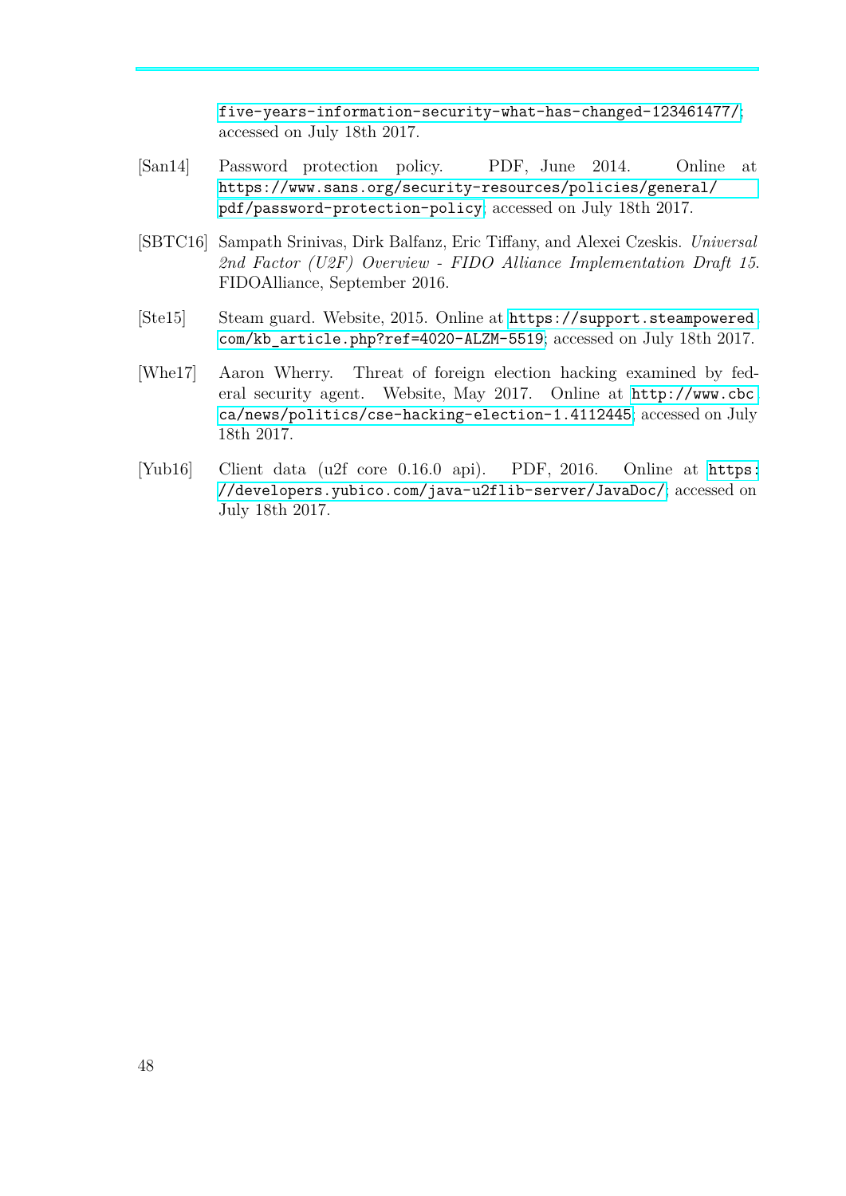five-years-information-security-what-has-changed-123461477/; accessed on July 18th 2017.

[San14] Password protection policy. PDF, June 2014. Online at https://www.sans.org/security-resources/policies/general/pdf/password-protection-policy; accessed on July 18th 2017.

[SBTC16] Sampath Srinivas, Dirk Balfanz, Eric Tiffany, and Alexei Czeskis. *Universal 2nd Factor (U2F) Overview - FIDO Alliance Implementation Draft 15*. FIDOAlliance, September 2016.

[Ste15] Steam guard. Website, 2015. Online at https://support.steampowered.com/kb_article.php?ref=4020-ALZM-5519; accessed on July 18th 2017.

[Whe17] Aaron Wherry. Threat of foreign election hacking examined by federal security agent. Website, May 2017. Online at http://www.cbc.ca/news/politics/cse-hacking-election-1.4112445; accessed on July 18th 2017.

[Yub16] Client data (u2f core 0.16.0 api). PDF, 2016. Online at https://developers.yubico.com/java-u2flib-server/JavaDoc/; accessed on July 18th 2017.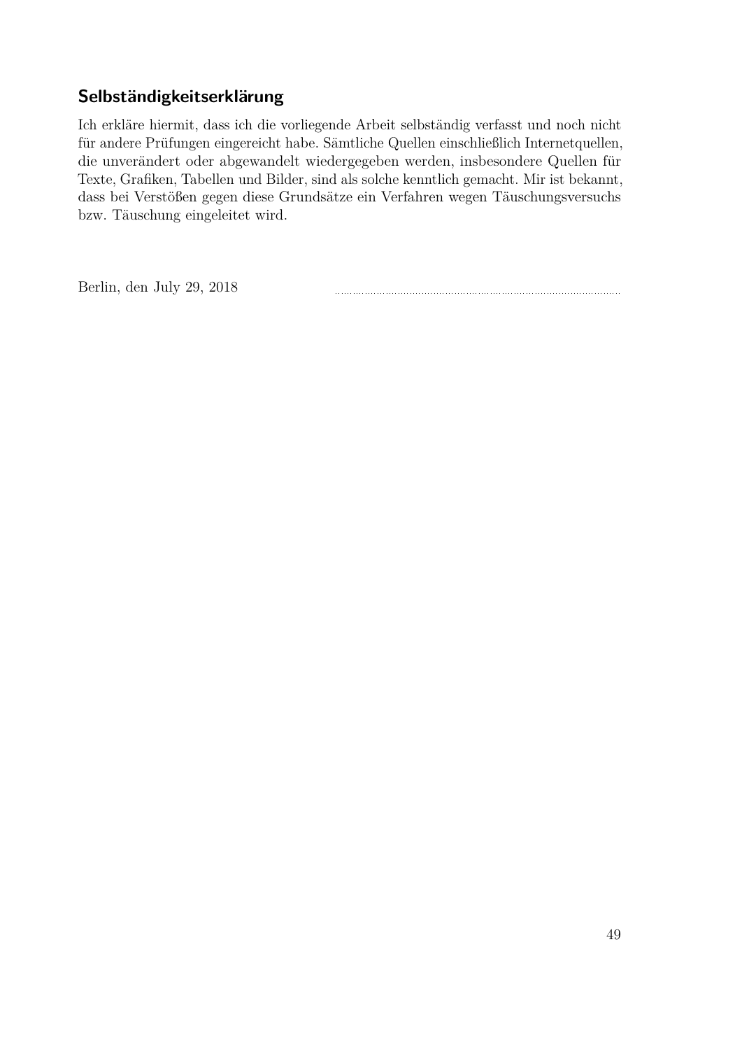## Selbständigkeitserklärung

Ich erkläre hiermit, dass ich die vorliegende Arbeit selbständig verfasst und noch nicht für andere Prüfungen eingereicht habe. Sämtliche Quellen einschließlich Internetquellen, die unverändert oder abgewandelt wiedergegeben werden, insbesondere Quellen für Texte, Grafiken, Tabellen und Bilder, sind als solche kenntlich gemacht. Mir ist bekannt, dass bei Verstößen gegen diese Grundsätze ein Verfahren wegen Täuschungsversuchs bzw. Täuschung eingeleitet wird.

Berlin, den July 29, 2018 ........................................................................................